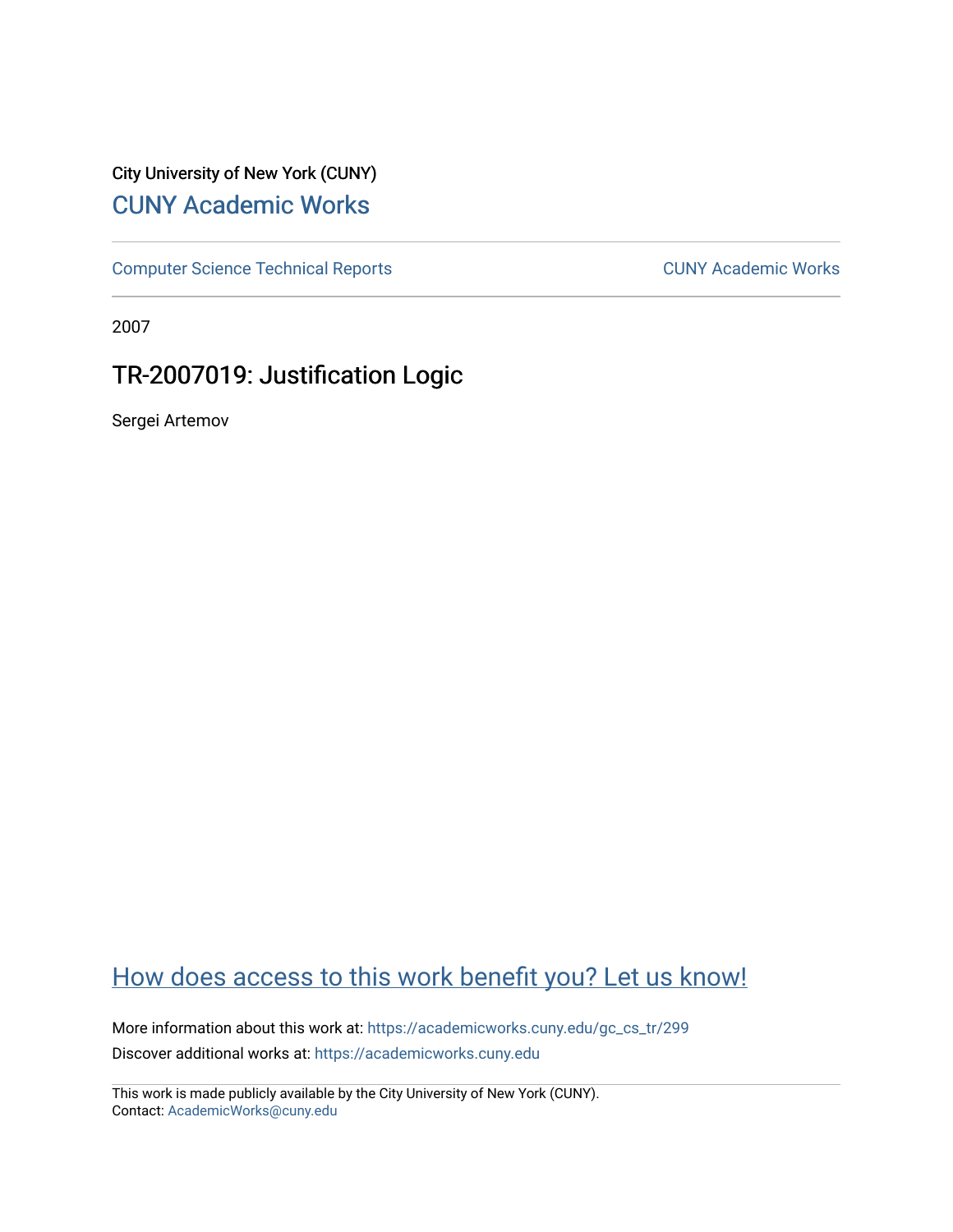City University of New York (CUNY)

[CUNY Academic Works](https://academicworks.cuny.edu)

---

[Computer Science Technical Reports](https://academicworks.cuny.edu/gc_cs_tr) | [CUNY Academic Works](https://academicworks.cuny.edu)

---

2007

# TR-2007019: Justification Logic

Sergei Artemov

[How does access to this work benefit you? Let us know!](https://ols.cuny.edu/academicworks/?ref=https://academicworks.cuny.edu/gc_cs_tr/299)

More information about this work at: https://academicworks.cuny.edu/gc_cs_tr/299

Discover additional works at: https://academicworks.cuny.edu

---

This work is made publicly available by the City University of New York (CUNY).

Contact: AcademicWorks@cuny.edu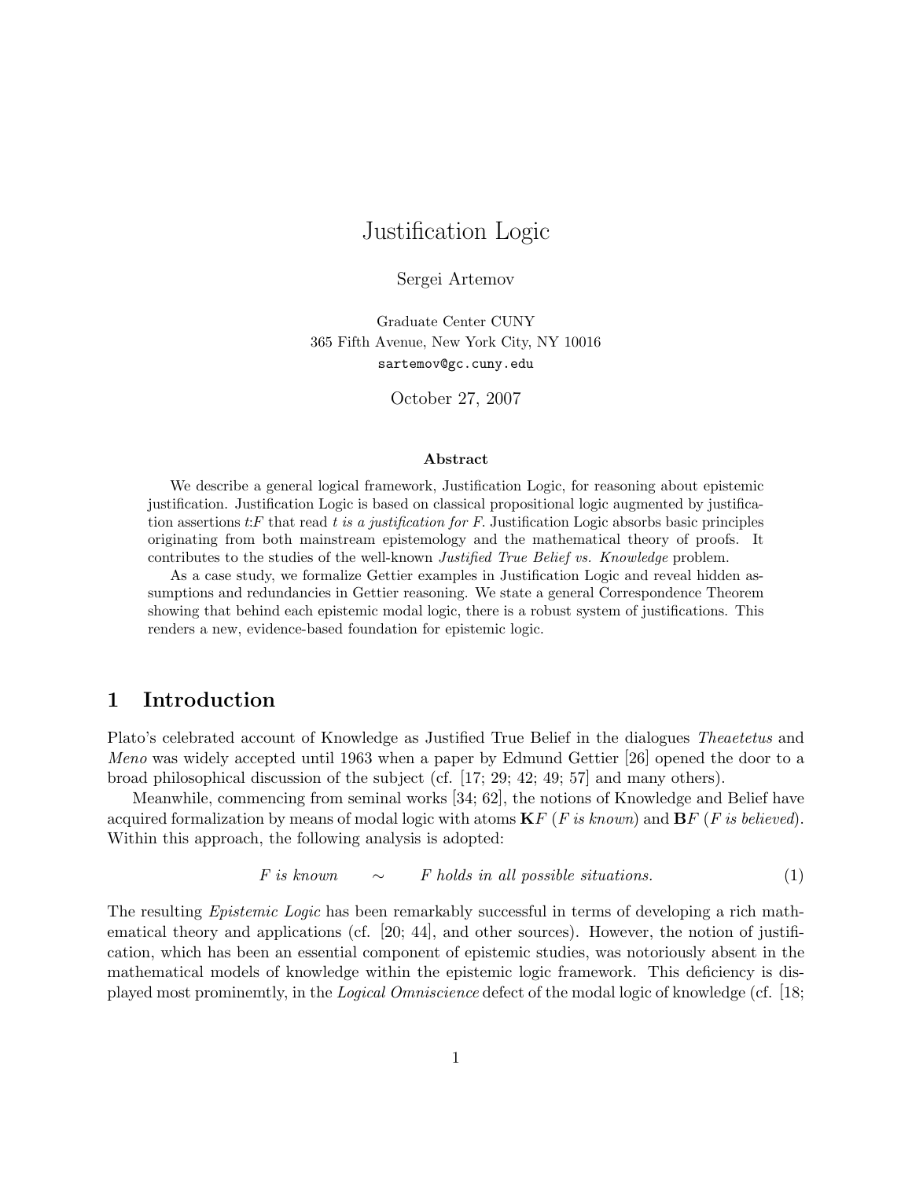# Justification Logic

Sergei Artemov

Graduate Center CUNY
365 Fifth Avenue, New York City, NY 10016
`sartemov@gc.cuny.edu`

October 27, 2007

**Abstract**

We describe a general logical framework, Justification Logic, for reasoning about epistemic justification. Justification Logic is based on classical propositional logic augmented by justification assertions $t{:}F$ that read *t is a justification for F*. Justification Logic absorbs basic principles originating from both mainstream epistemology and the mathematical theory of proofs. It contributes to the studies of the well-known *Justified True Belief vs. Knowledge* problem.

As a case study, we formalize Gettier examples in Justification Logic and reveal hidden assumptions and redundancies in Gettier reasoning. We state a general Correspondence Theorem showing that behind each epistemic modal logic, there is a robust system of justifications. This renders a new, evidence-based foundation for epistemic logic.

## 1 Introduction

Plato's celebrated account of Knowledge as Justified True Belief in the dialogues *Theaetetus* and *Meno* was widely accepted until 1963 when a paper by Edmund Gettier [26] opened the door to a broad philosophical discussion of the subject (cf. [17; 29; 42; 49; 57] and many others).

Meanwhile, commencing from seminal works [34; 62], the notions of Knowledge and Belief have acquired formalization by means of modal logic with atoms $\mathbf{K}F$ (*F is known*) and $\mathbf{B}F$ (*F is believed*). Within this approach, the following analysis is adopted:

$$F \text{ is known} \qquad \sim \qquad F \text{ holds in all possible situations.} \tag{1}$$

The resulting *Epistemic Logic* has been remarkably successful in terms of developing a rich mathematical theory and applications (cf. [20; 44], and other sources). However, the notion of justification, which has been an essential component of epistemic studies, was notoriously absent in the mathematical models of knowledge within the epistemic logic framework. This deficiency is displayed most prominemtly, in the *Logical Omniscience* defect of the modal logic of knowledge (cf. [18;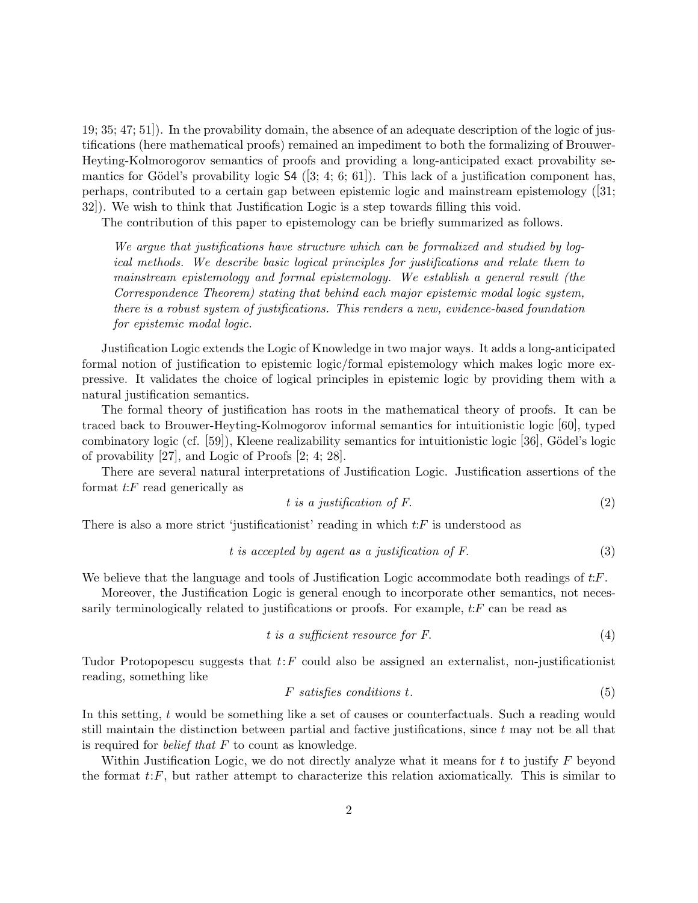19; 35; 47; 51]). In the provability domain, the absence of an adequate description of the logic of justifications (here mathematical proofs) remained an impediment to both the formalizing of Brouwer-Heyting-Kolmorogorov semantics of proofs and providing a long-anticipated exact provability semantics for Gödel's provability logic S4 ([3; 4; 6; 61]). This lack of a justification component has, perhaps, contributed to a certain gap between epistemic logic and mainstream epistemology ([31; 32]). We wish to think that Justification Logic is a step towards filling this void.

The contribution of this paper to epistemology can be briefly summarized as follows.

> *We argue that justifications have structure which can be formalized and studied by logical methods. We describe basic logical principles for justifications and relate them to mainstream epistemology and formal epistemology. We establish a general result (the Correspondence Theorem) stating that behind each major epistemic modal logic system, there is a robust system of justifications. This renders a new, evidence-based foundation for epistemic modal logic.*

Justification Logic extends the Logic of Knowledge in two major ways. It adds a long-anticipated formal notion of justification to epistemic logic/formal epistemology which makes logic more expressive. It validates the choice of logical principles in epistemic logic by providing them with a natural justification semantics.

The formal theory of justification has roots in the mathematical theory of proofs. It can be traced back to Brouwer-Heyting-Kolmogorov informal semantics for intuitionistic logic [60], typed combinatory logic (cf. [59]), Kleene realizability semantics for intuitionistic logic [36], Gödel's logic of provability [27], and Logic of Proofs [2; 4; 28].

There are several natural interpretations of Justification Logic. Justification assertions of the format $t{:}F$ read generically as

$$t \text{ is a justification of } F. \tag{2}$$

There is also a more strict 'justificationist' reading in which $t{:}F$ is understood as

$$t \text{ is accepted by agent as a justification of } F. \tag{3}$$

We believe that the language and tools of Justification Logic accommodate both readings of $t{:}F$.

Moreover, the Justification Logic is general enough to incorporate other semantics, not necessarily terminologically related to justifications or proofs. For example, $t{:}F$ can be read as

$$t \text{ is a sufficient resource for } F. \tag{4}$$

Tudor Protopopescu suggests that $t : F$ could also be assigned an externalist, non-justificationist reading, something like

$$F \text{ satisfies conditions } t. \tag{5}$$

In this setting, $t$ would be something like a set of causes or counterfactuals. Such a reading would still maintain the distinction between partial and factive justifications, since $t$ may not be all that is required for *belief that* $F$ to count as knowledge.

Within Justification Logic, we do not directly analyze what it means for $t$ to justify $F$ beyond the format $t : F$, but rather attempt to characterize this relation axiomatically. This is similar to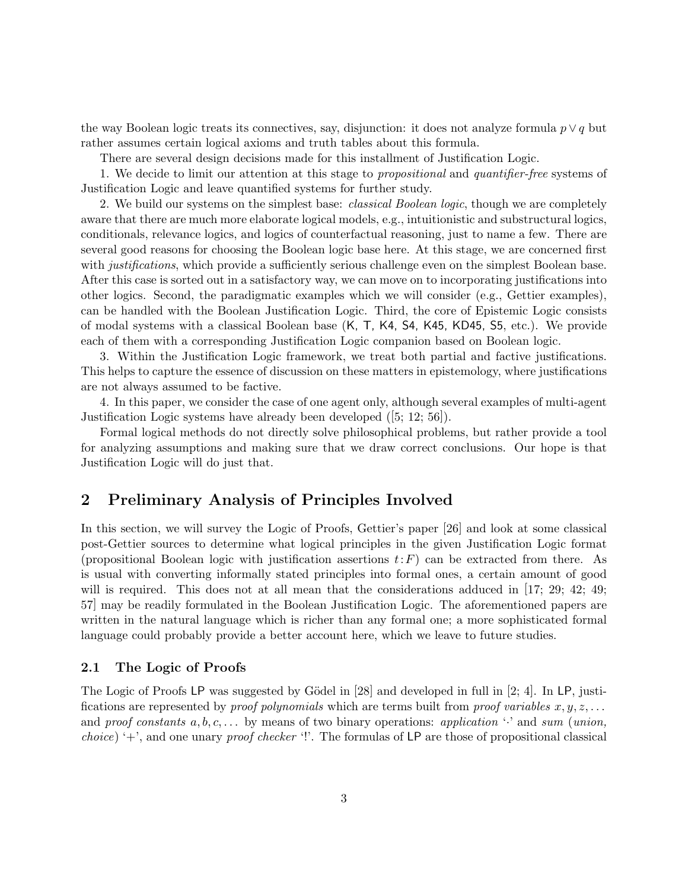the way Boolean logic treats its connectives, say, disjunction: it does not analyze formula $p \vee q$ but rather assumes certain logical axioms and truth tables about this formula.

There are several design decisions made for this installment of Justification Logic.

1. We decide to limit our attention at this stage to *propositional* and *quantifier-free* systems of Justification Logic and leave quantified systems for further study.

2. We build our systems on the simplest base: *classical Boolean logic*, though we are completely aware that there are much more elaborate logical models, e.g., intuitionistic and substructural logics, conditionals, relevance logics, and logics of counterfactual reasoning, just to name a few. There are several good reasons for choosing the Boolean logic base here. At this stage, we are concerned first with *justifications*, which provide a sufficiently serious challenge even on the simplest Boolean base. After this case is sorted out in a satisfactory way, we can move on to incorporating justifications into other logics. Second, the paradigmatic examples which we will consider (e.g., Gettier examples), can be handled with the Boolean Justification Logic. Third, the core of Epistemic Logic consists of modal systems with a classical Boolean base (K, T, K4, S4, K45, KD45, S5, etc.). We provide each of them with a corresponding Justification Logic companion based on Boolean logic.

3. Within the Justification Logic framework, we treat both partial and factive justifications. This helps to capture the essence of discussion on these matters in epistemology, where justifications are not always assumed to be factive.

4. In this paper, we consider the case of one agent only, although several examples of multi-agent Justification Logic systems have already been developed ([5; 12; 56]).

Formal logical methods do not directly solve philosophical problems, but rather provide a tool for analyzing assumptions and making sure that we draw correct conclusions. Our hope is that Justification Logic will do just that.

## 2 Preliminary Analysis of Principles Involved

In this section, we will survey the Logic of Proofs, Gettier's paper [26] and look at some classical post-Gettier sources to determine what logical principles in the given Justification Logic format (propositional Boolean logic with justification assertions $t\!:\!F$) can be extracted from there. As is usual with converting informally stated principles into formal ones, a certain amount of good will is required. This does not at all mean that the considerations adduced in [17; 29; 42; 49; 57] may be readily formulated in the Boolean Justification Logic. The aforementioned papers are written in the natural language which is richer than any formal one; a more sophisticated formal language could probably provide a better account here, which we leave to future studies.

### 2.1 The Logic of Proofs

The Logic of Proofs LP was suggested by Gödel in [28] and developed in full in [2; 4]. In LP, justifications are represented by *proof polynomials* which are terms built from *proof variables* $x, y, z, \ldots$ and *proof constants* $a, b, c, \ldots$ by means of two binary operations: *application* '$\cdot$' and *sum* (*union, choice*) '$+$', and one unary *proof checker* '!'. The formulas of LP are those of propositional classical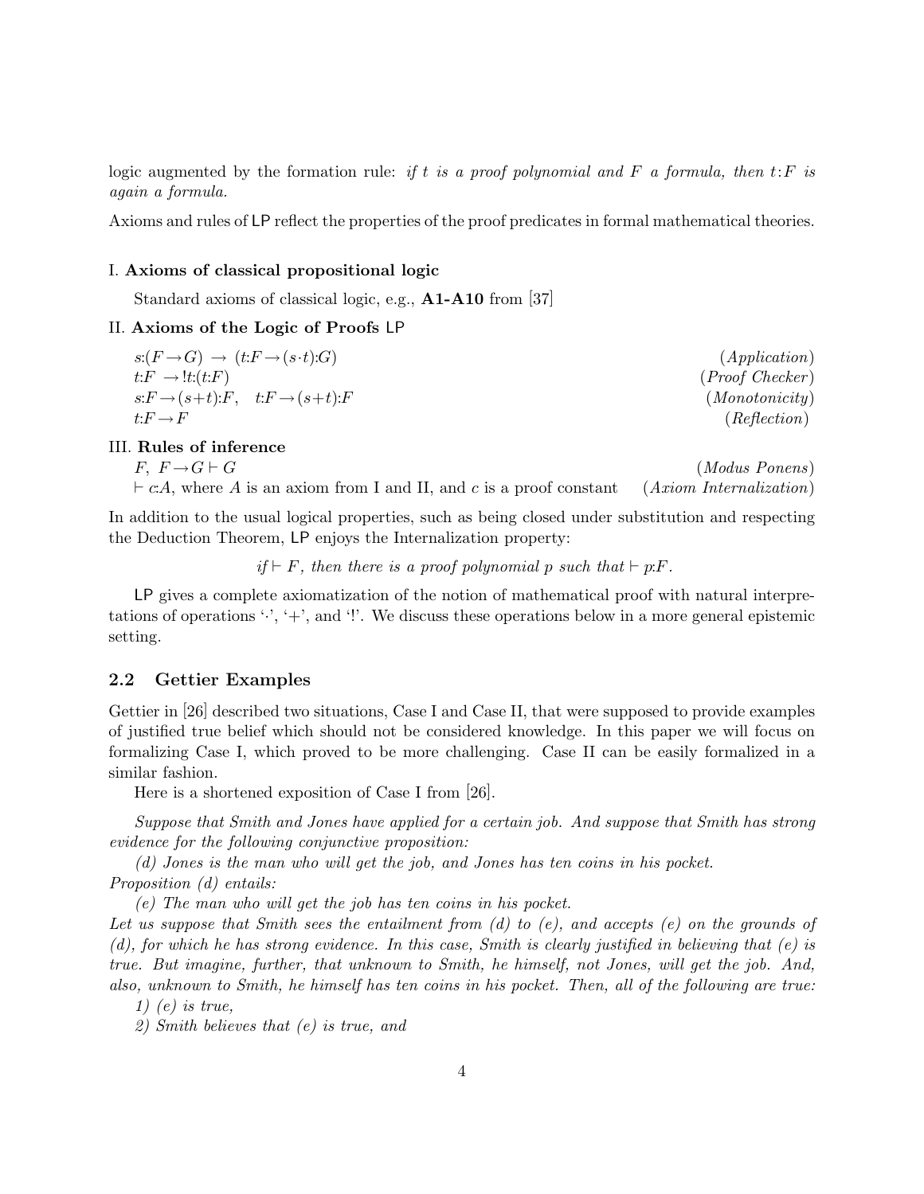logic augmented by the formation rule: *if $t$ is a proof polynomial and $F$ a formula, then $t{:}F$ is again a formula.*

Axioms and rules of LP reflect the properties of the proof predicates in formal mathematical theories.

I. **Axioms of classical propositional logic**

Standard axioms of classical logic, e.g., **A1-A10** from [37]

II. **Axioms of the Logic of Proofs** LP

| | |
|---|---|
| $s{:}(F \rightarrow G) \rightarrow (t{:}F \rightarrow (s{\cdot}t){:}G)$ | (*Application*) |
| $t{:}F \rightarrow !t{:}(t{:}F)$ | (*Proof Checker*) |
| $s{:}F \rightarrow (s{+}t){:}F, \quad t{:}F \rightarrow (s{+}t){:}F$ | (*Monotonicity*) |
| $t{:}F \rightarrow F$ | (*Reflection*) |

III. **Rules of inference**

| | |
|---|---|
| $F,\ F \rightarrow G \vdash G$ | (*Modus Ponens*) |
| $\vdash c{:}A$, where $A$ is an axiom from I and II, and $c$ is a proof constant | (*Axiom Internalization*) |

In addition to the usual logical properties, such as being closed under substitution and respecting the Deduction Theorem, LP enjoys the Internalization property:

*if $\vdash F$, then there is a proof polynomial $p$ such that $\vdash p{:}F$.*

LP gives a complete axiomatization of the notion of mathematical proof with natural interpretations of operations '$\cdot$', '$+$', and '!'. We discuss these operations below in a more general epistemic setting.

## 2.2 Gettier Examples

Gettier in [26] described two situations, Case I and Case II, that were supposed to provide examples of justified true belief which should not be considered knowledge. In this paper we will focus on formalizing Case I, which proved to be more challenging. Case II can be easily formalized in a similar fashion.

Here is a shortened exposition of Case I from [26].

*Suppose that Smith and Jones have applied for a certain job. And suppose that Smith has strong evidence for the following conjunctive proposition:*

*(d) Jones is the man who will get the job, and Jones has ten coins in his pocket.*

*Proposition (d) entails:*

*(e) The man who will get the job has ten coins in his pocket.*

*Let us suppose that Smith sees the entailment from (d) to (e), and accepts (e) on the grounds of (d), for which he has strong evidence. In this case, Smith is clearly justified in believing that (e) is true. But imagine, further, that unknown to Smith, he himself, not Jones, will get the job. And, also, unknown to Smith, he himself has ten coins in his pocket. Then, all of the following are true:*

*1) (e) is true,*

*2) Smith believes that (e) is true, and*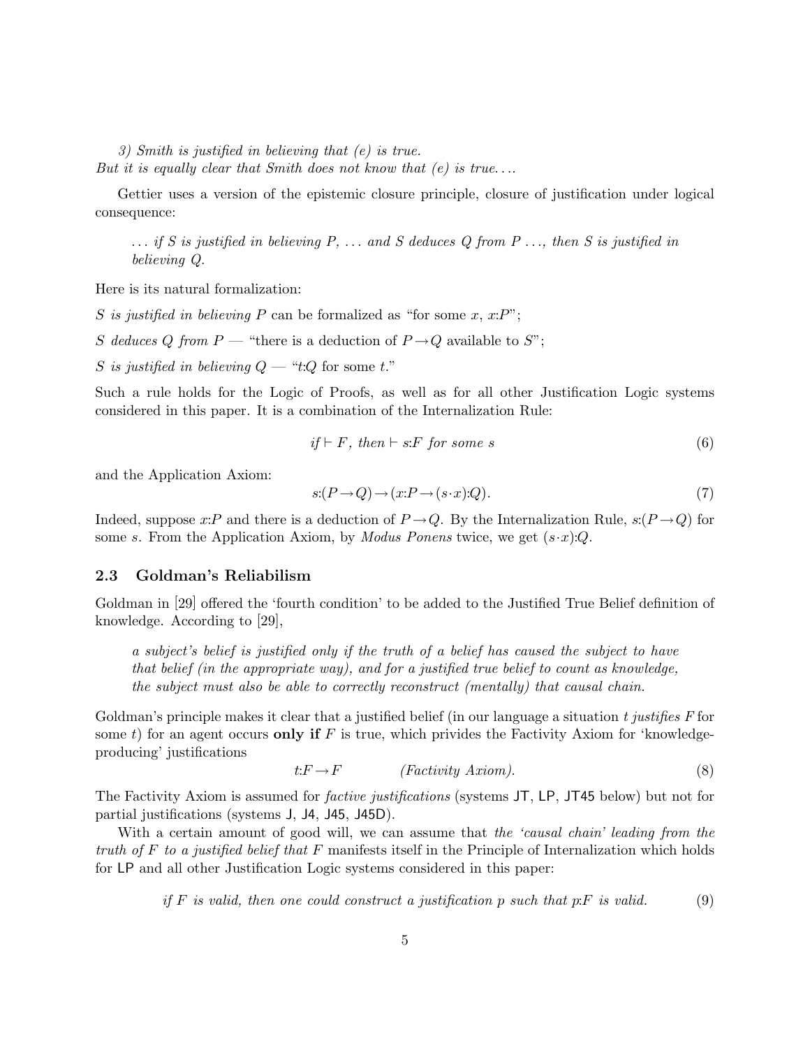*3) Smith is justified in believing that (e) is true.*
*But it is equally clear that Smith does not know that (e) is true....*

Gettier uses a version of the epistemic closure principle, closure of justification under logical consequence:

> *... if S is justified in believing P, ... and S deduces Q from P ..., then S is justified in believing Q.*

Here is its natural formalization:

*S is justified in believing P* can be formalized as "for some $x$, $x{:}P$";

*S deduces Q from P* — "there is a deduction of $P \rightarrow Q$ available to $S$";

*S is justified in believing Q* — "$t{:}Q$ for some $t$."

Such a rule holds for the Logic of Proofs, as well as for all other Justification Logic systems considered in this paper. It is a combination of the Internalization Rule:

$$\textit{if} \vdash F, \textit{ then} \vdash s{:}F \textit{ for some } s \tag{6}$$

and the Application Axiom:

$$s{:}(P \rightarrow Q) \rightarrow (x{:}P \rightarrow (s \cdot x){:}Q). \tag{7}$$

Indeed, suppose $x{:}P$ and there is a deduction of $P \rightarrow Q$. By the Internalization Rule, $s{:}(P \rightarrow Q)$ for some $s$. From the Application Axiom, by *Modus Ponens* twice, we get $(s \cdot x){:}Q$.

### 2.3 Goldman's Reliabilism

Goldman in [29] offered the 'fourth condition' to be added to the Justified True Belief definition of knowledge. According to [29],

> *a subject's belief is justified only if the truth of a belief has caused the subject to have that belief (in the appropriate way), and for a justified true belief to count as knowledge, the subject must also be able to correctly reconstruct (mentally) that causal chain.*

Goldman's principle makes it clear that a justified belief (in our language a situation *t justifies F* for some $t$) for an agent occurs **only if** $F$ is true, which privides the Factivity Axiom for 'knowledge-producing' justifications

$$t{:}F \rightarrow F \qquad \textit{(Factivity Axiom)}. \tag{8}$$

The Factivity Axiom is assumed for *factive justifications* (systems JT, LP, JT45 below) but not for partial justifications (systems J, J4, J45, J45D).

With a certain amount of good will, we can assume that *the 'causal chain' leading from the truth of F to a justified belief that F* manifests itself in the Principle of Internalization which holds for LP and all other Justification Logic systems considered in this paper:

$$\textit{if F is valid, then one could construct a justification p such that } p{:}F \textit{ is valid.} \tag{9}$$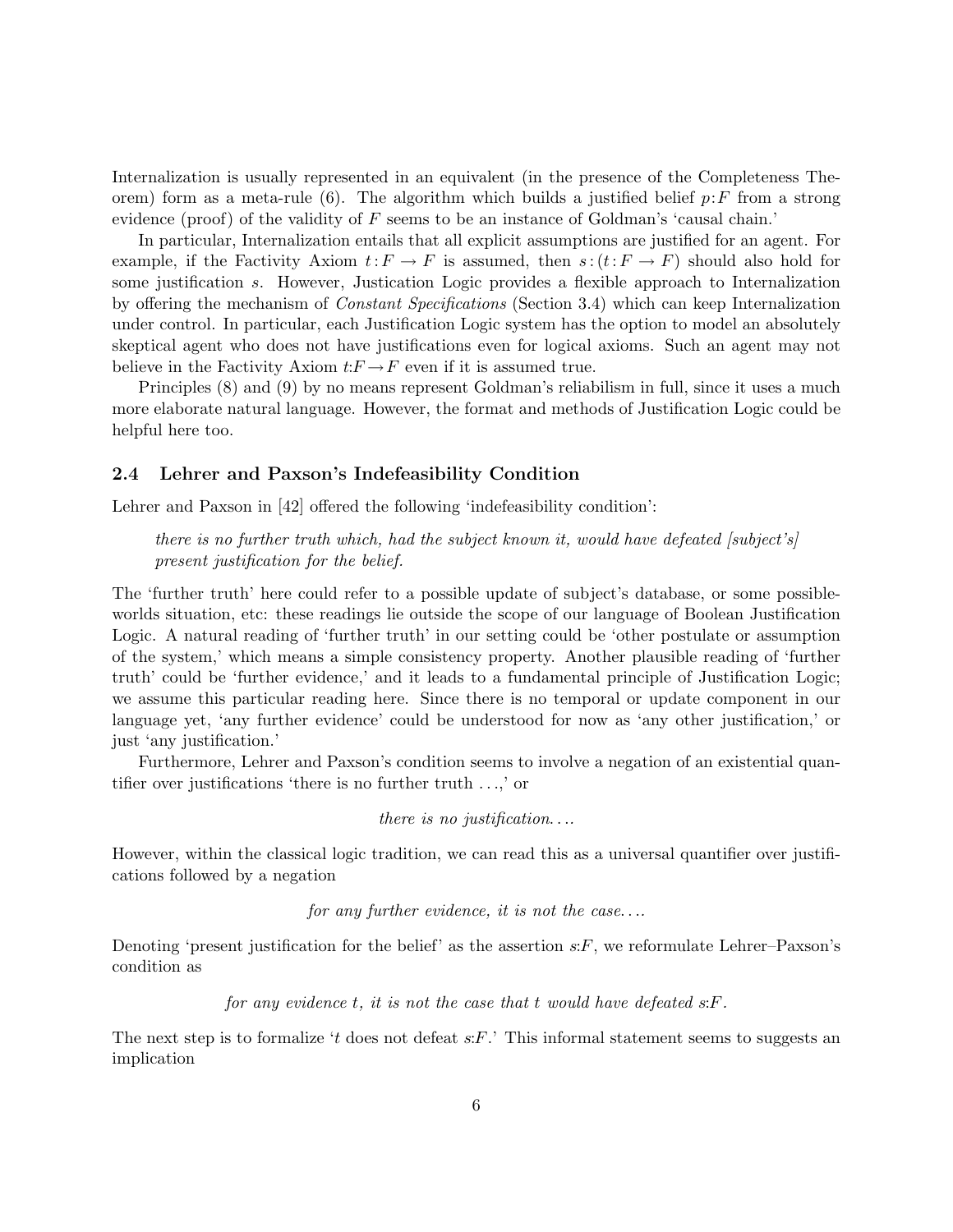Internalization is usually represented in an equivalent (in the presence of the Completeness Theorem) form as a meta-rule (6). The algorithm which builds a justified belief $p{:}F$ from a strong evidence (proof) of the validity of $F$ seems to be an instance of Goldman's 'causal chain.'

In particular, Internalization entails that all explicit assumptions are justified for an agent. For example, if the Factivity Axiom $t : F \rightarrow F$ is assumed, then $s : (t : F \rightarrow F)$ should also hold for some justification $s$. However, Justication Logic provides a flexible approach to Internalization by offering the mechanism of *Constant Specifications* (Section 3.4) which can keep Internalization under control. In particular, each Justification Logic system has the option to model an absolutely skeptical agent who does not have justifications even for logical axioms. Such an agent may not believe in the Factivity Axiom $t{:}F \rightarrow F$ even if it is assumed true.

Principles (8) and (9) by no means represent Goldman's reliabilism in full, since it uses a much more elaborate natural language. However, the format and methods of Justification Logic could be helpful here too.

### 2.4 Lehrer and Paxson's Indefeasibility Condition

Lehrer and Paxson in [42] offered the following 'indefeasibility condition':

> *there is no further truth which, had the subject known it, would have defeated [subject's] present justification for the belief.*

The 'further truth' here could refer to a possible update of subject's database, or some possible-worlds situation, etc: these readings lie outside the scope of our language of Boolean Justification Logic. A natural reading of 'further truth' in our setting could be 'other postulate or assumption of the system,' which means a simple consistency property. Another plausible reading of 'further truth' could be 'further evidence,' and it leads to a fundamental principle of Justification Logic; we assume this particular reading here. Since there is no temporal or update component in our language yet, 'any further evidence' could be understood for now as 'any other justification,' or just 'any justification.'

Furthermore, Lehrer and Paxson's condition seems to involve a negation of an existential quantifier over justifications 'there is no further truth . . .,' or

*there is no justification. . . .*

However, within the classical logic tradition, we can read this as a universal quantifier over justifications followed by a negation

*for any further evidence, it is not the case. . . .*

Denoting 'present justification for the belief' as the assertion $s{:}F$, we reformulate Lehrer–Paxson's condition as

*for any evidence $t$, it is not the case that $t$ would have defeated $s{:}F$.*

The next step is to formalize '$t$ does not defeat $s{:}F$.' This informal statement seems to suggests an implication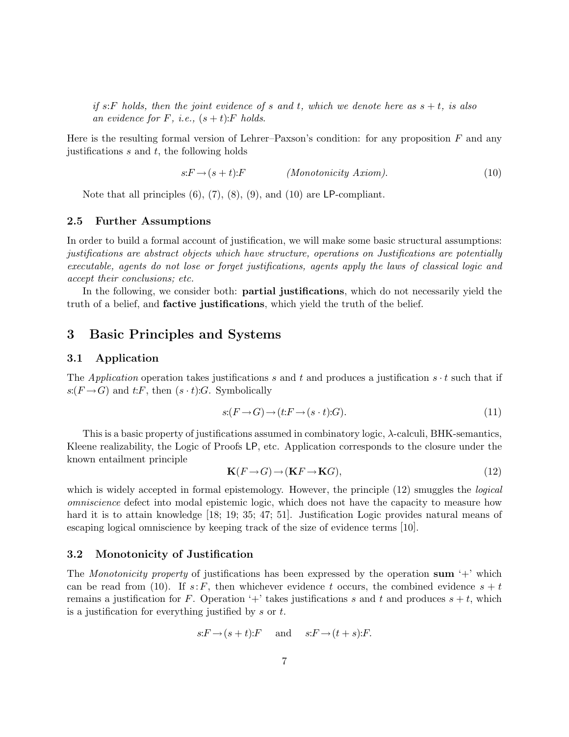*if $s{:}F$ holds, then the joint evidence of $s$ and $t$, which we denote here as $s+t$, is also an evidence for $F$, i.e., $(s+t){:}F$ holds.*

Here is the resulting formal version of Lehrer–Paxson's condition: for any proposition $F$ and any justifications $s$ and $t$, the following holds

$$s{:}F \rightarrow (s+t){:}F \qquad \textit{(Monotonicity Axiom)}. \tag{10}$$

Note that all principles (6), (7), (8), (9), and (10) are LP-compliant.

### 2.5 Further Assumptions

In order to build a formal account of justification, we will make some basic structural assumptions: *justifications are abstract objects which have structure, operations on Justifications are potentially executable, agents do not lose or forget justifications, agents apply the laws of classical logic and accept their conclusions; etc.*

In the following, we consider both: **partial justifications**, which do not necessarily yield the truth of a belief, and **factive justifications**, which yield the truth of the belief.

## 3 Basic Principles and Systems

### 3.1 Application

The *Application* operation takes justifications $s$ and $t$ and produces a justification $s \cdot t$ such that if $s{:}(F \rightarrow G)$ and $t{:}F$, then $(s \cdot t){:}G$. Symbolically

$$s{:}(F \rightarrow G) \rightarrow (t{:}F \rightarrow (s \cdot t){:}G). \tag{11}$$

This is a basic property of justifications assumed in combinatory logic, $\lambda$-calculi, BHK-semantics, Kleene realizability, the Logic of Proofs LP, etc. Application corresponds to the closure under the known entailment principle

$$\mathbf{K}(F \rightarrow G) \rightarrow (\mathbf{K}F \rightarrow \mathbf{K}G), \tag{12}$$

which is widely accepted in formal epistemology. However, the principle (12) smuggles the *logical omniscience* defect into modal epistemic logic, which does not have the capacity to measure how hard it is to attain knowledge [18; 19; 35; 47; 51]. Justification Logic provides natural means of escaping logical omniscience by keeping track of the size of evidence terms [10].

### 3.2 Monotonicity of Justification

The *Monotonicity property* of justifications has been expressed by the operation **sum** '+' which can be read from (10). If $s{:}F$, then whichever evidence $t$ occurs, the combined evidence $s+t$ remains a justification for $F$. Operation '+' takes justifications $s$ and $t$ and produces $s+t$, which is a justification for everything justified by $s$ or $t$.

$$s{:}F \rightarrow (s+t){:}F \quad \text{ and } \quad s{:}F \rightarrow (t+s){:}F.$$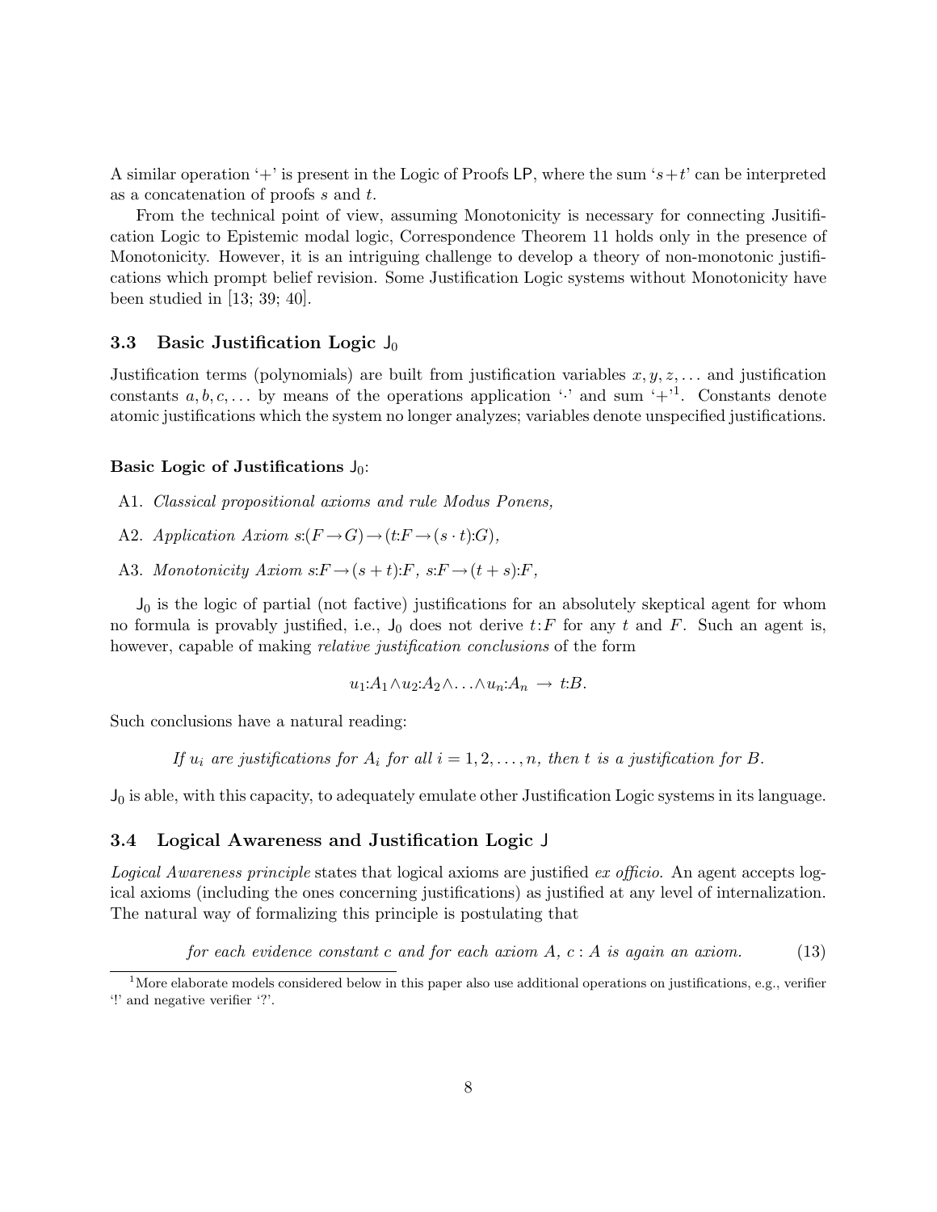A similar operation '+' is present in the Logic of Proofs LP, where the sum '$s+t$' can be interpreted as a concatenation of proofs $s$ and $t$.

From the technical point of view, assuming Monotonicity is necessary for connecting Jusitification Logic to Epistemic modal logic, Correspondence Theorem 11 holds only in the presence of Monotonicity. However, it is an intriguing challenge to develop a theory of non-monotonic justifications which prompt belief revision. Some Justification Logic systems without Monotonicity have been studied in [13; 39; 40].

### 3.3 Basic Justification Logic $\mathsf{J}_0$

Justification terms (polynomials) are built from justification variables $x, y, z, \ldots$ and justification constants $a, b, c, \ldots$ by means of the operations application '$\cdot$' and sum '+'[1]. Constants denote atomic justifications which the system no longer analyzes; variables denote unspecified justifications.

**Basic Logic of Justifications $\mathsf{J}_0$:**

- A1. *Classical propositional axioms and rule Modus Ponens,*
- A2. *Application Axiom* $s{:}(F \rightarrow G) \rightarrow (t{:}F \rightarrow (s \cdot t){:}G)$,
- A3. *Monotonicity Axiom* $s{:}F \rightarrow (s+t){:}F$, $s{:}F \rightarrow (t+s){:}F$,

$\mathsf{J}_0$ is the logic of partial (not factive) justifications for an absolutely skeptical agent for whom no formula is provably justified, i.e., $\mathsf{J}_0$ does not derive $t{:}F$ for any $t$ and $F$. Such an agent is, however, capable of making *relative justification conclusions* of the form

$$u_1{:}A_1 \wedge u_2{:}A_2 \wedge \ldots \wedge u_n{:}A_n \rightarrow t{:}B.$$

Such conclusions have a natural reading:

*If $u_i$ are justifications for $A_i$ for all $i = 1, 2, \ldots, n$, then $t$ is a justification for $B$.*

$\mathsf{J}_0$ is able, with this capacity, to adequately emulate other Justification Logic systems in its language.

### 3.4 Logical Awareness and Justification Logic $\mathsf{J}$

*Logical Awareness principle* states that logical axioms are justified *ex officio*. An agent accepts logical axioms (including the ones concerning justifications) as justified at any level of internalization. The natural way of formalizing this principle is postulating that

$$\textit{for each evidence constant } c \textit{ and for each axiom } A,\ c : A \textit{ is again an axiom.} \tag{13}$$

[1] More elaborate models considered below in this paper also use additional operations on justifications, e.g., verifier '!' and negative verifier '?'.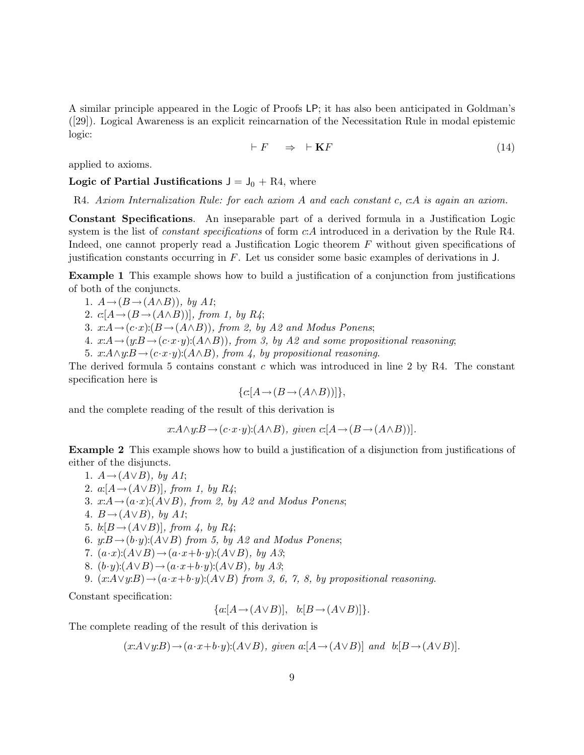A similar principle appeared in the Logic of Proofs $\mathsf{LP}$; it has also been anticipated in Goldman's ([29]). Logical Awareness is an explicit reincarnation of the Necessitation Rule in modal epistemic logic:

$$\vdash F \quad \Rightarrow \quad \vdash \mathbf{K}F \tag{14}$$

applied to axioms.

**Logic of Partial Justifications** $\mathsf{J} = \mathsf{J}_0 + \text{R4}$, where

R4. *Axiom Internalization Rule: for each axiom $A$ and each constant $c$, $c{:}A$ is again an axiom.*

**Constant Specifications**. An inseparable part of a derived formula in a Justification Logic system is the list of *constant specifications* of form $c{:}A$ introduced in a derivation by the Rule R4. Indeed, one cannot properly read a Justification Logic theorem $F$ without given specifications of justification constants occurring in $F$. Let us consider some basic examples of derivations in $\mathsf{J}$.

**Example 1** This example shows how to build a justification of a conjunction from justifications of both of the conjuncts.

1. $A\rightarrow(B\rightarrow(A\wedge B))$, *by A1*;
2. $c{:}[A\rightarrow(B\rightarrow(A\wedge B))]$, *from 1, by R4*;
3. $x{:}A\rightarrow(c\cdot x){:}(B\rightarrow(A\wedge B))$, *from 2, by A2 and Modus Ponens*;
4. $x{:}A\rightarrow(y{:}B\rightarrow(c\cdot x\cdot y){:}(A\wedge B))$, *from 3, by A2 and some propositional reasoning*;
5. $x{:}A\wedge y{:}B\rightarrow(c\cdot x\cdot y){:}(A\wedge B)$, *from 4, by propositional reasoning.*

The derived formula 5 contains constant $c$ which was introduced in line 2 by R4. The constant specification here is

$$\{c{:}[A\rightarrow(B\rightarrow(A\wedge B))]\},$$

and the complete reading of the result of this derivation is

$$x{:}A\wedge y{:}B\rightarrow(c\cdot x\cdot y){:}(A\wedge B),\ \textit{given}\ c{:}[A\rightarrow(B\rightarrow(A\wedge B))].$$

**Example 2** This example shows how to build a justification of a disjunction from justifications of either of the disjuncts.

1. $A\rightarrow(A\vee B)$, *by A1*;
2. $a{:}[A\rightarrow(A\vee B)]$, *from 1, by R4*;
3. $x{:}A\rightarrow(a\cdot x){:}(A\vee B)$, *from 2, by A2 and Modus Ponens*;
4. $B\rightarrow(A\vee B)$, *by A1*;
5. $b{:}[B\rightarrow(A\vee B)]$, *from 4, by R4*;
6. $y{:}B\rightarrow(b\cdot y){:}(A\vee B)$ *from 5, by A2 and Modus Ponens*;
7. $(a\cdot x){:}(A\vee B)\rightarrow(a\cdot x+b\cdot y){:}(A\vee B)$, *by A3*;
8. $(b\cdot y){:}(A\vee B)\rightarrow(a\cdot x+b\cdot y){:}(A\vee B)$, *by A3*;
9. $(x{:}A\vee y{:}B)\rightarrow(a\cdot x+b\cdot y){:}(A\vee B)$ *from 3, 6, 7, 8, by propositional reasoning.*

Constant specification:

$$\{a{:}[A\rightarrow(A\vee B)],\quad b{:}[B\rightarrow(A\vee B)]\}.$$

The complete reading of the result of this derivation is

$$(x{:}A\vee y{:}B)\rightarrow(a\cdot x+b\cdot y){:}(A\vee B),\ \textit{given}\ a{:}[A\rightarrow(A\vee B)]\ \textit{and}\ \ b{:}[B\rightarrow(A\vee B)].$$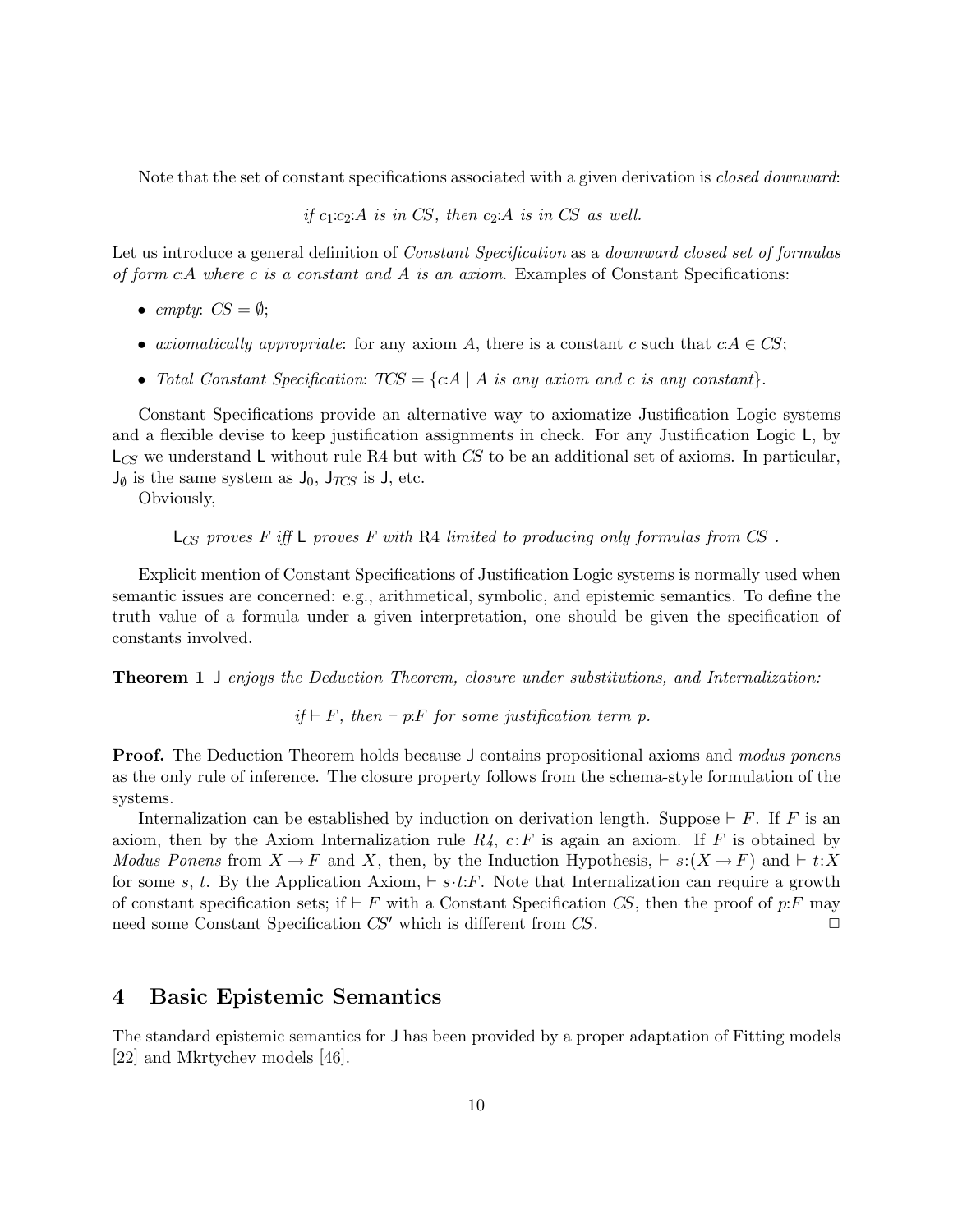Note that the set of constant specifications associated with a given derivation is *closed downward*:

*if $c_1{:}c_2{:}A$ is in CS, then $c_2{:}A$ is in CS as well.*

Let us introduce a general definition of *Constant Specification* as a *downward closed set of formulas of form $c{:}A$ where $c$ is a constant and $A$ is an axiom*. Examples of Constant Specifications:

- *empty*: $CS = \emptyset$;
- *axiomatically appropriate*: for any axiom $A$, there is a constant $c$ such that $c{:}A \in CS$;
- *Total Constant Specification*: $TCS = \{c{:}A \mid A$ *is any axiom and* $c$ *is any constant*$\}$.

Constant Specifications provide an alternative way to axiomatize Justification Logic systems and a flexible devise to keep justification assignments in check. For any Justification Logic $\mathsf{L}$, by $\mathsf{L}_{CS}$ we understand $\mathsf{L}$ without rule R4 but with $CS$ to be an additional set of axioms. In particular, $\mathsf{J}_\emptyset$ is the same system as $\mathsf{J}_0$, $\mathsf{J}_{TCS}$ is $\mathsf{J}$, etc.

Obviously,

$\mathsf{L}_{CS}$ *proves $F$ iff* $\mathsf{L}$ *proves $F$ with* R4 *limited to producing only formulas from* $CS$ .

Explicit mention of Constant Specifications of Justification Logic systems is normally used when semantic issues are concerned: e.g., arithmetical, symbolic, and epistemic semantics. To define the truth value of a formula under a given interpretation, one should be given the specification of constants involved.

**Theorem 1** $\mathsf{J}$ *enjoys the Deduction Theorem, closure under substitutions, and Internalization:*

*if $\vdash F$, then $\vdash p{:}F$ for some justification term $p$.*

**Proof.** The Deduction Theorem holds because $\mathsf{J}$ contains propositional axioms and *modus ponens* as the only rule of inference. The closure property follows from the schema-style formulation of the systems.

Internalization can be established by induction on derivation length. Suppose $\vdash F$. If $F$ is an axiom, then by the Axiom Internalization rule *R4*, $c{:}F$ is again an axiom. If $F$ is obtained by *Modus Ponens* from $X \to F$ and $X$, then, by the Induction Hypothesis, $\vdash s{:}(X \to F)$ and $\vdash t{:}X$ for some $s$, $t$. By the Application Axiom, $\vdash s{\cdot}t{:}F$. Note that Internalization can require a growth of constant specification sets; if $\vdash F$ with a Constant Specification $CS$, then the proof of $p{:}F$ may need some Constant Specification $CS'$ which is different from $CS$. $\square$

## 4 Basic Epistemic Semantics

The standard epistemic semantics for $\mathsf{J}$ has been provided by a proper adaptation of Fitting models [22] and Mkrtychev models [46].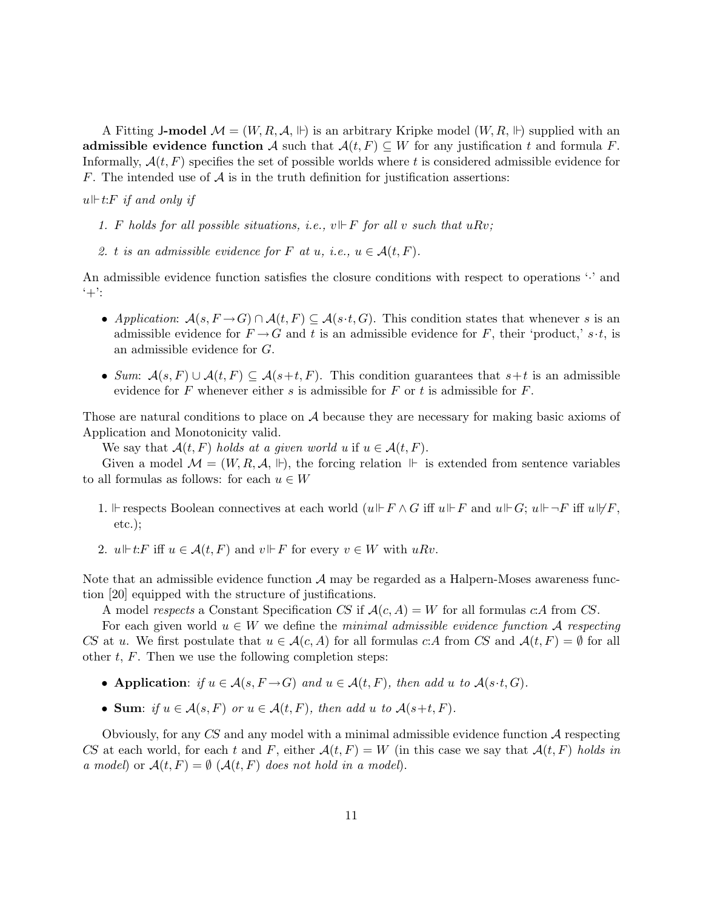A Fitting **J-model** $\mathcal{M} = (W, R, \mathcal{A}, \Vdash)$ is an arbitrary Kripke model $(W, R, \Vdash)$ supplied with an **admissible evidence function** $\mathcal{A}$ such that $\mathcal{A}(t, F) \subseteq W$ for any justification $t$ and formula $F$. Informally, $\mathcal{A}(t, F)$ specifies the set of possible worlds where $t$ is considered admissible evidence for $F$. The intended use of $\mathcal{A}$ is in the truth definition for justification assertions:

*$u \Vdash t{:}F$ if and only if*

1. *$F$ holds for all possible situations, i.e., $v \Vdash F$ for all $v$ such that $uRv$;*
2. *$t$ is an admissible evidence for $F$ at $u$, i.e., $u \in \mathcal{A}(t, F)$.*

An admissible evidence function satisfies the closure conditions with respect to operations '$\cdot$' and '$+$':

- *Application*: $\mathcal{A}(s, F \to G) \cap \mathcal{A}(t, F) \subseteq \mathcal{A}(s{\cdot}t, G)$. This condition states that whenever $s$ is an admissible evidence for $F \to G$ and $t$ is an admissible evidence for $F$, their 'product,' $s{\cdot}t$, is an admissible evidence for $G$.
- *Sum*: $\mathcal{A}(s, F) \cup \mathcal{A}(t, F) \subseteq \mathcal{A}(s{+}t, F)$. This condition guarantees that $s{+}t$ is an admissible evidence for $F$ whenever either $s$ is admissible for $F$ or $t$ is admissible for $F$.

Those are natural conditions to place on $\mathcal{A}$ because they are necessary for making basic axioms of Application and Monotonicity valid.

We say that *$\mathcal{A}(t, F)$ holds at a given world $u$* if $u \in \mathcal{A}(t, F)$.

Given a model $\mathcal{M} = (W, R, \mathcal{A}, \Vdash)$, the forcing relation $\Vdash$ is extended from sentence variables to all formulas as follows: for each $u \in W$

1. $\Vdash$ respects Boolean connectives at each world ($u \Vdash F \wedge G$ iff $u \Vdash F$ and $u \Vdash G$; $u \Vdash \neg F$ iff $u \not\Vdash F$, etc.);
2. $u \Vdash t{:}F$ iff $u \in \mathcal{A}(t, F)$ and $v \Vdash F$ for every $v \in W$ with $uRv$.

Note that an admissible evidence function $\mathcal{A}$ may be regarded as a Halpern-Moses awareness function [20] equipped with the structure of justifications.

A model *respects* a Constant Specification *CS* if $\mathcal{A}(c, A) = W$ for all formulas $c{:}A$ from *CS*.

For each given world $u \in W$ we define the *minimal admissible evidence function $\mathcal{A}$ respecting CS* at $u$. We first postulate that $u \in \mathcal{A}(c, A)$ for all formulas $c{:}A$ from *CS* and $\mathcal{A}(t, F) = \emptyset$ for all other $t$, $F$. Then we use the following completion steps:

- **Application**: *if $u \in \mathcal{A}(s, F \to G)$ and $u \in \mathcal{A}(t, F)$, then add $u$ to $\mathcal{A}(s{\cdot}t, G)$.*
- **Sum**: *if $u \in \mathcal{A}(s, F)$ or $u \in \mathcal{A}(t, F)$, then add $u$ to $\mathcal{A}(s{+}t, F)$.*

Obviously, for any *CS* and any model with a minimal admissible evidence function $\mathcal{A}$ respecting *CS* at each world, for each $t$ and $F$, either $\mathcal{A}(t, F) = W$ (in this case we say that *$\mathcal{A}(t, F)$ holds in a model*) or $\mathcal{A}(t, F) = \emptyset$ (*$\mathcal{A}(t, F)$ does not hold in a model*).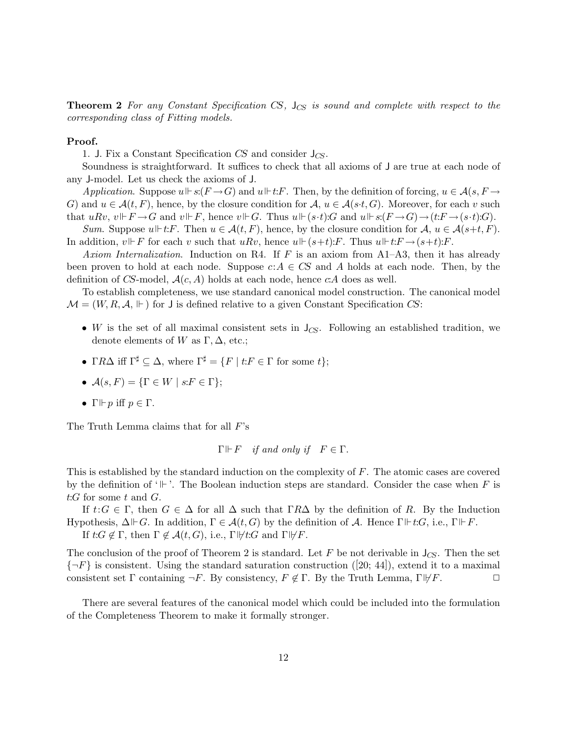**Theorem 2** *For any Constant Specification CS, $\mathsf{J}_{CS}$ is sound and complete with respect to the corresponding class of Fitting models.*

**Proof.**

1. $\mathsf{J}$. Fix a Constant Specification $CS$ and consider $\mathsf{J}_{CS}$.

Soundness is straightforward. It suffices to check that all axioms of $\mathsf{J}$ are true at each node of any $\mathsf{J}$-model. Let us check the axioms of $\mathsf{J}$.

*Application*. Suppose $u \Vdash s{:}(F \to G)$ and $u \Vdash t{:}F$. Then, by the definition of forcing, $u \in \mathcal{A}(s, F \to G)$ and $u \in \mathcal{A}(t, F)$, hence, by the closure condition for $\mathcal{A}$, $u \in \mathcal{A}(s{\cdot}t, G)$. Moreover, for each $v$ such that $uRv$, $v \Vdash F \to G$ and $v \Vdash F$, hence $v \Vdash G$. Thus $u \Vdash (s{\cdot}t){:}G$ and $u \Vdash s{:}(F \to G) \to (t{:}F \to (s{\cdot}t){:}G)$.

*Sum*. Suppose $u \Vdash t{:}F$. Then $u \in \mathcal{A}(t, F)$, hence, by the closure condition for $\mathcal{A}$, $u \in \mathcal{A}(s{+}t, F)$. In addition, $v \Vdash F$ for each $v$ such that $uRv$, hence $u \Vdash (s{+}t){:}F$. Thus $u \Vdash t{:}F \to (s{+}t){:}F$.

*Axiom Internalization*. Induction on R4. If $F$ is an axiom from A1–A3, then it has already been proven to hold at each node. Suppose $c{:}A \in CS$ and $A$ holds at each node. Then, by the definition of $CS$-model, $\mathcal{A}(c, A)$ holds at each node, hence $c{:}A$ does as well.

To establish completeness, we use standard canonical model construction. The canonical model $\mathcal{M} = (W, R, \mathcal{A}, \Vdash)$ for $\mathsf{J}$ is defined relative to a given Constant Specification $CS$:

- $W$ is the set of all maximal consistent sets in $\mathsf{J}_{CS}$. Following an established tradition, we denote elements of $W$ as $\Gamma, \Delta$, etc.;
- $\Gamma R \Delta$ iff $\Gamma^\sharp \subseteq \Delta$, where $\Gamma^\sharp = \{F \mid t{:}F \in \Gamma \text{ for some } t\}$;
- $\mathcal{A}(s, F) = \{\Gamma \in W \mid s{:}F \in \Gamma\}$;
- $\Gamma \Vdash p$ iff $p \in \Gamma$.

The Truth Lemma claims that for all $F$'s

$$\Gamma \Vdash F \quad \textit{if and only if} \quad F \in \Gamma.$$

This is established by the standard induction on the complexity of $F$. The atomic cases are covered by the definition of '$\Vdash$'. The Boolean induction steps are standard. Consider the case when $F$ is $t{:}G$ for some $t$ and $G$.

If $t{:}G \in \Gamma$, then $G \in \Delta$ for all $\Delta$ such that $\Gamma R \Delta$ by the definition of $R$. By the Induction Hypothesis, $\Delta \Vdash G$. In addition, $\Gamma \in \mathcal{A}(t, G)$ by the definition of $\mathcal{A}$. Hence $\Gamma \Vdash t{:}G$, i.e., $\Gamma \Vdash F$.

If $t{:}G \notin \Gamma$, then $\Gamma \notin \mathcal{A}(t, G)$, i.e., $\Gamma \not\Vdash t{:}G$ and $\Gamma \not\Vdash F$.

The conclusion of the proof of Theorem 2 is standard. Let $F$ be not derivable in $\mathsf{J}_{CS}$. Then the set $\{\neg F\}$ is consistent. Using the standard saturation construction ([20; 44]), extend it to a maximal consistent set $\Gamma$ containing $\neg F$. By consistency, $F \notin \Gamma$. By the Truth Lemma, $\Gamma \not\Vdash F$. $\square$

There are several features of the canonical model which could be included into the formulation of the Completeness Theorem to make it formally stronger.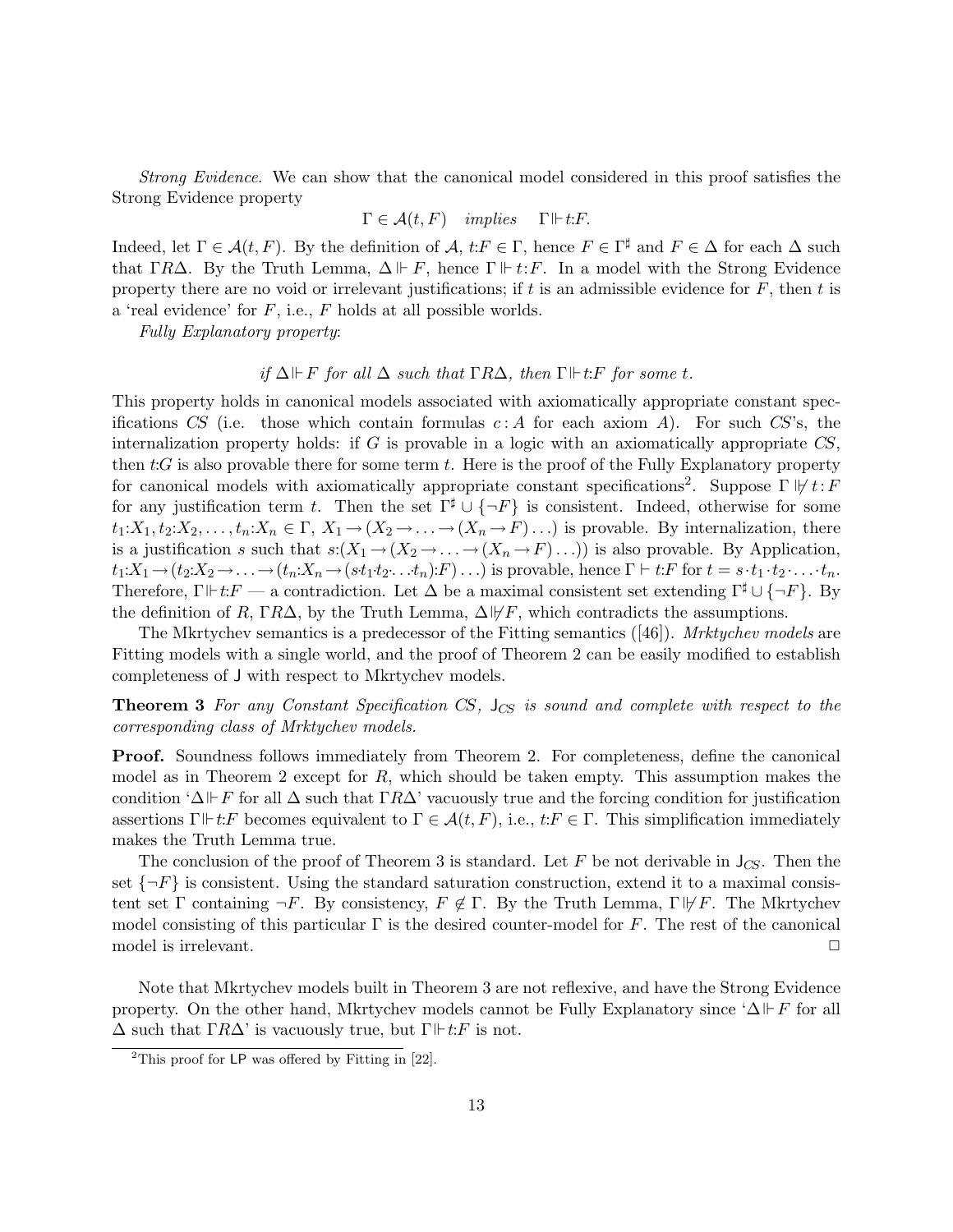*Strong Evidence*. We can show that the canonical model considered in this proof satisfies the Strong Evidence property

$$\Gamma \in \mathcal{A}(t, F) \quad \textit{implies} \quad \Gamma \Vdash t{:}F.$$

Indeed, let $\Gamma \in \mathcal{A}(t, F)$. By the definition of $\mathcal{A}$, $t{:}F \in \Gamma$, hence $F \in \Gamma^\sharp$ and $F \in \Delta$ for each $\Delta$ such that $\Gamma R \Delta$. By the Truth Lemma, $\Delta \Vdash F$, hence $\Gamma \Vdash t{:}F$. In a model with the Strong Evidence property there are no void or irrelevant justifications; if $t$ is an admissible evidence for $F$, then $t$ is a 'real evidence' for $F$, i.e., $F$ holds at all possible worlds.

*Fully Explanatory property*:

$$\textit{if } \Delta \Vdash F \textit{ for all } \Delta \textit{ such that } \Gamma R \Delta, \textit{ then } \Gamma \Vdash t{:}F \textit{ for some } t.$$

This property holds in canonical models associated with axiomatically appropriate constant specifications $CS$ (i.e. those which contain formulas $c : A$ for each axiom $A$). For such $CS$'s, the internalization property holds: if $G$ is provable in a logic with an axiomatically appropriate $CS$, then $t{:}G$ is also provable there for some term $t$. Here is the proof of the Fully Explanatory property for canonical models with axiomatically appropriate constant specifications[2]. Suppose $\Gamma \not\Vdash t : F$ for any justification term $t$. Then the set $\Gamma^\sharp \cup \{\neg F\}$ is consistent. Indeed, otherwise for some $t_1{:}X_1, t_2{:}X_2, \ldots, t_n{:}X_n \in \Gamma$, $X_1 \rightarrow (X_2 \rightarrow \ldots \rightarrow (X_n \rightarrow F)\ldots)$ is provable. By internalization, there is a justification $s$ such that $s{:}(X_1 \rightarrow (X_2 \rightarrow \ldots \rightarrow (X_n \rightarrow F)\ldots))$ is also provable. By Application, $t_1{:}X_1 \rightarrow (t_2{:}X_2 \rightarrow \ldots \rightarrow (t_n{:}X_n \rightarrow (s{\cdot}t_1{\cdot}t_2{\cdot}\ldots{\cdot}t_n){:}F)\ldots)$ is provable, hence $\Gamma \vdash t{:}F$ for $t = s \cdot t_1 \cdot t_2 \cdot \ldots \cdot t_n$. Therefore, $\Gamma \Vdash t{:}F$ — a contradiction. Let $\Delta$ be a maximal consistent set extending $\Gamma^\sharp \cup \{\neg F\}$. By the definition of $R$, $\Gamma R \Delta$, by the Truth Lemma, $\Delta \not\Vdash F$, which contradicts the assumptions.

The Mkrtychev semantics is a predecessor of the Fitting semantics ([46]). *Mrktychev models* are Fitting models with a single world, and the proof of Theorem 2 can be easily modified to establish completeness of J with respect to Mkrtychev models.

**Theorem 3** *For any Constant Specification $CS$, $\mathsf{J}_{CS}$ is sound and complete with respect to the corresponding class of Mrktychev models.*

**Proof.** Soundness follows immediately from Theorem 2. For completeness, define the canonical model as in Theorem 2 except for $R$, which should be taken empty. This assumption makes the condition '$\Delta \Vdash F$ for all $\Delta$ such that $\Gamma R \Delta$' vacuously true and the forcing condition for justification assertions $\Gamma \Vdash t{:}F$ becomes equivalent to $\Gamma \in \mathcal{A}(t, F)$, i.e., $t{:}F \in \Gamma$. This simplification immediately makes the Truth Lemma true.

The conclusion of the proof of Theorem 3 is standard. Let $F$ be not derivable in $\mathsf{J}_{CS}$. Then the set $\{\neg F\}$ is consistent. Using the standard saturation construction, extend it to a maximal consistent set $\Gamma$ containing $\neg F$. By consistency, $F \notin \Gamma$. By the Truth Lemma, $\Gamma \not\Vdash F$. The Mkrtychev model consisting of this particular $\Gamma$ is the desired counter-model for $F$. The rest of the canonical model is irrelevant. $\square$

Note that Mkrtychev models built in Theorem 3 are not reflexive, and have the Strong Evidence property. On the other hand, Mkrtychev models cannot be Fully Explanatory since '$\Delta \Vdash F$ for all $\Delta$ such that $\Gamma R \Delta$' is vacuously true, but $\Gamma \Vdash t{:}F$ is not.

[2] This proof for LP was offered by Fitting in [22].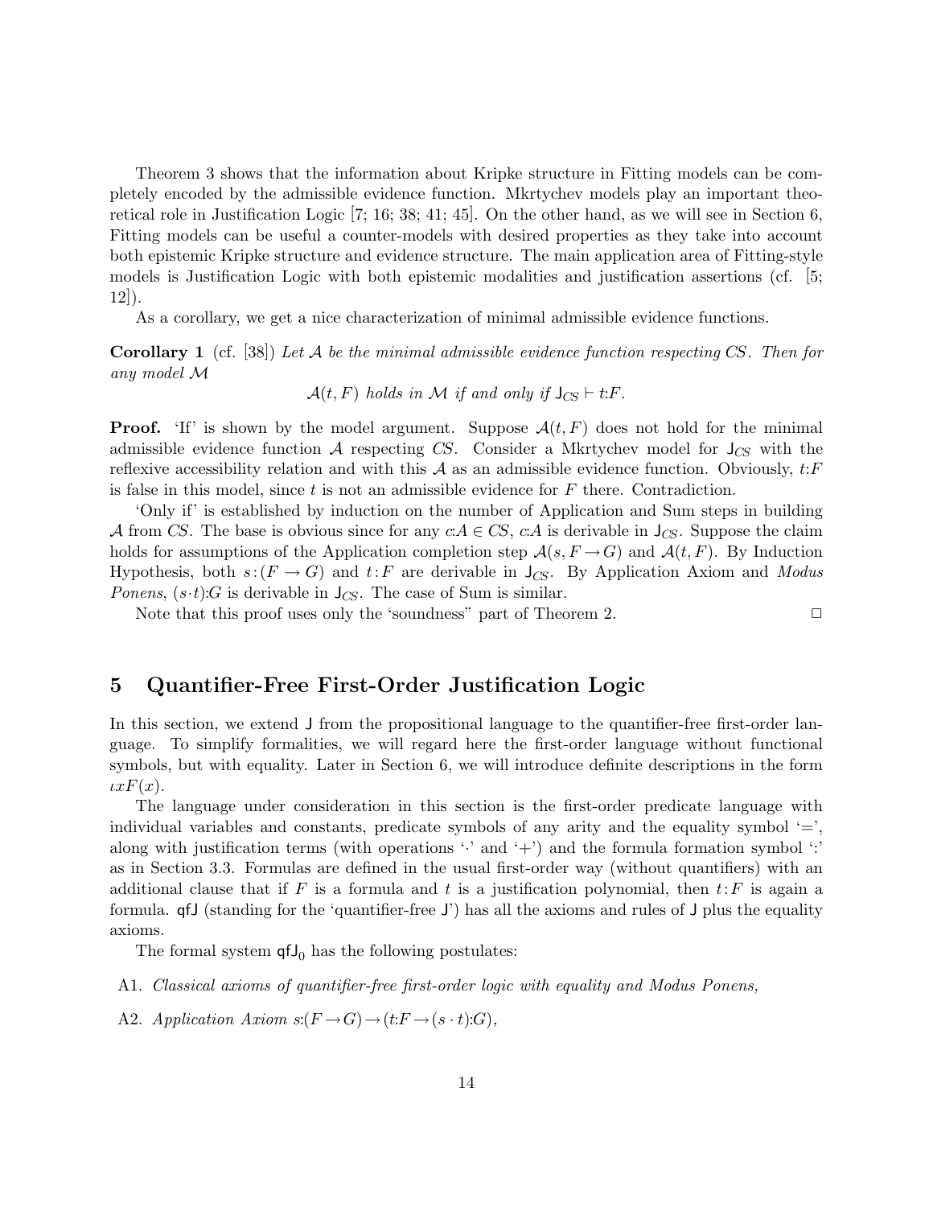Theorem 3 shows that the information about Kripke structure in Fitting models can be completely encoded by the admissible evidence function. Mkrtychev models play an important theoretical role in Justification Logic [7; 16; 38; 41; 45]. On the other hand, as we will see in Section 6, Fitting models can be useful a counter-models with desired properties as they take into account both epistemic Kripke structure and evidence structure. The main application area of Fitting-style models is Justification Logic with both epistemic modalities and justification assertions (cf. [5; 12]).

As a corollary, we get a nice characterization of minimal admissible evidence functions.

**Corollary 1** (cf. [38]) *Let $\mathcal{A}$ be the minimal admissible evidence function respecting CS. Then for any model $\mathcal{M}$*

$$\mathcal{A}(t,F) \text{ holds in } \mathcal{M} \text{ if and only if } \mathsf{J}_{CS} \vdash t{:}F.$$

**Proof.** 'If' is shown by the model argument. Suppose $\mathcal{A}(t,F)$ does not hold for the minimal admissible evidence function $\mathcal{A}$ respecting $CS$. Consider a Mkrtychev model for $\mathsf{J}_{CS}$ with the reflexive accessibility relation and with this $\mathcal{A}$ as an admissible evidence function. Obviously, $t{:}F$ is false in this model, since $t$ is not an admissible evidence for $F$ there. Contradiction.

'Only if' is established by induction on the number of Application and Sum steps in building $\mathcal{A}$ from $CS$. The base is obvious since for any $c{:}A \in CS$, $c{:}A$ is derivable in $\mathsf{J}_{CS}$. Suppose the claim holds for assumptions of the Application completion step $\mathcal{A}(s, F \to G)$ and $\mathcal{A}(t,F)$. By Induction Hypothesis, both $s{:}(F \to G)$ and $t{:}F$ are derivable in $\mathsf{J}_{CS}$. By Application Axiom and *Modus Ponens*, $(s{\cdot}t){:}G$ is derivable in $\mathsf{J}_{CS}$. The case of Sum is similar.

Note that this proof uses only the 'soundness" part of Theorem 2. □

## 5 Quantifier-Free First-Order Justification Logic

In this section, we extend $\mathsf{J}$ from the propositional language to the quantifier-free first-order language. To simplify formalities, we will regard here the first-order language without functional symbols, but with equality. Later in Section 6, we will introduce definite descriptions in the form $\iota x F(x)$.

The language under consideration in this section is the first-order predicate language with individual variables and constants, predicate symbols of any arity and the equality symbol '=', along with justification terms (with operations '$\cdot$' and '+') and the formula formation symbol ':' as in Section 3.3. Formulas are defined in the usual first-order way (without quantifiers) with an additional clause that if $F$ is a formula and $t$ is a justification polynomial, then $t{:}F$ is again a formula. $\mathsf{qfJ}$ (standing for the 'quantifier-free $\mathsf{J}$') has all the axioms and rules of $\mathsf{J}$ plus the equality axioms.

The formal system $\mathsf{qfJ}_0$ has the following postulates:

A1. *Classical axioms of quantifier-free first-order logic with equality and Modus Ponens,*

A2. *Application Axiom* $s{:}(F \to G) \to (t{:}F \to (s \cdot t){:}G)$,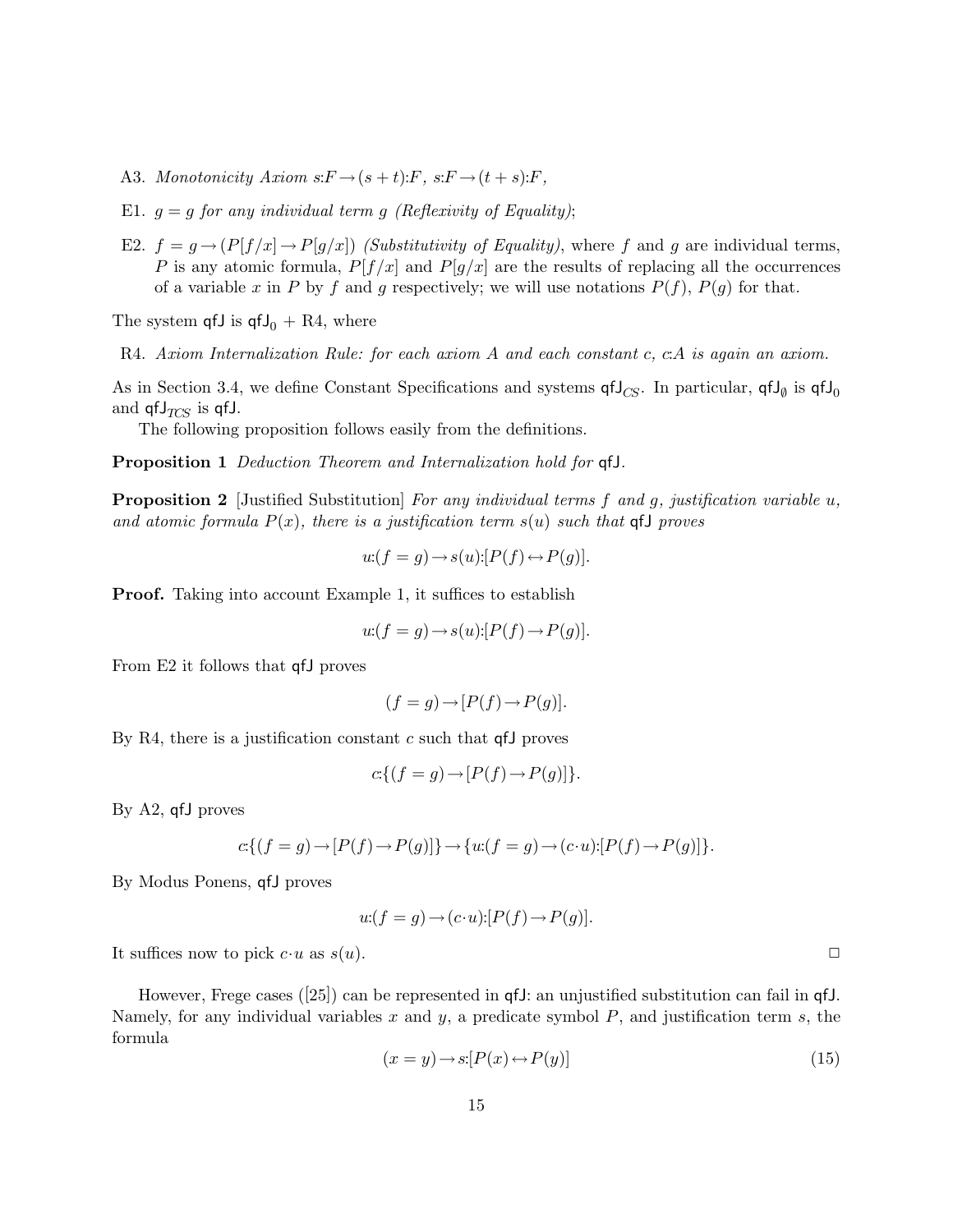A3. *Monotonicity Axiom* $s{:}F \rightarrow (s+t){:}F$, $s{:}F \rightarrow (t+s){:}F$,

E1. $g = g$ *for any individual term* $g$ *(Reflexivity of Equality)*;

E2. $f = g \rightarrow (P[f/x] \rightarrow P[g/x])$ *(Substitutivity of Equality)*, where $f$ and $g$ are individual terms, $P$ is any atomic formula, $P[f/x]$ and $P[g/x]$ are the results of replacing all the occurrences of a variable $x$ in $P$ by $f$ and $g$ respectively; we will use notations $P(f)$, $P(g)$ for that.

The system $\mathsf{qfJ}$ is $\mathsf{qfJ}_0$ + R4, where

R4. *Axiom Internalization Rule: for each axiom A and each constant c, c:A is again an axiom.*

As in Section 3.4, we define Constant Specifications and systems $\mathsf{qfJ}_{CS}$. In particular, $\mathsf{qfJ}_{\emptyset}$ is $\mathsf{qfJ}_0$ and $\mathsf{qfJ}_{\mathcal{TCS}}$ is $\mathsf{qfJ}$.

The following proposition follows easily from the definitions.

**Proposition 1** *Deduction Theorem and Internalization hold for* $\mathsf{qfJ}$.

**Proposition 2** [Justified Substitution] *For any individual terms $f$ and $g$, justification variable $u$, and atomic formula $P(x)$, there is a justification term $s(u)$ such that* $\mathsf{qfJ}$ *proves*

$$u{:}(f = g) \rightarrow s(u){:}[P(f) \leftrightarrow P(g)].$$

**Proof.** Taking into account Example 1, it suffices to establish

$$u{:}(f = g) \rightarrow s(u){:}[P(f) \rightarrow P(g)].$$

From E2 it follows that $\mathsf{qfJ}$ proves

$$(f = g) \rightarrow [P(f) \rightarrow P(g)].$$

By R4, there is a justification constant $c$ such that $\mathsf{qfJ}$ proves

$$c{:}\{(f = g) \rightarrow [P(f) \rightarrow P(g)]\}.$$

By A2, $\mathsf{qfJ}$ proves

$$c{:}\{(f = g) \rightarrow [P(f) \rightarrow P(g)]\} \rightarrow \{u{:}(f = g) \rightarrow (c \cdot u){:}[P(f) \rightarrow P(g)]\}.$$

By Modus Ponens, $\mathsf{qfJ}$ proves

$$u{:}(f = g) \rightarrow (c \cdot u){:}[P(f) \rightarrow P(g)].$$

It suffices now to pick $c \cdot u$ as $s(u)$. □

However, Frege cases ([25]) can be represented in $\mathsf{qfJ}$: an unjustified substitution can fail in $\mathsf{qfJ}$. Namely, for any individual variables $x$ and $y$, a predicate symbol $P$, and justification term $s$, the formula

$$(x = y) \rightarrow s{:}[P(x) \leftrightarrow P(y)] \tag{15}$$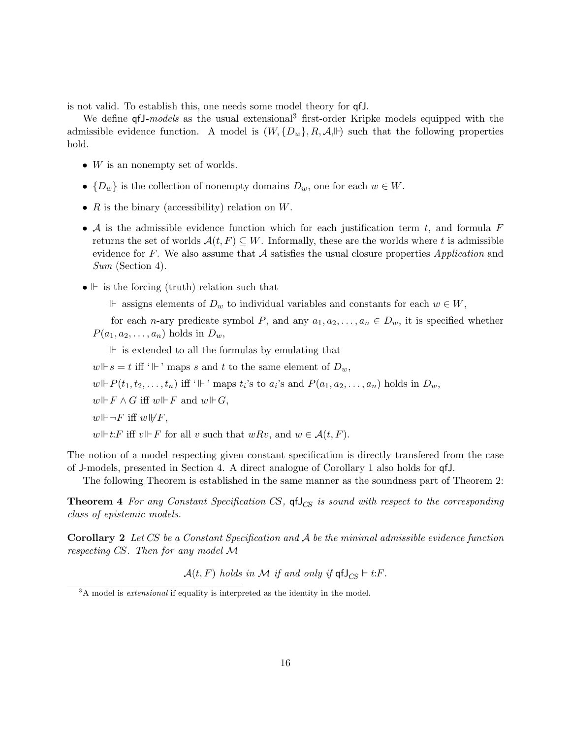is not valid. To establish this, one needs some model theory for qfJ.

We define qfJ-*models* as the usual extensional[3] first-order Kripke models equipped with the admissible evidence function. A model is $(W, \{D_w\}, R, \mathcal{A}, \Vdash)$ such that the following properties hold.

- $W$ is an nonempty set of worlds.
- $\{D_w\}$ is the collection of nonempty domains $D_w$, one for each $w \in W$.
- $R$ is the binary (accessibility) relation on $W$.
- $\mathcal{A}$ is the admissible evidence function which for each justification term $t$, and formula $F$ returns the set of worlds $\mathcal{A}(t, F) \subseteq W$. Informally, these are the worlds where $t$ is admissible evidence for $F$. We also assume that $\mathcal{A}$ satisfies the usual closure properties *Application* and *Sum* (Section 4).
- $\Vdash$ is the forcing (truth) relation such that

  $\Vdash$ assigns elements of $D_w$ to individual variables and constants for each $w \in W$,

  for each $n$-ary predicate symbol $P$, and any $a_1, a_2, \ldots, a_n \in D_w$, it is specified whether $P(a_1, a_2, \ldots, a_n)$ holds in $D_w$,

  $\Vdash$ is extended to all the formulas by emulating that

  $w \Vdash s = t$ iff '$\Vdash$' maps $s$ and $t$ to the same element of $D_w$,

  $w \Vdash P(t_1, t_2, \ldots, t_n)$ iff '$\Vdash$' maps $t_i$'s to $a_i$'s and $P(a_1, a_2, \ldots, a_n)$ holds in $D_w$,

  $w \Vdash F \wedge G$ iff $w \Vdash F$ and $w \Vdash G$,

  $w \Vdash \neg F$ iff $w \not\Vdash F$,

  $w \Vdash t{:}F$ iff $v \Vdash F$ for all $v$ such that $wRv$, and $w \in \mathcal{A}(t, F)$.

The notion of a model respecting given constant specification is directly transfered from the case of J-models, presented in Section 4. A direct analogue of Corollary 1 also holds for qfJ.

The following Theorem is established in the same manner as the soundness part of Theorem 2:

**Theorem 4** *For any Constant Specification CS,* $\mathsf{qfJ}_{CS}$ *is sound with respect to the corresponding class of epistemic models.*

**Corollary 2** *Let CS be a Constant Specification and* $\mathcal{A}$ *be the minimal admissible evidence function respecting CS. Then for any model* $\mathcal{M}$

$$\mathcal{A}(t, F) \text{ holds in } \mathcal{M} \text{ if and only if } \mathsf{qfJ}_{CS} \vdash t{:}F.$$

[3] A model is *extensional* if equality is interpreted as the identity in the model.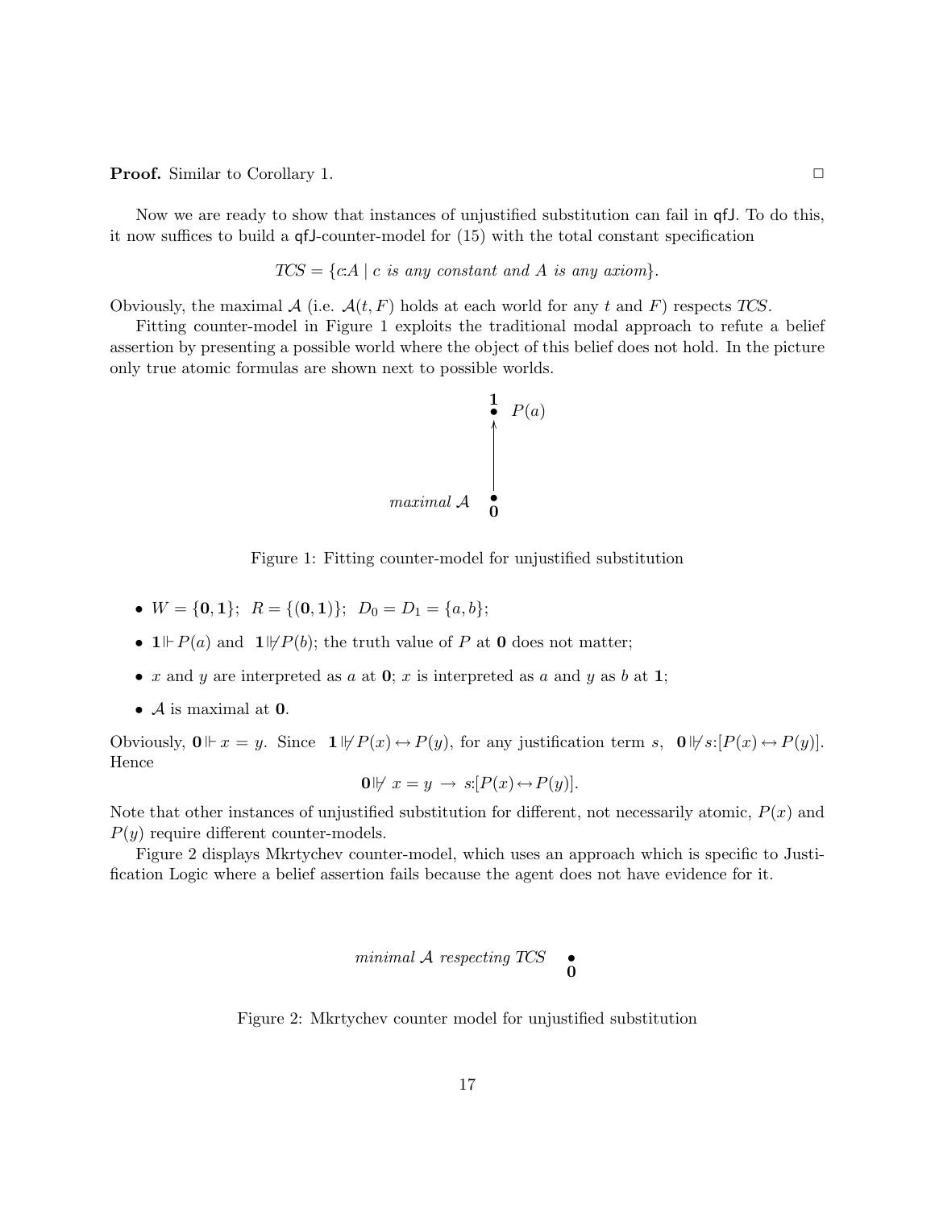**Proof.** Similar to Corollary 1. □

Now we are ready to show that instances of unjustified substitution can fail in qfJ. To do this, it now suffices to build a qfJ-counter-model for (15) with the total constant specification

$$TCS = \{c{:}A \mid c \textit{ is any constant and } A \textit{ is any axiom}\}.$$

Obviously, the maximal $\mathcal{A}$ (i.e. $\mathcal{A}(t, F)$ holds at each world for any $t$ and $F$) respects *TCS*.

Fitting counter-model in Figure 1 exploits the traditional modal approach to refute a belief assertion by presenting a possible world where the object of this belief does not hold. In the picture only true atomic formulas are shown next to possible worlds.

$\mathbf{1}$ • $P(a)$

↑

*maximal* $\mathcal{A}$ • $\mathbf{0}$

Figure 1: Fitting counter-model for unjustified substitution

- $W = \{\mathbf{0}, \mathbf{1}\}$; $R = \{(\mathbf{0}, \mathbf{1})\}$; $D_0 = D_1 = \{a, b\}$;
- $\mathbf{1} \Vdash P(a)$ and $\mathbf{1} \nVdash P(b)$; the truth value of $P$ at $\mathbf{0}$ does not matter;
- $x$ and $y$ are interpreted as $a$ at $\mathbf{0}$; $x$ is interpreted as $a$ and $y$ as $b$ at $\mathbf{1}$;
- $\mathcal{A}$ is maximal at $\mathbf{0}$.

Obviously, $\mathbf{0} \Vdash x = y$. Since $\mathbf{1} \nVdash P(x) \leftrightarrow P(y)$, for any justification term $s$, $\mathbf{0} \nVdash s{:}[P(x) \leftrightarrow P(y)]$. Hence

$$\mathbf{0} \nVdash x = y \rightarrow s{:}[P(x) \leftrightarrow P(y)].$$

Note that other instances of unjustified substitution for different, not necessarily atomic, $P(x)$ and $P(y)$ require different counter-models.

Figure 2 displays Mkrtychev counter-model, which uses an approach which is specific to Justification Logic where a belief assertion fails because the agent does not have evidence for it.

*minimal* $\mathcal{A}$ *respecting TCS* • $\mathbf{0}$

Figure 2: Mkrtychev counter model for unjustified substitution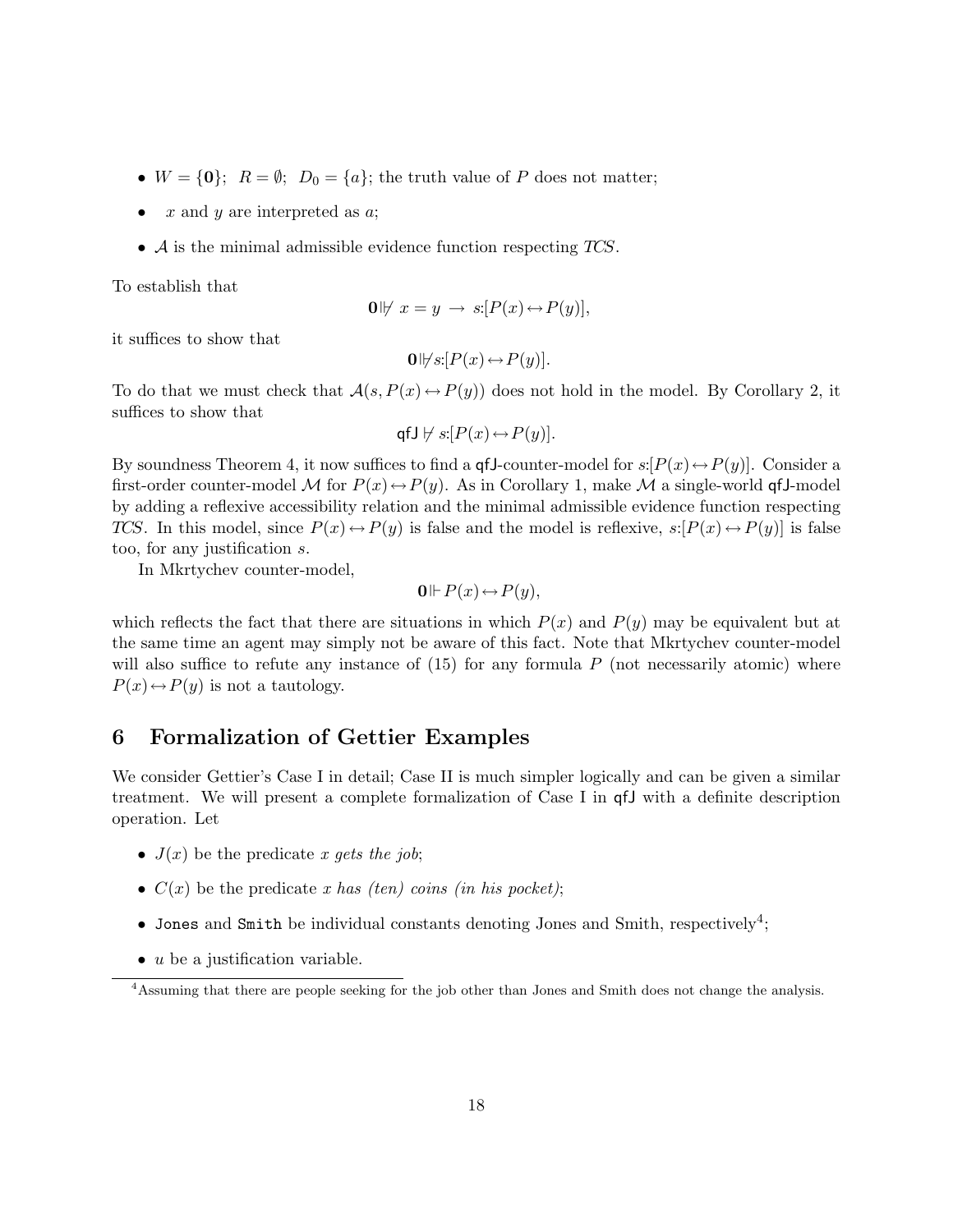- $W = \{\mathbf{0}\}$; $R = \emptyset$; $D_0 = \{a\}$; the truth value of $P$ does not matter;
- $x$ and $y$ are interpreted as $a$;
- $\mathcal{A}$ is the minimal admissible evidence function respecting *TCS*.

To establish that

$$\mathbf{0} \not\Vdash x = y \rightarrow s{:}[P(x) \leftrightarrow P(y)],$$

it suffices to show that

$$\mathbf{0} \not\Vdash s{:}[P(x) \leftrightarrow P(y)].$$

To do that we must check that $\mathcal{A}(s, P(x) \leftrightarrow P(y))$ does not hold in the model. By Corollary 2, it suffices to show that

$$\mathsf{qfJ} \not\vdash s{:}[P(x) \leftrightarrow P(y)].$$

By soundness Theorem 4, it now suffices to find a $\mathsf{qfJ}$-counter-model for $s{:}[P(x) \leftrightarrow P(y)]$. Consider a first-order counter-model $\mathcal{M}$ for $P(x) \leftrightarrow P(y)$. As in Corollary 1, make $\mathcal{M}$ a single-world $\mathsf{qfJ}$-model by adding a reflexive accessibility relation and the minimal admissible evidence function respecting *TCS*. In this model, since $P(x) \leftrightarrow P(y)$ is false and the model is reflexive, $s{:}[P(x) \leftrightarrow P(y)]$ is false too, for any justification $s$.

In Mkrtychev counter-model,

$$\mathbf{0} \Vdash P(x) \leftrightarrow P(y),$$

which reflects the fact that there are situations in which $P(x)$ and $P(y)$ may be equivalent but at the same time an agent may simply not be aware of this fact. Note that Mkrtychev counter-model will also suffice to refute any instance of (15) for any formula $P$ (not necessarily atomic) where $P(x) \leftrightarrow P(y)$ is not a tautology.

## 6 Formalization of Gettier Examples

We consider Gettier's Case I in detail; Case II is much simpler logically and can be given a similar treatment. We will present a complete formalization of Case I in $\mathsf{qfJ}$ with a definite description operation. Let

- $J(x)$ be the predicate *x gets the job*;
- $C(x)$ be the predicate *x has (ten) coins (in his pocket)*;
- `Jones` and `Smith` be individual constants denoting Jones and Smith, respectively[4];
- $u$ be a justification variable.

[4] Assuming that there are people seeking for the job other than Jones and Smith does not change the analysis.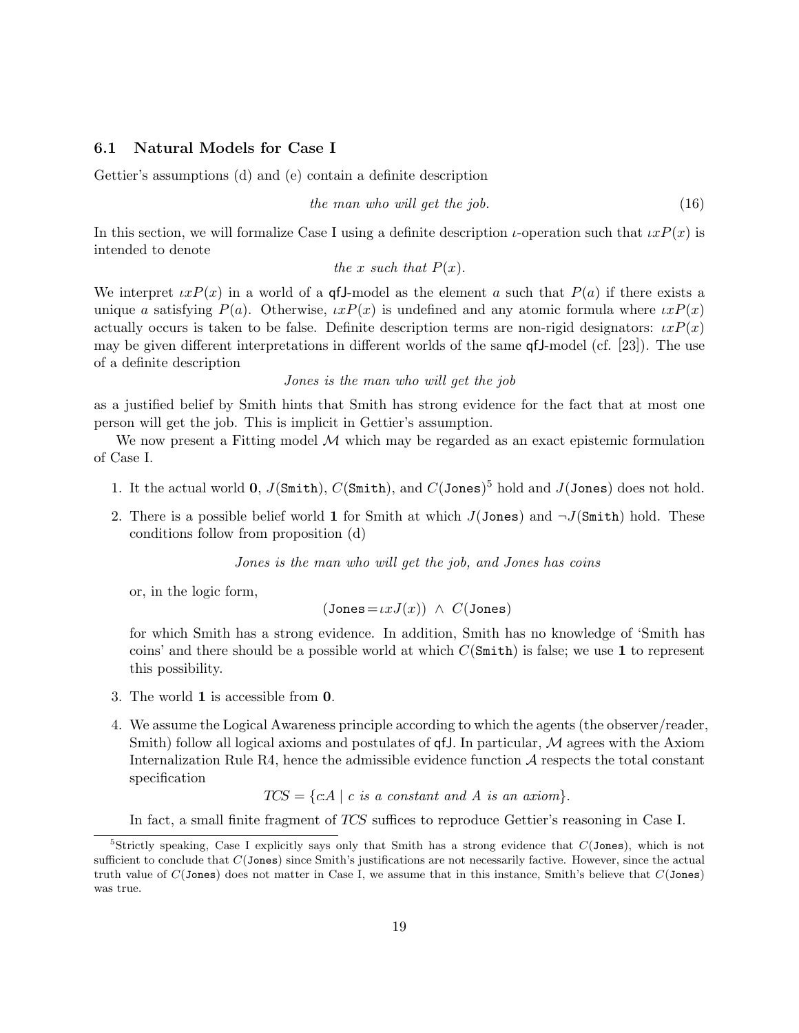### 6.1 Natural Models for Case I

Gettier's assumptions (d) and (e) contain a definite description

$$\textit{the man who will get the job.} \tag{16}$$

In this section, we will formalize Case I using a definite description $\iota$-operation such that $\iota x P(x)$ is intended to denote

*the x such that P(x).*

We interpret $\iota x P(x)$ in a world of a $\mathsf{qfJ}$-model as the element $a$ such that $P(a)$ if there exists a unique $a$ satisfying $P(a)$. Otherwise, $\iota x P(x)$ is undefined and any atomic formula where $\iota x P(x)$ actually occurs is taken to be false. Definite description terms are non-rigid designators: $\iota x P(x)$ may be given different interpretations in different worlds of the same $\mathsf{qfJ}$-model (cf. [23]). The use of a definite description

*Jones is the man who will get the job*

as a justified belief by Smith hints that Smith has strong evidence for the fact that at most one person will get the job. This is implicit in Gettier's assumption.

We now present a Fitting model $\mathcal{M}$ which may be regarded as an exact epistemic formulation of Case I.

1. It the actual world $\mathbf{0}$, $J(\mathtt{Smith})$, $C(\mathtt{Smith})$, and $C(\mathtt{Jones})$[5] hold and $J(\mathtt{Jones})$ does not hold.
2. There is a possible belief world $\mathbf{1}$ for Smith at which $J(\mathtt{Jones})$ and $\neg J(\mathtt{Smith})$ hold. These conditions follow from proposition (d)

   *Jones is the man who will get the job, and Jones has coins*

   or, in the logic form,

   $$(\mathtt{Jones} = \iota x J(x)) \;\wedge\; C(\mathtt{Jones})$$

   for which Smith has a strong evidence. In addition, Smith has no knowledge of 'Smith has coins' and there should be a possible world at which $C(\mathtt{Smith})$ is false; we use $\mathbf{1}$ to represent this possibility.
3. The world $\mathbf{1}$ is accessible from $\mathbf{0}$.
4. We assume the Logical Awareness principle according to which the agents (the observer/reader, Smith) follow all logical axioms and postulates of $\mathsf{qfJ}$. In particular, $\mathcal{M}$ agrees with the Axiom Internalization Rule R4, hence the admissible evidence function $\mathcal{A}$ respects the total constant specification

   $$\mathit{TCS} = \{c{:}A \mid c \textit{ is a constant and } A \textit{ is an axiom}\}.$$

   In fact, a small finite fragment of *TCS* suffices to reproduce Gettier's reasoning in Case I.

[5] Strictly speaking, Case I explicitly says only that Smith has a strong evidence that $C(\mathtt{Jones})$, which is not sufficient to conclude that $C(\mathtt{Jones})$ since Smith's justifications are not necessarily factive. However, since the actual truth value of $C(\mathtt{Jones})$ does not matter in Case I, we assume that in this instance, Smith's believe that $C(\mathtt{Jones})$ was true.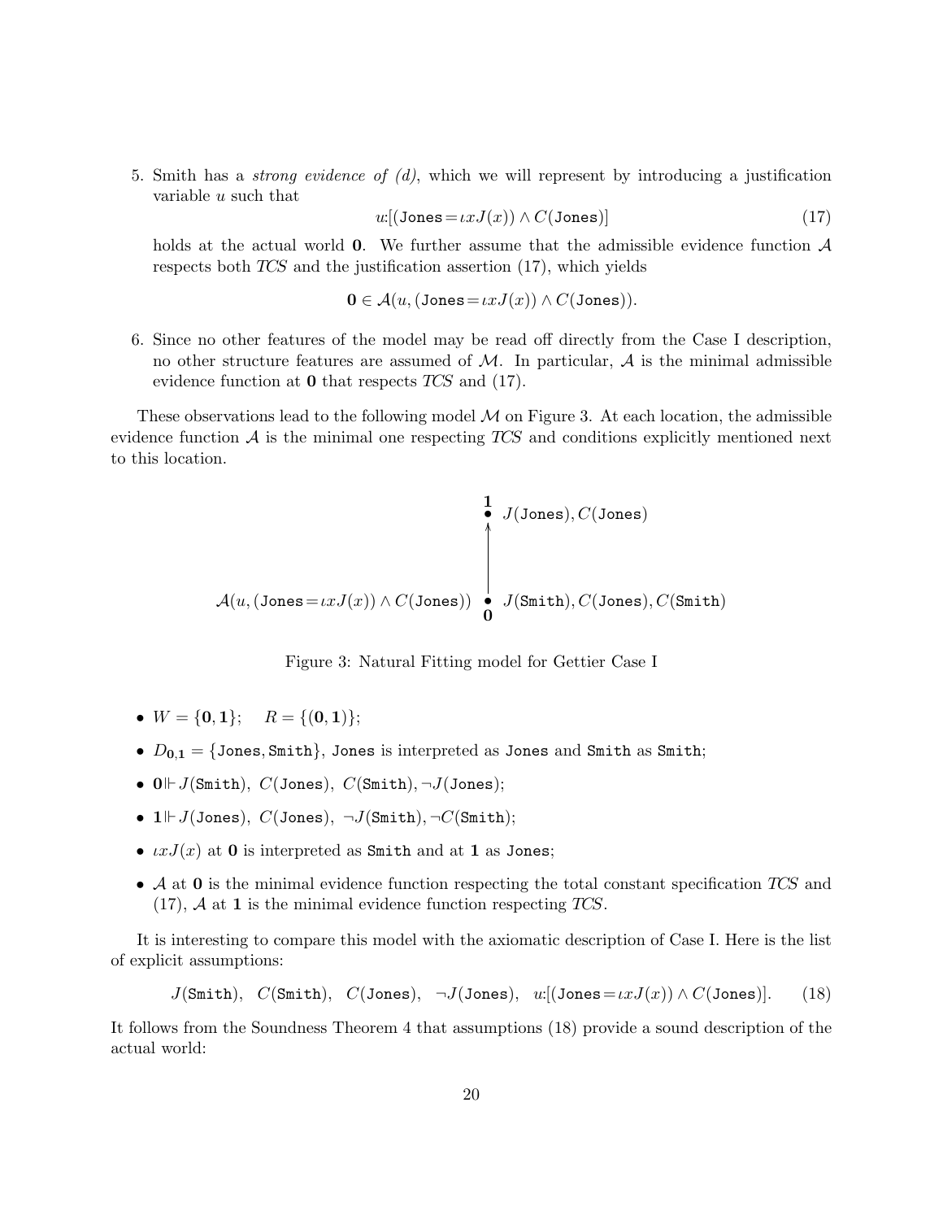5. Smith has a *strong evidence of (d)*, which we will represent by introducing a justification variable $u$ such that

$$u{:}[(\texttt{Jones}\!=\!\iota x J(x)) \wedge C(\texttt{Jones})] \tag{17}$$

   holds at the actual world $\mathbf{0}$. We further assume that the admissible evidence function $\mathcal{A}$ respects both *TCS* and the justification assertion (17), which yields

$$\mathbf{0} \in \mathcal{A}(u, (\texttt{Jones}\!=\!\iota x J(x)) \wedge C(\texttt{Jones})).$$

6. Since no other features of the model may be read off directly from the Case I description, no other structure features are assumed of $\mathcal{M}$. In particular, $\mathcal{A}$ is the minimal admissible evidence function at $\mathbf{0}$ that respects *TCS* and (17).

These observations lead to the following model $\mathcal{M}$ on Figure 3. At each location, the admissible evidence function $\mathcal{A}$ is the minimal one respecting *TCS* and conditions explicitly mentioned next to this location.

$\mathbf{1}$: $J(\texttt{Jones}), C(\texttt{Jones})$

↑

$\mathcal{A}(u, (\texttt{Jones}\!=\!\iota x J(x)) \wedge C(\texttt{Jones}))$ — $\mathbf{0}$: $J(\texttt{Smith}), C(\texttt{Jones}), C(\texttt{Smith})$

Figure 3: Natural Fitting model for Gettier Case I

- $W = \{\mathbf{0}, \mathbf{1}\}$; $\quad R = \{(\mathbf{0}, \mathbf{1})\}$;
- $D_{\mathbf{0},\mathbf{1}} = \{\texttt{Jones}, \texttt{Smith}\}$, Jones is interpreted as Jones and Smith as Smith;
- $\mathbf{0} \Vdash J(\texttt{Smith}),\ C(\texttt{Jones}),\ C(\texttt{Smith}), \neg J(\texttt{Jones})$;
- $\mathbf{1} \Vdash J(\texttt{Jones}),\ C(\texttt{Jones}),\ \neg J(\texttt{Smith}), \neg C(\texttt{Smith})$;
- $\iota x J(x)$ at $\mathbf{0}$ is interpreted as Smith and at $\mathbf{1}$ as Jones;
- $\mathcal{A}$ at $\mathbf{0}$ is the minimal evidence function respecting the total constant specification *TCS* and (17), $\mathcal{A}$ at $\mathbf{1}$ is the minimal evidence function respecting *TCS*.

It is interesting to compare this model with the axiomatic description of Case I. Here is the list of explicit assumptions:

$$J(\texttt{Smith}),\ \ C(\texttt{Smith}),\ \ C(\texttt{Jones}),\ \ \neg J(\texttt{Jones}),\ \ u{:}[(\texttt{Jones}\!=\!\iota x J(x)) \wedge C(\texttt{Jones})]. \tag{18}$$

It follows from the Soundness Theorem 4 that assumptions (18) provide a sound description of the actual world: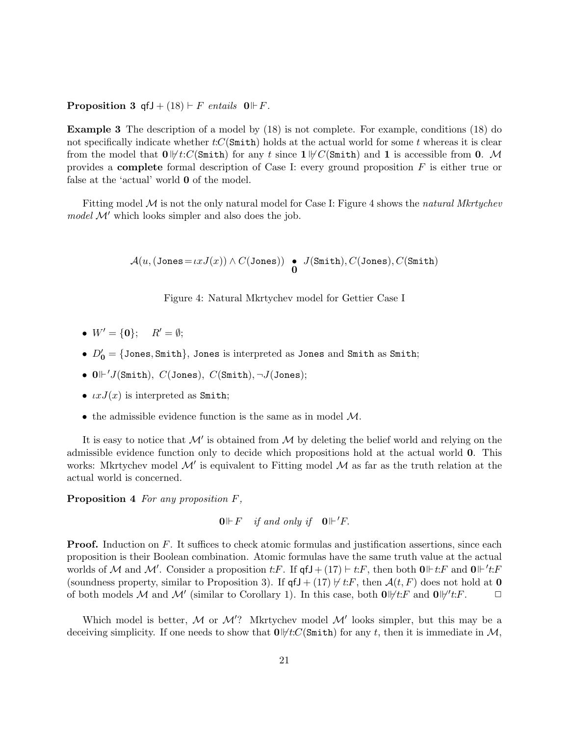**Proposition 3** $\mathsf{qfJ} + (18) \vdash F$ *entails* $\mathbf{0} \Vdash F$.

**Example 3** The description of a model by (18) is not complete. For example, conditions (18) do not specifically indicate whether $t{:}C(\mathtt{Smith})$ holds at the actual world for some $t$ whereas it is clear from the model that $\mathbf{0} \not\Vdash t{:}C(\mathtt{Smith})$ for any $t$ since $\mathbf{1} \not\Vdash C(\mathtt{Smith})$ and $\mathbf{1}$ is accessible from $\mathbf{0}$. $\mathcal{M}$ provides a **complete** formal description of Case I: every ground proposition $F$ is either true or false at the 'actual' world $\mathbf{0}$ of the model.

Fitting model $\mathcal{M}$ is not the only natural model for Case I: Figure 4 shows the *natural Mkrtychev model* $\mathcal{M}'$ which looks simpler and also does the job.

$$\mathcal{A}(u, (\mathtt{Jones} = \iota x J(x)) \wedge C(\mathtt{Jones})) \;\underset{\mathbf{0}}{\bullet}\; J(\mathtt{Smith}), C(\mathtt{Jones}), C(\mathtt{Smith})$$

Figure 4: Natural Mkrtychev model for Gettier Case I

- $W' = \{\mathbf{0}\}$; $\quad R' = \emptyset$;
- $D'_{\mathbf{0}} = \{\mathtt{Jones}, \mathtt{Smith}\}$, $\mathtt{Jones}$ is interpreted as $\mathtt{Jones}$ and $\mathtt{Smith}$ as $\mathtt{Smith}$;
- $\mathbf{0} \Vdash' J(\mathtt{Smith}),\ C(\mathtt{Jones}),\ C(\mathtt{Smith}), \neg J(\mathtt{Jones})$;
- $\iota x J(x)$ is interpreted as $\mathtt{Smith}$;
- the admissible evidence function is the same as in model $\mathcal{M}$.

It is easy to notice that $\mathcal{M}'$ is obtained from $\mathcal{M}$ by deleting the belief world and relying on the admissible evidence function only to decide which propositions hold at the actual world $\mathbf{0}$. This works: Mkrtychev model $\mathcal{M}'$ is equivalent to Fitting model $\mathcal{M}$ as far as the truth relation at the actual world is concerned.

**Proposition 4** *For any proposition $F$,*

$$\mathbf{0} \Vdash F \quad \textit{if and only if} \quad \mathbf{0} \Vdash' F.$$

**Proof.** Induction on $F$. It suffices to check atomic formulas and justification assertions, since each proposition is their Boolean combination. Atomic formulas have the same truth value at the actual worlds of $\mathcal{M}$ and $\mathcal{M}'$. Consider a proposition $t{:}F$. If $\mathsf{qfJ} + (17) \vdash t{:}F$, then both $\mathbf{0} \Vdash t{:}F$ and $\mathbf{0} \Vdash' t{:}F$ (soundness property, similar to Proposition 3). If $\mathsf{qfJ} + (17) \not\vdash t{:}F$, then $\mathcal{A}(t, F)$ does not hold at $\mathbf{0}$ of both models $\mathcal{M}$ and $\mathcal{M}'$ (similar to Corollary 1). In this case, both $\mathbf{0} \not\Vdash t{:}F$ and $\mathbf{0} \not\Vdash' t{:}F$. $\square$

Which model is better, $\mathcal{M}$ or $\mathcal{M}'$? Mkrtychev model $\mathcal{M}'$ looks simpler, but this may be a deceiving simplicity. If one needs to show that $\mathbf{0} \not\Vdash t{:}C(\mathtt{Smith})$ for any $t$, then it is immediate in $\mathcal{M}$,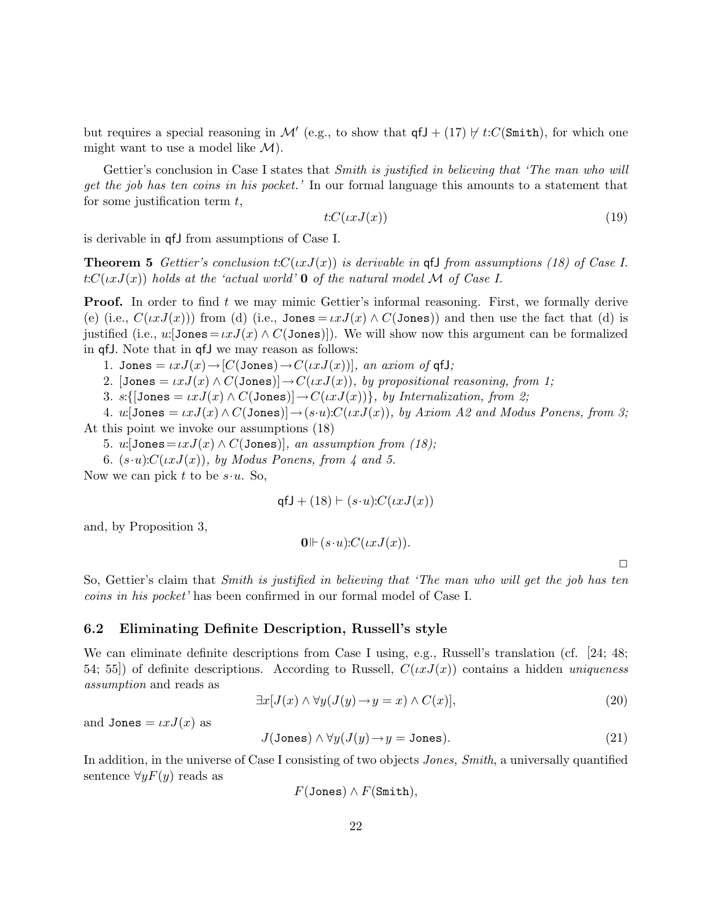but requires a special reasoning in $\mathcal{M}'$ (e.g., to show that $\mathsf{qfJ} + (17) \not\vdash t{:}C(\mathtt{Smith})$, for which one might want to use a model like $\mathcal{M}$).

Gettier's conclusion in Case I states that *Smith is justified in believing that 'The man who will get the job has ten coins in his pocket.'* In our formal language this amounts to a statement that for some justification term $t$,

$$t{:}C(\iota x J(x)) \tag{19}$$

is derivable in qfJ from assumptions of Case I.

**Theorem 5** *Gettier's conclusion $t{:}C(\iota x J(x))$ is derivable in* qfJ *from assumptions (18) of Case I. $t{:}C(\iota x J(x))$ holds at the 'actual world' $\mathbf{0}$ of the natural model $\mathcal{M}$ of Case I.*

**Proof.** In order to find $t$ we may mimic Gettier's informal reasoning. First, we formally derive (e) (i.e., $C(\iota x J(x))$) from (d) (i.e., $\mathtt{Jones} = \iota x J(x) \wedge C(\mathtt{Jones})$) and then use the fact that (d) is justified (i.e., $u{:}[\mathtt{Jones} = \iota x J(x) \wedge C(\mathtt{Jones})]$). We will show now this argument can be formalized in qfJ. Note that in qfJ we may reason as follows:

1. $\mathtt{Jones} = \iota x J(x) \rightarrow [C(\mathtt{Jones}) \rightarrow C(\iota x J(x))]$, *an axiom of* qfJ*;*
2. $[\mathtt{Jones} = \iota x J(x) \wedge C(\mathtt{Jones})] \rightarrow C(\iota x J(x))$, *by propositional reasoning, from 1;*
3. $s{:}\{[\mathtt{Jones} = \iota x J(x) \wedge C(\mathtt{Jones})] \rightarrow C(\iota x J(x))\}$, *by Internalization, from 2;*
4. $u{:}[\mathtt{Jones} = \iota x J(x) \wedge C(\mathtt{Jones})] \rightarrow (s{\cdot}u){:}C(\iota x J(x))$, *by Axiom A2 and Modus Ponens, from 3;*

At this point we invoke our assumptions (18)

5. $u{:}[\mathtt{Jones} = \iota x J(x) \wedge C(\mathtt{Jones})]$, *an assumption from (18);*
6. $(s{\cdot}u){:}C(\iota x J(x))$, *by Modus Ponens, from 4 and 5.*

Now we can pick $t$ to be $s{\cdot}u$. So,

$$\mathsf{qfJ} + (18) \vdash (s{\cdot}u){:}C(\iota x J(x))$$

and, by Proposition 3,

$$\mathbf{0} \Vdash (s{\cdot}u){:}C(\iota x J(x)).$$

□

So, Gettier's claim that *Smith is justified in believing that 'The man who will get the job has ten coins in his pocket'* has been confirmed in our formal model of Case I.

### 6.2 Eliminating Definite Description, Russell's style

We can eliminate definite descriptions from Case I using, e.g., Russell's translation (cf. [24; 48; 54; 55]) of definite descriptions. According to Russell, $C(\iota x J(x))$ contains a hidden *uniqueness assumption* and reads as

$$\exists x[J(x) \wedge \forall y(J(y) \rightarrow y = x) \wedge C(x)], \tag{20}$$

and $\mathtt{Jones} = \iota x J(x)$ as

$$J(\mathtt{Jones}) \wedge \forall y(J(y) \rightarrow y = \mathtt{Jones}). \tag{21}$$

In addition, in the universe of Case I consisting of two objects *Jones, Smith*, a universally quantified sentence $\forall y F(y)$ reads as

$$F(\mathtt{Jones}) \wedge F(\mathtt{Smith}),$$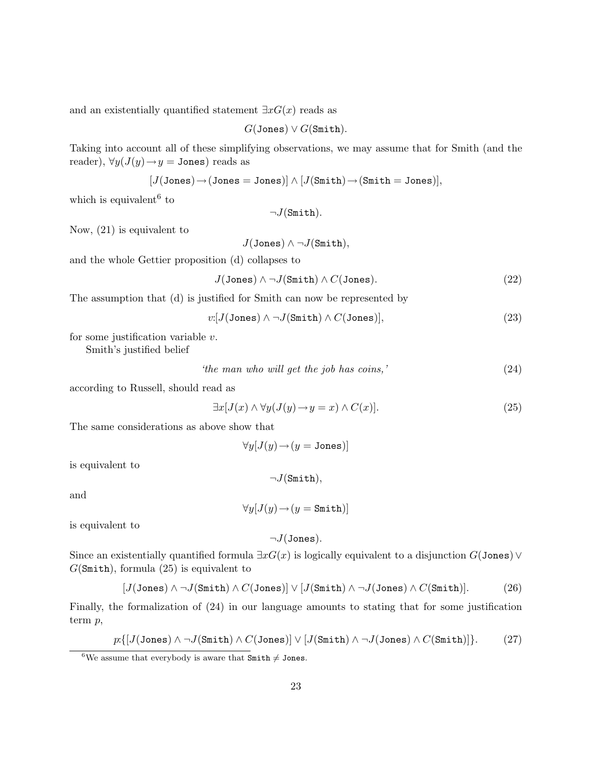and an existentially quantified statement $\exists x G(x)$ reads as

$$G(\texttt{Jones}) \vee G(\texttt{Smith}).$$

Taking into account all of these simplifying observations, we may assume that for Smith (and the reader), $\forall y(J(y) \rightarrow y = \texttt{Jones})$ reads as

$$[J(\texttt{Jones}) \rightarrow (\texttt{Jones} = \texttt{Jones})] \wedge [J(\texttt{Smith}) \rightarrow (\texttt{Smith} = \texttt{Jones})],$$

which is equivalent[6] to

$$\neg J(\texttt{Smith}).$$

Now, (21) is equivalent to

$$J(\texttt{Jones}) \wedge \neg J(\texttt{Smith}),$$

and the whole Gettier proposition (d) collapses to

$$J(\texttt{Jones}) \wedge \neg J(\texttt{Smith}) \wedge C(\texttt{Jones}). \tag{22}$$

The assumption that (d) is justified for Smith can now be represented by

$$v{:}[J(\texttt{Jones}) \wedge \neg J(\texttt{Smith}) \wedge C(\texttt{Jones})], \tag{23}$$

for some justification variable $v$.

Smith's justified belief

$$\textit{`the man who will get the job has coins,'} \tag{24}$$

according to Russell, should read as

$$\exists x[J(x) \wedge \forall y(J(y) \rightarrow y = x) \wedge C(x)]. \tag{25}$$

The same considerations as above show that

$$\forall y[J(y) \rightarrow (y = \texttt{Jones})]$$

is equivalent to

$$\neg J(\texttt{Smith}),$$

and

$$\forall y[J(y) \rightarrow (y = \texttt{Smith})]$$

is equivalent to

$$\neg J(\texttt{Jones}).$$

Since an existentially quantified formula $\exists x G(x)$ is logically equivalent to a disjunction $G(\texttt{Jones}) \vee G(\texttt{Smith})$, formula (25) is equivalent to

$$[J(\texttt{Jones}) \wedge \neg J(\texttt{Smith}) \wedge C(\texttt{Jones})] \vee [J(\texttt{Smith}) \wedge \neg J(\texttt{Jones}) \wedge C(\texttt{Smith})]. \tag{26}$$

Finally, the formalization of (24) in our language amounts to stating that for some justification term $p$,

$$p{:}\{[J(\texttt{Jones}) \wedge \neg J(\texttt{Smith}) \wedge C(\texttt{Jones})] \vee [J(\texttt{Smith}) \wedge \neg J(\texttt{Jones}) \wedge C(\texttt{Smith})]\}. \tag{27}$$

[6] We assume that everybody is aware that $\texttt{Smith} \neq \texttt{Jones}$.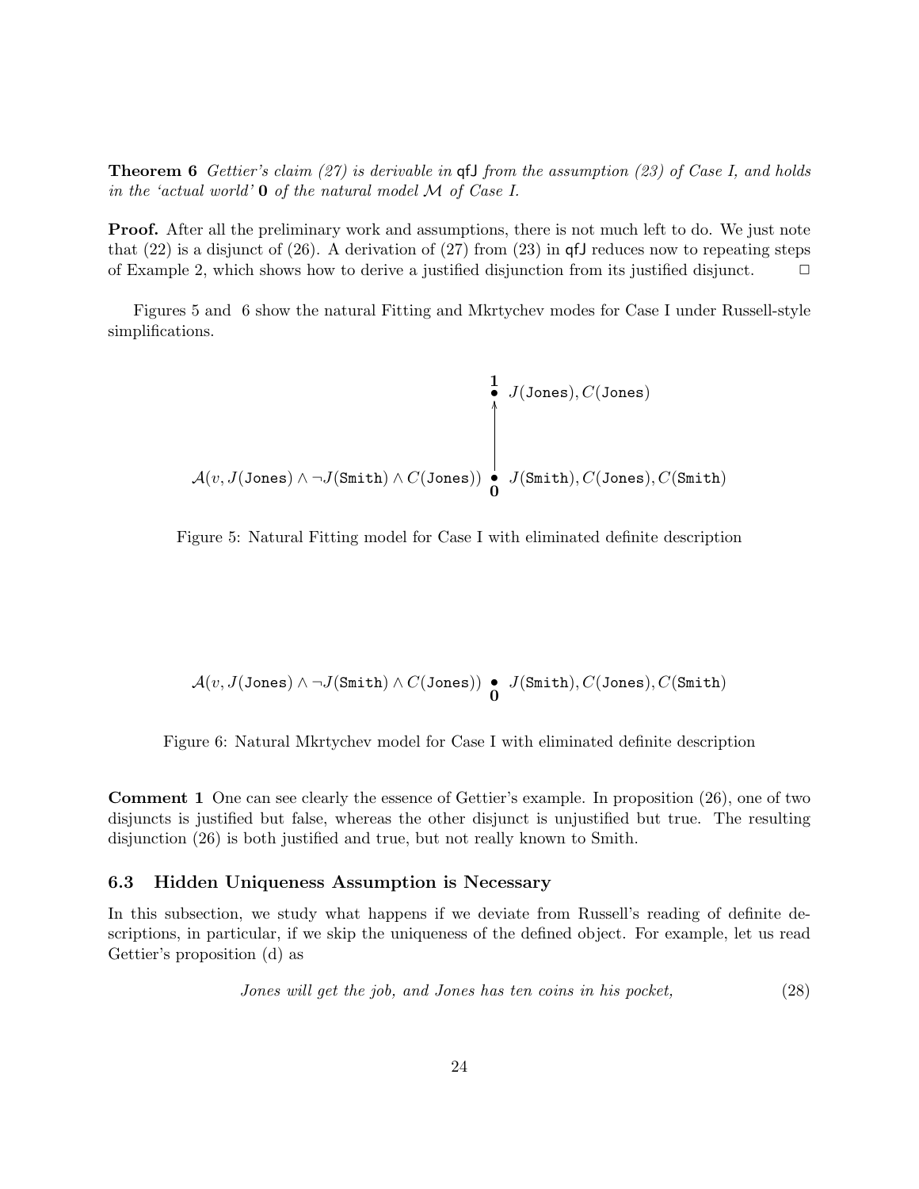**Theorem 6** *Gettier's claim (27) is derivable in* qfJ *from the assumption (23) of Case I, and holds in the 'actual world'* **0** *of the natural model* $\mathcal{M}$ *of Case I.*

**Proof.** After all the preliminary work and assumptions, there is not much left to do. We just note that (22) is a disjunct of (26). A derivation of (27) from (23) in qfJ reduces now to repeating steps of Example 2, which shows how to derive a justified disjunction from its justified disjunct. □

Figures 5 and 6 show the natural Fitting and Mkrtychev modes for Case I under Russell-style simplifications.

$$
\begin{array}{c}
\mathbf{1} \bullet \; J(\texttt{Jones}), C(\texttt{Jones}) \\
\uparrow \\
\mathcal{A}(v, J(\texttt{Jones}) \wedge \neg J(\texttt{Smith}) \wedge C(\texttt{Jones})) \; \underset{\mathbf{0}}{\bullet} \; J(\texttt{Smith}), C(\texttt{Jones}), C(\texttt{Smith})
\end{array}
$$

Figure 5: Natural Fitting model for Case I with eliminated definite description

$$
\mathcal{A}(v, J(\texttt{Jones}) \wedge \neg J(\texttt{Smith}) \wedge C(\texttt{Jones})) \; \underset{\mathbf{0}}{\bullet} \; J(\texttt{Smith}), C(\texttt{Jones}), C(\texttt{Smith})
$$

Figure 6: Natural Mkrtychev model for Case I with eliminated definite description

**Comment 1** One can see clearly the essence of Gettier's example. In proposition (26), one of two disjuncts is justified but false, whereas the other disjunct is unjustified but true. The resulting disjunction (26) is both justified and true, but not really known to Smith.

### 6.3 Hidden Uniqueness Assumption is Necessary

In this subsection, we study what happens if we deviate from Russell's reading of definite descriptions, in particular, if we skip the uniqueness of the defined object. For example, let us read Gettier's proposition (d) as

*Jones will get the job, and Jones has ten coins in his pocket,* (28)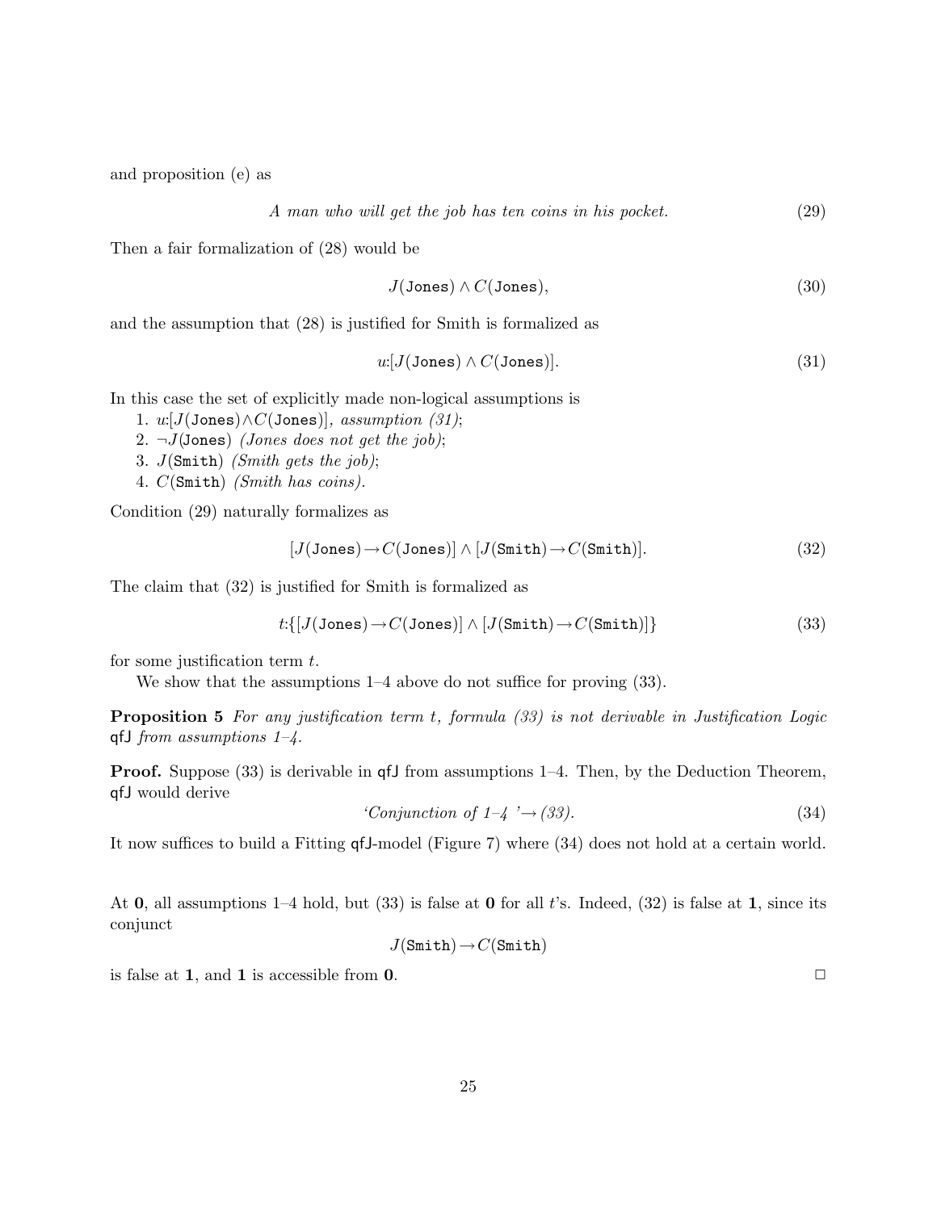and proposition (e) as

$$\textit{A man who will get the job has ten coins in his pocket.} \tag{29}$$

Then a fair formalization of (28) would be

$$J(\texttt{Jones}) \wedge C(\texttt{Jones}), \tag{30}$$

and the assumption that (28) is justified for Smith is formalized as

$$u{:}[J(\texttt{Jones}) \wedge C(\texttt{Jones})]. \tag{31}$$

In this case the set of explicitly made non-logical assumptions is

1. $u{:}[J(\texttt{Jones}) \wedge C(\texttt{Jones})]$, *assumption (31)*;
2. $\neg J(\texttt{Jones})$ *(Jones does not get the job)*;
3. $J(\texttt{Smith})$ *(Smith gets the job)*;
4. $C(\texttt{Smith})$ *(Smith has coins)*.

Condition (29) naturally formalizes as

$$[J(\texttt{Jones}) \rightarrow C(\texttt{Jones})] \wedge [J(\texttt{Smith}) \rightarrow C(\texttt{Smith})]. \tag{32}$$

The claim that (32) is justified for Smith is formalized as

$$t{:}\{[J(\texttt{Jones}) \rightarrow C(\texttt{Jones})] \wedge [J(\texttt{Smith}) \rightarrow C(\texttt{Smith})]\} \tag{33}$$

for some justification term $t$.

We show that the assumptions 1–4 above do not suffice for proving (33).

**Proposition 5** *For any justification term $t$, formula (33) is not derivable in Justification Logic* qfJ *from assumptions 1–4.*

**Proof.** Suppose (33) is derivable in qfJ from assumptions 1–4. Then, by the Deduction Theorem, qfJ would derive

$$\text{'}\textit{Conjunction of 1–4}\text{'} \rightarrow \textit{(33)}. \tag{34}$$

It now suffices to build a Fitting qfJ-model (Figure 7) where (34) does not hold at a certain world.

At **0**, all assumptions 1–4 hold, but (33) is false at **0** for all $t$'s. Indeed, (32) is false at **1**, since its conjunct

$$J(\texttt{Smith}) \rightarrow C(\texttt{Smith})$$

is false at **1**, and **1** is accessible from **0**. □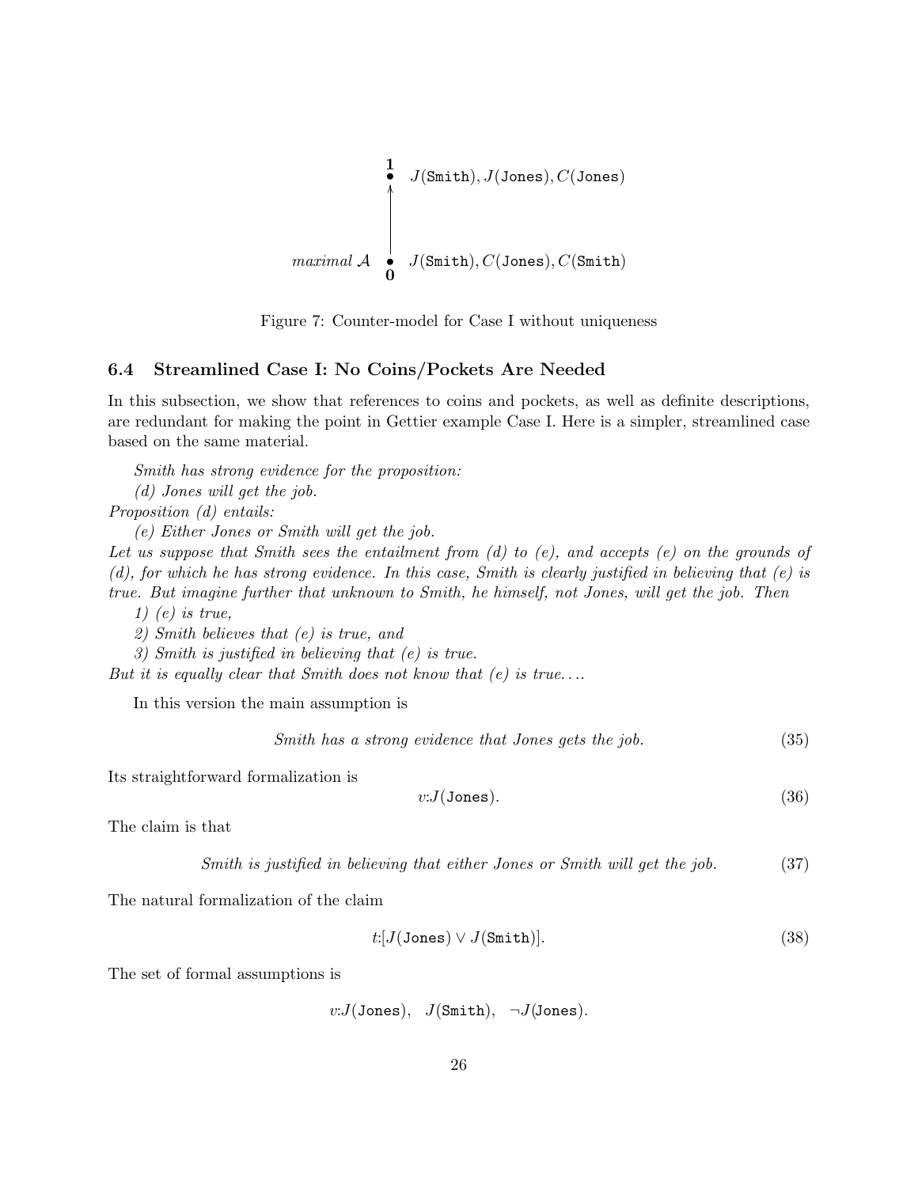$$
\begin{array}{ll}
\mathbf{1} & J(\texttt{Smith}), J(\texttt{Jones}), C(\texttt{Jones}) \\
\uparrow & \\
\textit{maximal } \mathcal{A} \quad \mathbf{0} & J(\texttt{Smith}), C(\texttt{Jones}), C(\texttt{Smith})
\end{array}
$$

Figure 7: Counter-model for Case I without uniqueness

### 6.4 Streamlined Case I: No Coins/Pockets Are Needed

In this subsection, we show that references to coins and pockets, as well as definite descriptions, are redundant for making the point in Gettier example Case I. Here is a simpler, streamlined case based on the same material.

*Smith has strong evidence for the proposition:*

*(d) Jones will get the job.*

*Proposition (d) entails:*

*(e) Either Jones or Smith will get the job.*

*Let us suppose that Smith sees the entailment from (d) to (e), and accepts (e) on the grounds of (d), for which he has strong evidence. In this case, Smith is clearly justified in believing that (e) is true. But imagine further that unknown to Smith, he himself, not Jones, will get the job. Then*

*1) (e) is true,*

*2) Smith believes that (e) is true, and*

*3) Smith is justified in believing that (e) is true.*

*But it is equally clear that Smith does not know that (e) is true....*

In this version the main assumption is

$$\textit{Smith has a strong evidence that Jones gets the job.} \tag{35}$$

Its straightforward formalization is

$$v{:}J(\texttt{Jones}). \tag{36}$$

The claim is that

$$\textit{Smith is justified in believing that either Jones or Smith will get the job.} \tag{37}$$

The natural formalization of the claim

$$t{:}[J(\texttt{Jones}) \vee J(\texttt{Smith})]. \tag{38}$$

The set of formal assumptions is

$$v{:}J(\texttt{Jones}), \quad J(\texttt{Smith}), \quad \neg J(\texttt{Jones}).$$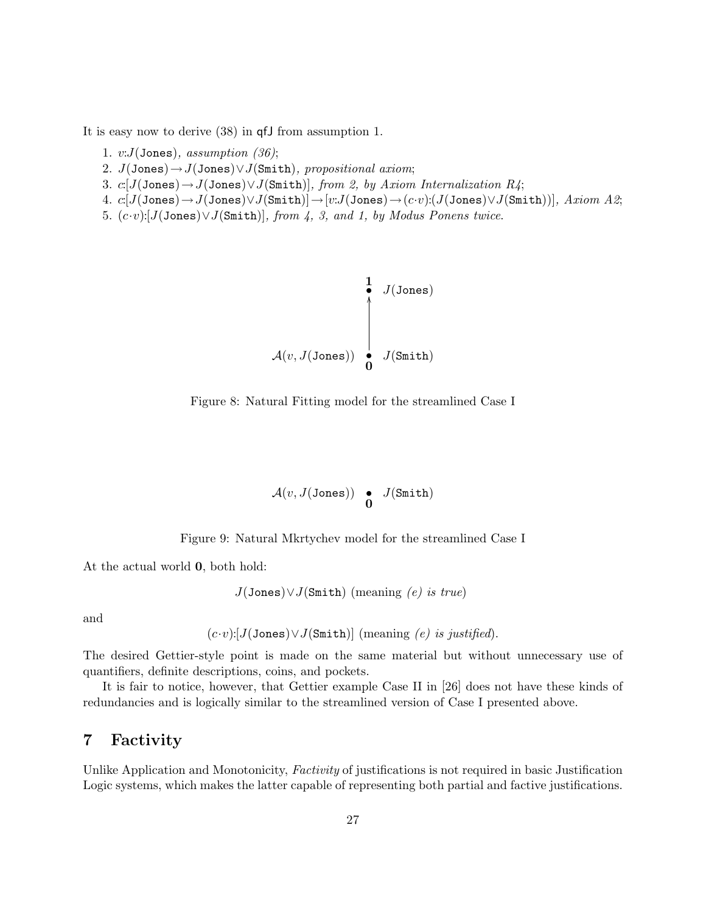It is easy now to derive (38) in qfJ from assumption 1.

1. $v{:}J(\texttt{Jones})$, *assumption (36)*;
2. $J(\texttt{Jones}) \rightarrow J(\texttt{Jones}) \vee J(\texttt{Smith})$, *propositional axiom*;
3. $c{:}[J(\texttt{Jones}) \rightarrow J(\texttt{Jones}) \vee J(\texttt{Smith})]$, *from 2, by Axiom Internalization R4*;
4. $c{:}[J(\texttt{Jones}) \rightarrow J(\texttt{Jones}) \vee J(\texttt{Smith})] \rightarrow [v{:}J(\texttt{Jones}) \rightarrow (c{\cdot}v){:}(J(\texttt{Jones}) \vee J(\texttt{Smith}))]$, *Axiom A2*;
5. $(c{\cdot}v){:}[J(\texttt{Jones}) \vee J(\texttt{Smith})]$, *from 4, 3, and 1, by Modus Ponens twice.*

$\mathbf{1}$ • $J(\texttt{Jones})$

↑

$\mathcal{A}(v, J(\texttt{Jones}))$ • $J(\texttt{Smith})$
$\mathbf{0}$

Figure 8: Natural Fitting model for the streamlined Case I

$\mathcal{A}(v, J(\texttt{Jones}))$ • $J(\texttt{Smith})$
$\mathbf{0}$

Figure 9: Natural Mkrtychev model for the streamlined Case I

At the actual world $\mathbf{0}$, both hold:

$$J(\texttt{Jones}) \vee J(\texttt{Smith}) \text{ (meaning } \textit{(e) is true}\text{)}$$

and

$$(c{\cdot}v){:}[J(\texttt{Jones}) \vee J(\texttt{Smith})] \text{ (meaning } \textit{(e) is justified}\text{)}.$$

The desired Gettier-style point is made on the same material but without unnecessary use of quantifiers, definite descriptions, coins, and pockets.

It is fair to notice, however, that Gettier example Case II in [26] does not have these kinds of redundancies and is logically similar to the streamlined version of Case I presented above.

## 7 Factivity

Unlike Application and Monotonicity, *Factivity* of justifications is not required in basic Justification Logic systems, which makes the latter capable of representing both partial and factive justifications.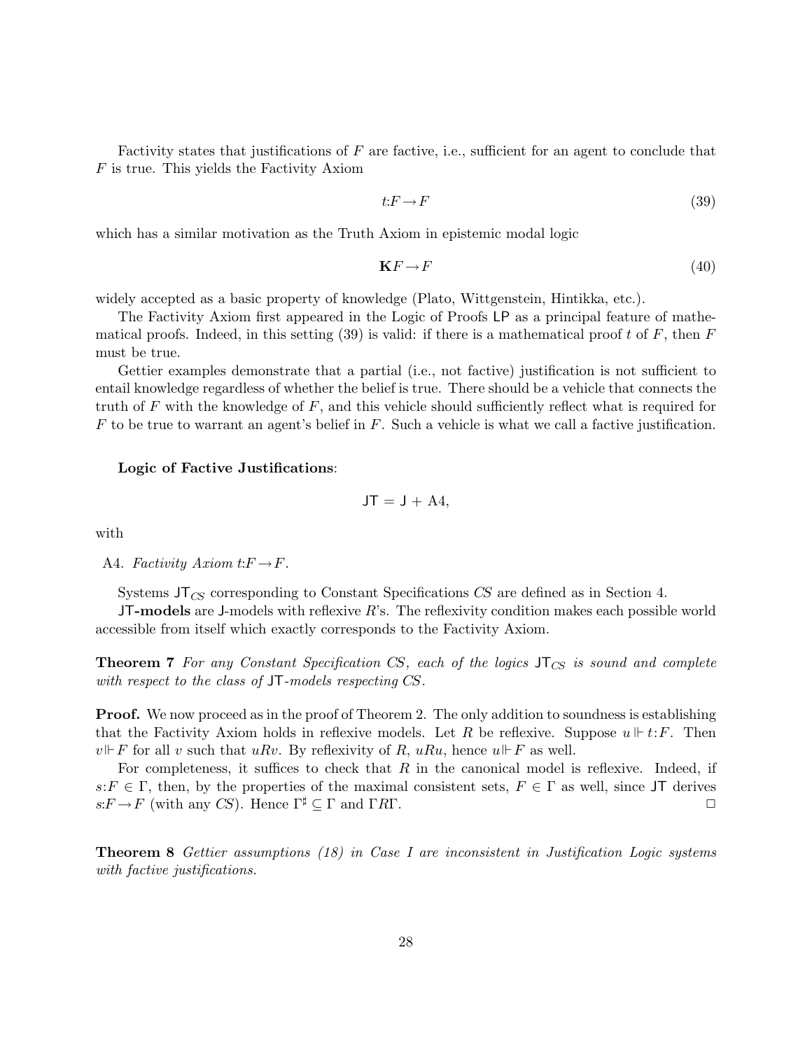Factivity states that justifications of $F$ are factive, i.e., sufficient for an agent to conclude that $F$ is true. This yields the Factivity Axiom

$$t{:}F \rightarrow F \tag{39}$$

which has a similar motivation as the Truth Axiom in epistemic modal logic

$$\mathbf{K}F \rightarrow F \tag{40}$$

widely accepted as a basic property of knowledge (Plato, Wittgenstein, Hintikka, etc.).

The Factivity Axiom first appeared in the Logic of Proofs $\mathsf{LP}$ as a principal feature of mathematical proofs. Indeed, in this setting (39) is valid: if there is a mathematical proof $t$ of $F$, then $F$ must be true.

Gettier examples demonstrate that a partial (i.e., not factive) justification is not sufficient to entail knowledge regardless of whether the belief is true. There should be a vehicle that connects the truth of $F$ with the knowledge of $F$, and this vehicle should sufficiently reflect what is required for $F$ to be true to warrant an agent's belief in $F$. Such a vehicle is what we call a factive justification.

**Logic of Factive Justifications**:

$$\mathsf{JT} = \mathsf{J} + \text{A4},$$

with

A4. *Factivity Axiom* $t{:}F \rightarrow F$.

Systems $\mathsf{JT}_{CS}$ corresponding to Constant Specifications $CS$ are defined as in Section 4.

**$\mathsf{JT}$-models** are $\mathsf{J}$-models with reflexive $R$'s. The reflexivity condition makes each possible world accessible from itself which exactly corresponds to the Factivity Axiom.

**Theorem 7** *For any Constant Specification $CS$, each of the logics $\mathsf{JT}_{CS}$ is sound and complete with respect to the class of $\mathsf{JT}$-models respecting $CS$.*

**Proof.** We now proceed as in the proof of Theorem 2. The only addition to soundness is establishing that the Factivity Axiom holds in reflexive models. Let $R$ be reflexive. Suppose $u \Vdash t{:}F$. Then $v \Vdash F$ for all $v$ such that $uRv$. By reflexivity of $R$, $uRu$, hence $u \Vdash F$ as well.

For completeness, it suffices to check that $R$ in the canonical model is reflexive. Indeed, if $s{:}F \in \Gamma$, then, by the properties of the maximal consistent sets, $F \in \Gamma$ as well, since $\mathsf{JT}$ derives $s{:}F \rightarrow F$ (with any $CS$). Hence $\Gamma^\sharp \subseteq \Gamma$ and $\Gamma R \Gamma$. $\square$

**Theorem 8** *Gettier assumptions (18) in Case I are inconsistent in Justification Logic systems with factive justifications.*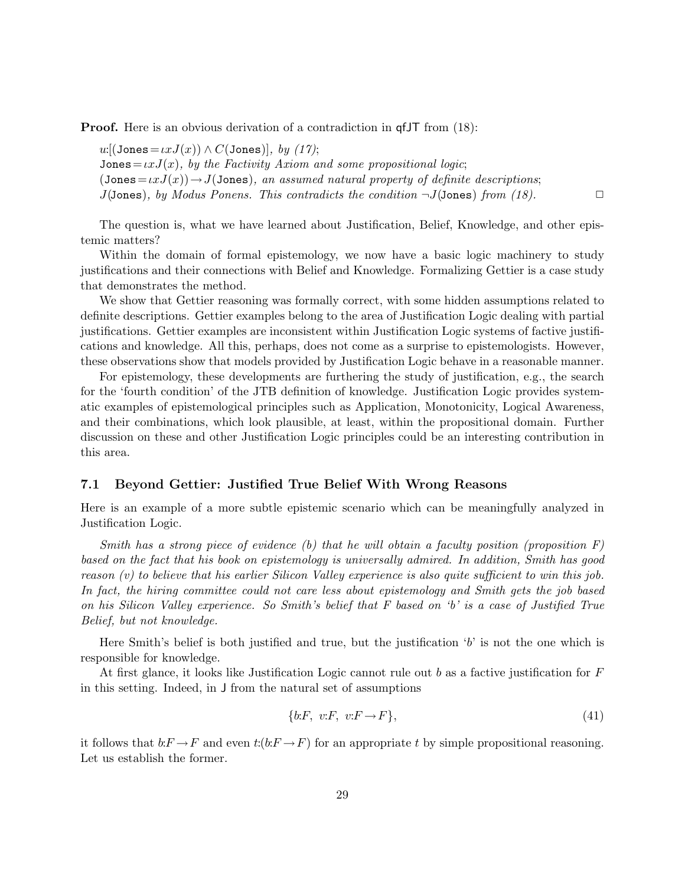**Proof.** Here is an obvious derivation of a contradiction in qfJT from (18):

$u{:}[(\mathtt{Jones}=\iota x J(x)) \wedge C(\mathtt{Jones})]$, *by (17)*;
$\mathtt{Jones}=\iota x J(x)$, *by the Factivity Axiom and some propositional logic*;
$(\mathtt{Jones}=\iota x J(x)) \rightarrow J(\mathtt{Jones})$, *an assumed natural property of definite descriptions*;
$J(\mathtt{Jones})$, *by Modus Ponens. This contradicts the condition* $\neg J(\mathtt{Jones})$ *from (18).* □

The question is, what we have learned about Justification, Belief, Knowledge, and other epistemic matters?

Within the domain of formal epistemology, we now have a basic logic machinery to study justifications and their connections with Belief and Knowledge. Formalizing Gettier is a case study that demonstrates the method.

We show that Gettier reasoning was formally correct, with some hidden assumptions related to definite descriptions. Gettier examples belong to the area of Justification Logic dealing with partial justifications. Gettier examples are inconsistent within Justification Logic systems of factive justifications and knowledge. All this, perhaps, does not come as a surprise to epistemologists. However, these observations show that models provided by Justification Logic behave in a reasonable manner.

For epistemology, these developments are furthering the study of justification, e.g., the search for the 'fourth condition' of the JTB definition of knowledge. Justification Logic provides systematic examples of epistemological principles such as Application, Monotonicity, Logical Awareness, and their combinations, which look plausible, at least, within the propositional domain. Further discussion on these and other Justification Logic principles could be an interesting contribution in this area.

### 7.1 Beyond Gettier: Justified True Belief With Wrong Reasons

Here is an example of a more subtle epistemic scenario which can be meaningfully analyzed in Justification Logic.

*Smith has a strong piece of evidence (b) that he will obtain a faculty position (proposition F) based on the fact that his book on epistemology is universally admired. In addition, Smith has good reason (v) to believe that his earlier Silicon Valley experience is also quite sufficient to win this job. In fact, the hiring committee could not care less about epistemology and Smith gets the job based on his Silicon Valley experience. So Smith's belief that F based on 'b' is a case of Justified True Belief, but not knowledge.*

Here Smith's belief is both justified and true, but the justification '$b$' is not the one which is responsible for knowledge.

At first glance, it looks like Justification Logic cannot rule out $b$ as a factive justification for $F$ in this setting. Indeed, in J from the natural set of assumptions

$$\{b{:}F,\ v{:}F,\ v{:}F \rightarrow F\}, \tag{41}$$

it follows that $b{:}F \rightarrow F$ and even $t{:}(b{:}F \rightarrow F)$ for an appropriate $t$ by simple propositional reasoning. Let us establish the former.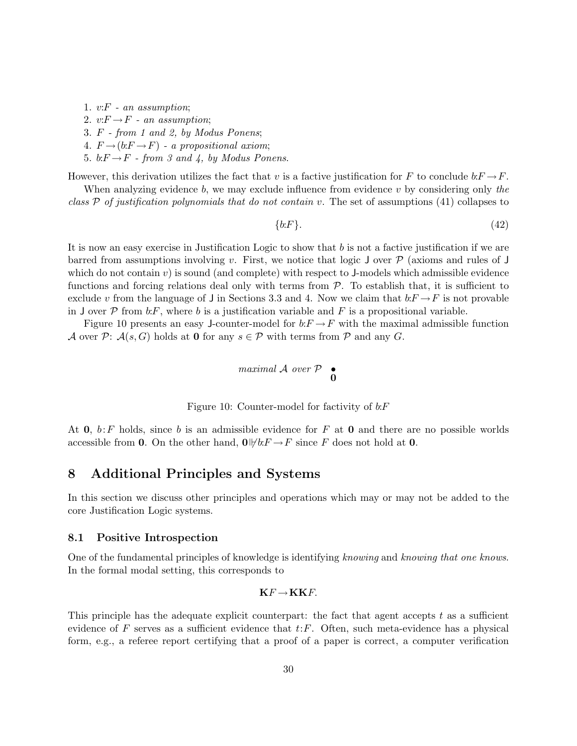1. $v{:}F$ - *an assumption*;
2. $v{:}F \rightarrow F$ - *an assumption*;
3. $F$ - *from 1 and 2, by Modus Ponens*;
4. $F \rightarrow (b{:}F \rightarrow F)$ - *a propositional axiom*;
5. $b{:}F \rightarrow F$ - *from 3 and 4, by Modus Ponens.*

However, this derivation utilizes the fact that $v$ is a factive justification for $F$ to conclude $b{:}F \rightarrow F$.

When analyzing evidence $b$, we may exclude influence from evidence $v$ by considering only *the class $\mathcal{P}$ of justification polynomials that do not contain $v$*. The set of assumptions (41) collapses to

$$\{b{:}F\}. \tag{42}$$

It is now an easy exercise in Justification Logic to show that $b$ is not a factive justification if we are barred from assumptions involving $v$. First, we notice that logic $\mathsf{J}$ over $\mathcal{P}$ (axioms and rules of $\mathsf{J}$ which do not contain $v$) is sound (and complete) with respect to $\mathsf{J}$-models which admissible evidence functions and forcing relations deal only with terms from $\mathcal{P}$. To establish that, it is sufficient to exclude $v$ from the language of $\mathsf{J}$ in Sections 3.3 and 4. Now we claim that $b{:}F \rightarrow F$ is not provable in $\mathsf{J}$ over $\mathcal{P}$ from $b{:}F$, where $b$ is a justification variable and $F$ is a propositional variable.

Figure 10 presents an easy $\mathsf{J}$-counter-model for $b{:}F \rightarrow F$ with the maximal admissible function $\mathcal{A}$ over $\mathcal{P}$: $\mathcal{A}(s, G)$ holds at $\mathbf{0}$ for any $s \in \mathcal{P}$ with terms from $\mathcal{P}$ and any $G$.

*maximal $\mathcal{A}$ over $\mathcal{P}$* $\bullet$ $\mathbf{0}$

Figure 10: Counter-model for factivity of $b{:}F$

At $\mathbf{0}$, $b{:}F$ holds, since $b$ is an admissible evidence for $F$ at $\mathbf{0}$ and there are no possible worlds accessible from $\mathbf{0}$. On the other hand, $\mathbf{0} \not\Vdash b{:}F \rightarrow F$ since $F$ does not hold at $\mathbf{0}$.

# 8 Additional Principles and Systems

In this section we discuss other principles and operations which may or may not be added to the core Justification Logic systems.

## 8.1 Positive Introspection

One of the fundamental principles of knowledge is identifying *knowing* and *knowing that one knows*. In the formal modal setting, this corresponds to

$$\mathbf{K}F \rightarrow \mathbf{K}\mathbf{K}F.$$

This principle has the adequate explicit counterpart: the fact that agent accepts $t$ as a sufficient evidence of $F$ serves as a sufficient evidence that $t{:}F$. Often, such meta-evidence has a physical form, e.g., a referee report certifying that a proof of a paper is correct, a computer verification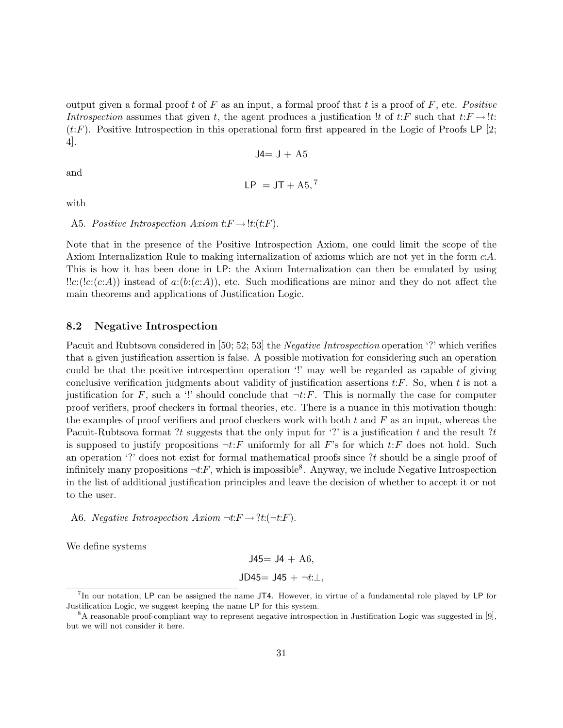output given a formal proof $t$ of $F$ as an input, a formal proof that $t$ is a proof of $F$, etc. *Positive Introspection* assumes that given $t$, the agent produces a justification $!t$ of $t{:}F$ such that $t{:}F \rightarrow !t{:}(t{:}F)$. Positive Introspection in this operational form first appeared in the Logic of Proofs LP [2; 4].

$$\mathsf{J4} = \mathsf{J} + \mathrm{A5}$$

and

$$\mathsf{LP} \; = \mathsf{JT} + \mathrm{A5},$$ [7]

with

A5. *Positive Introspection Axiom* $t{:}F \rightarrow !t{:}(t{:}F)$.

Note that in the presence of the Positive Introspection Axiom, one could limit the scope of the Axiom Internalization Rule to making internalization of axioms which are not yet in the form $c{:}A$. This is how it has been done in LP: the Axiom Internalization can then be emulated by using $!!c{:}(!c{:}(c{:}A))$ instead of $a{:}(b{:}(c{:}A))$, etc. Such modifications are minor and they do not affect the main theorems and applications of Justification Logic.

### 8.2 Negative Introspection

Pacuit and Rubtsova considered in [50; 52; 53] the *Negative Introspection* operation '?' which verifies that a given justification assertion is false. A possible motivation for considering such an operation could be that the positive introspection operation '!' may well be regarded as capable of giving conclusive verification judgments about validity of justification assertions $t{:}F$. So, when $t$ is not a justification for $F$, such a '!' should conclude that $\neg t{:}F$. This is normally the case for computer proof verifiers, proof checkers in formal theories, etc. There is a nuance in this motivation though: the examples of proof verifiers and proof checkers work with both $t$ and $F$ as an input, whereas the Pacuit-Rubtsova format $?t$ suggests that the only input for '?' is a justification $t$ and the result $?t$ is supposed to justify propositions $\neg t{:}F$ uniformly for all $F$'s for which $t{:}F$ does not hold. Such an operation '?' does not exist for formal mathematical proofs since $?t$ should be a single proof of infinitely many propositions $\neg t{:}F$, which is impossible[8]. Anyway, we include Negative Introspection in the list of additional justification principles and leave the decision of whether to accept it or not to the user.

A6. *Negative Introspection Axiom* $\neg t{:}F \rightarrow ?t{:}(\neg t{:}F)$.

We define systems

$$\mathsf{J45} = \mathsf{J4} + \mathrm{A6},$$

$$\mathsf{JD45} = \mathsf{J45} + \neg t{:}\bot,$$

[7] In our notation, LP can be assigned the name JT4. However, in virtue of a fundamental role played by LP for Justification Logic, we suggest keeping the name LP for this system.

[8] A reasonable proof-compliant way to represent negative introspection in Justification Logic was suggested in [9], but we will not consider it here.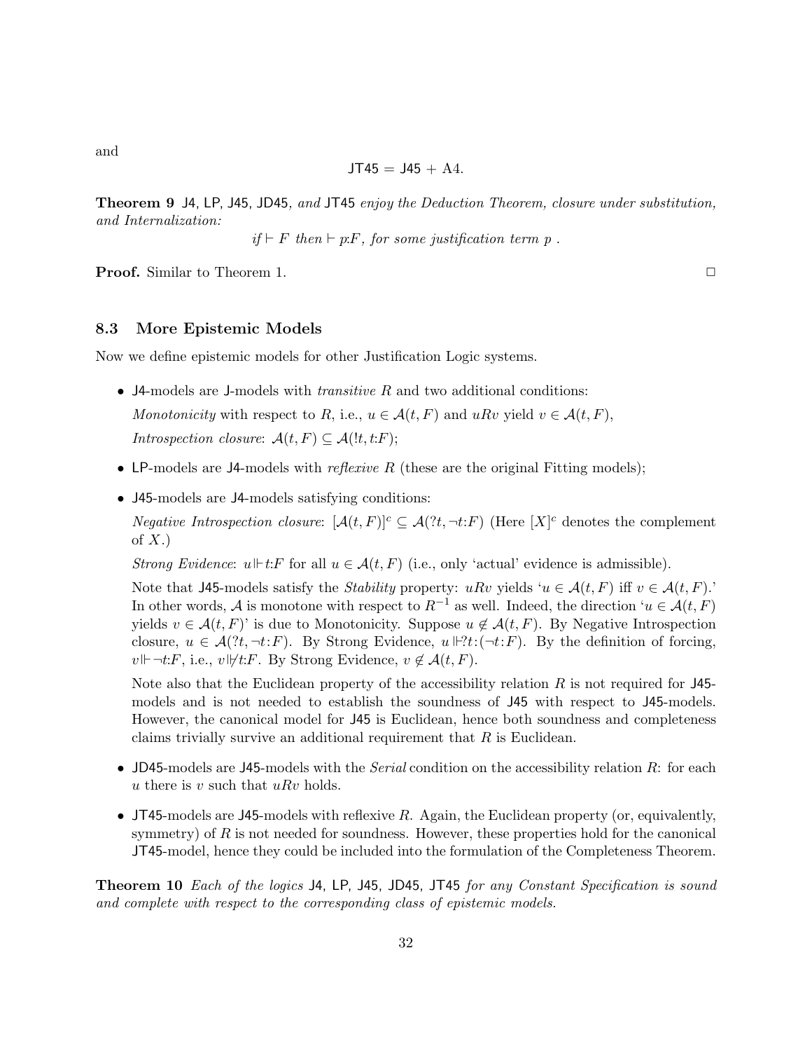and

$$\mathsf{JT45} = \mathsf{J45} + \mathrm{A4}.$$

**Theorem 9** J4, LP, J45, JD45, *and* JT45 *enjoy the Deduction Theorem, closure under substitution, and Internalization:*

$$\textit{if} \vdash F \ \textit{then} \vdash p{:}F, \ \textit{for some justification term } p \ .$$

**Proof.** Similar to Theorem 1. $\Box$

### 8.3 More Epistemic Models

Now we define epistemic models for other Justification Logic systems.

- J4-models are J-models with *transitive* $R$ and two additional conditions:

  *Monotonicity* with respect to $R$, i.e., $u \in \mathcal{A}(t, F)$ and $uRv$ yield $v \in \mathcal{A}(t, F)$,

  *Introspection closure*: $\mathcal{A}(t, F) \subseteq \mathcal{A}(!t, t{:}F)$;

- LP-models are J4-models with *reflexive* $R$ (these are the original Fitting models);

- J45-models are J4-models satisfying conditions:

  *Negative Introspection closure*: $[\mathcal{A}(t, F)]^c \subseteq \mathcal{A}(?t, \neg t{:}F)$ (Here $[X]^c$ denotes the complement of $X$.)

  *Strong Evidence*: $u \Vdash t{:}F$ for all $u \in \mathcal{A}(t, F)$ (i.e., only 'actual' evidence is admissible).

  Note that J45-models satisfy the *Stability* property: $uRv$ yields '$u \in \mathcal{A}(t, F)$ iff $v \in \mathcal{A}(t, F)$.' In other words, $\mathcal{A}$ is monotone with respect to $R^{-1}$ as well. Indeed, the direction '$u \in \mathcal{A}(t, F)$ yields $v \in \mathcal{A}(t, F)$' is due to Monotonicity. Suppose $u \notin \mathcal{A}(t, F)$. By Negative Introspection closure, $u \in \mathcal{A}(?t, \neg t{:}F)$. By Strong Evidence, $u \Vdash ?t{:}(\neg t{:}F)$. By the definition of forcing, $v \Vdash \neg t{:}F$, i.e., $v \nVdash t{:}F$. By Strong Evidence, $v \notin \mathcal{A}(t, F)$.

  Note also that the Euclidean property of the accessibility relation $R$ is not required for J45-models and is not needed to establish the soundness of J45 with respect to J45-models. However, the canonical model for J45 is Euclidean, hence both soundness and completeness claims trivially survive an additional requirement that $R$ is Euclidean.

- JD45-models are J45-models with the *Serial* condition on the accessibility relation $R$: for each $u$ there is $v$ such that $uRv$ holds.

- JT45-models are J45-models with reflexive $R$. Again, the Euclidean property (or, equivalently, symmetry) of $R$ is not needed for soundness. However, these properties hold for the canonical JT45-model, hence they could be included into the formulation of the Completeness Theorem.

**Theorem 10** *Each of the logics* J4, LP, J45, JD45, JT45 *for any Constant Specification is sound and complete with respect to the corresponding class of epistemic models.*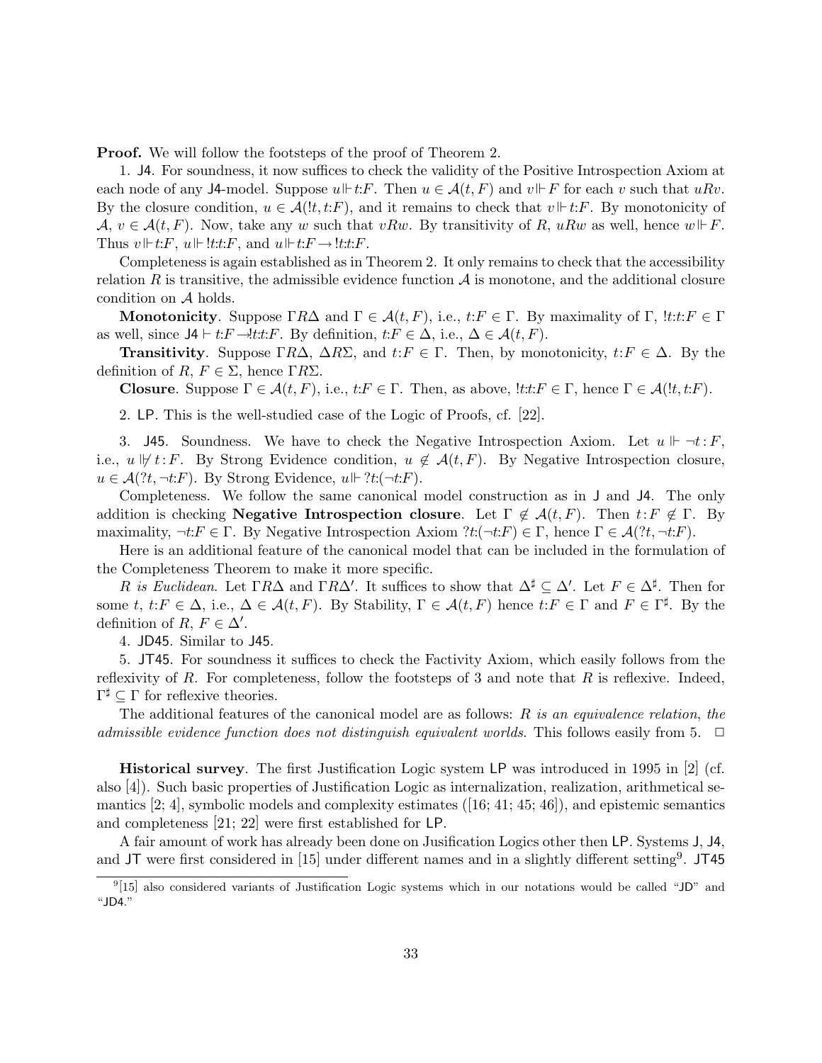**Proof.** We will follow the footsteps of the proof of Theorem 2.

1. J4. For soundness, it now suffices to check the validity of the Positive Introspection Axiom at each node of any J4-model. Suppose $u \Vdash t{:}F$. Then $u \in \mathcal{A}(t, F)$ and $v \Vdash F$ for each $v$ such that $uRv$. By the closure condition, $u \in \mathcal{A}(!t, t{:}F)$, and it remains to check that $v \Vdash t{:}F$. By monotonicity of $\mathcal{A}$, $v \in \mathcal{A}(t, F)$. Now, take any $w$ such that $vRw$. By transitivity of $R$, $uRw$ as well, hence $w \Vdash F$. Thus $v \Vdash t{:}F$, $u \Vdash !t{:}t{:}F$, and $u \Vdash t{:}F \rightarrow !t{:}t{:}F$.

Completeness is again established as in Theorem 2. It only remains to check that the accessibility relation $R$ is transitive, the admissible evidence function $\mathcal{A}$ is monotone, and the additional closure condition on $\mathcal{A}$ holds.

**Monotonicity**. Suppose $\Gamma R \Delta$ and $\Gamma \in \mathcal{A}(t, F)$, i.e., $t{:}F \in \Gamma$. By maximality of $\Gamma$, $!t{:}t{:}F \in \Gamma$ as well, since $\mathsf{J4} \vdash t{:}F \rightarrow !t{:}t{:}F$. By definition, $t{:}F \in \Delta$, i.e., $\Delta \in \mathcal{A}(t, F)$.

**Transitivity**. Suppose $\Gamma R \Delta$, $\Delta R \Sigma$, and $t{:}F \in \Gamma$. Then, by monotonicity, $t{:}F \in \Delta$. By the definition of $R$, $F \in \Sigma$, hence $\Gamma R \Sigma$.

**Closure**. Suppose $\Gamma \in \mathcal{A}(t, F)$, i.e., $t{:}F \in \Gamma$. Then, as above, $!t{:}t{:}F \in \Gamma$, hence $\Gamma \in \mathcal{A}(!t, t{:}F)$.

2. LP. This is the well-studied case of the Logic of Proofs, cf. [22].

3. J45. Soundness. We have to check the Negative Introspection Axiom. Let $u \Vdash \neg t{:}F$, i.e., $u \not\Vdash t{:}F$. By Strong Evidence condition, $u \notin \mathcal{A}(t, F)$. By Negative Introspection closure, $u \in \mathcal{A}(?t, \neg t{:}F)$. By Strong Evidence, $u \Vdash ?t{:}(\neg t{:}F)$.

Completeness. We follow the same canonical model construction as in J and J4. The only addition is checking **Negative Introspection closure**. Let $\Gamma \notin \mathcal{A}(t, F)$. Then $t{:}F \notin \Gamma$. By maximality, $\neg t{:}F \in \Gamma$. By Negative Introspection Axiom $?t{:}(\neg t{:}F) \in \Gamma$, hence $\Gamma \in \mathcal{A}(?t, \neg t{:}F)$.

Here is an additional feature of the canonical model that can be included in the formulation of the Completeness Theorem to make it more specific.

*R is Euclidean.* Let $\Gamma R \Delta$ and $\Gamma R \Delta'$. It suffices to show that $\Delta^\sharp \subseteq \Delta'$. Let $F \in \Delta^\sharp$. Then for some $t$, $t{:}F \in \Delta$, i.e., $\Delta \in \mathcal{A}(t, F)$. By Stability, $\Gamma \in \mathcal{A}(t, F)$ hence $t{:}F \in \Gamma$ and $F \in \Gamma^\sharp$. By the definition of $R$, $F \in \Delta'$.

4. JD45. Similar to J45.

5. JT45. For soundness it suffices to check the Factivity Axiom, which easily follows from the reflexivity of $R$. For completeness, follow the footsteps of 3 and note that $R$ is reflexive. Indeed, $\Gamma^\sharp \subseteq \Gamma$ for reflexive theories.

The additional features of the canonical model are as follows: *R is an equivalence relation, the admissible evidence function does not distinguish equivalent worlds*. This follows easily from 5. $\Box$

**Historical survey**. The first Justification Logic system LP was introduced in 1995 in [2] (cf. also [4]). Such basic properties of Justification Logic as internalization, realization, arithmetical semantics [2; 4], symbolic models and complexity estimates ([16; 41; 45; 46]), and epistemic semantics and completeness [21; 22] were first established for LP.

A fair amount of work has already been done on Jusification Logics other then LP. Systems J, J4, and JT were first considered in [15] under different names and in a slightly different setting[9]. JT45

[9] [15] also considered variants of Justification Logic systems which in our notations would be called "JD" and "JD4."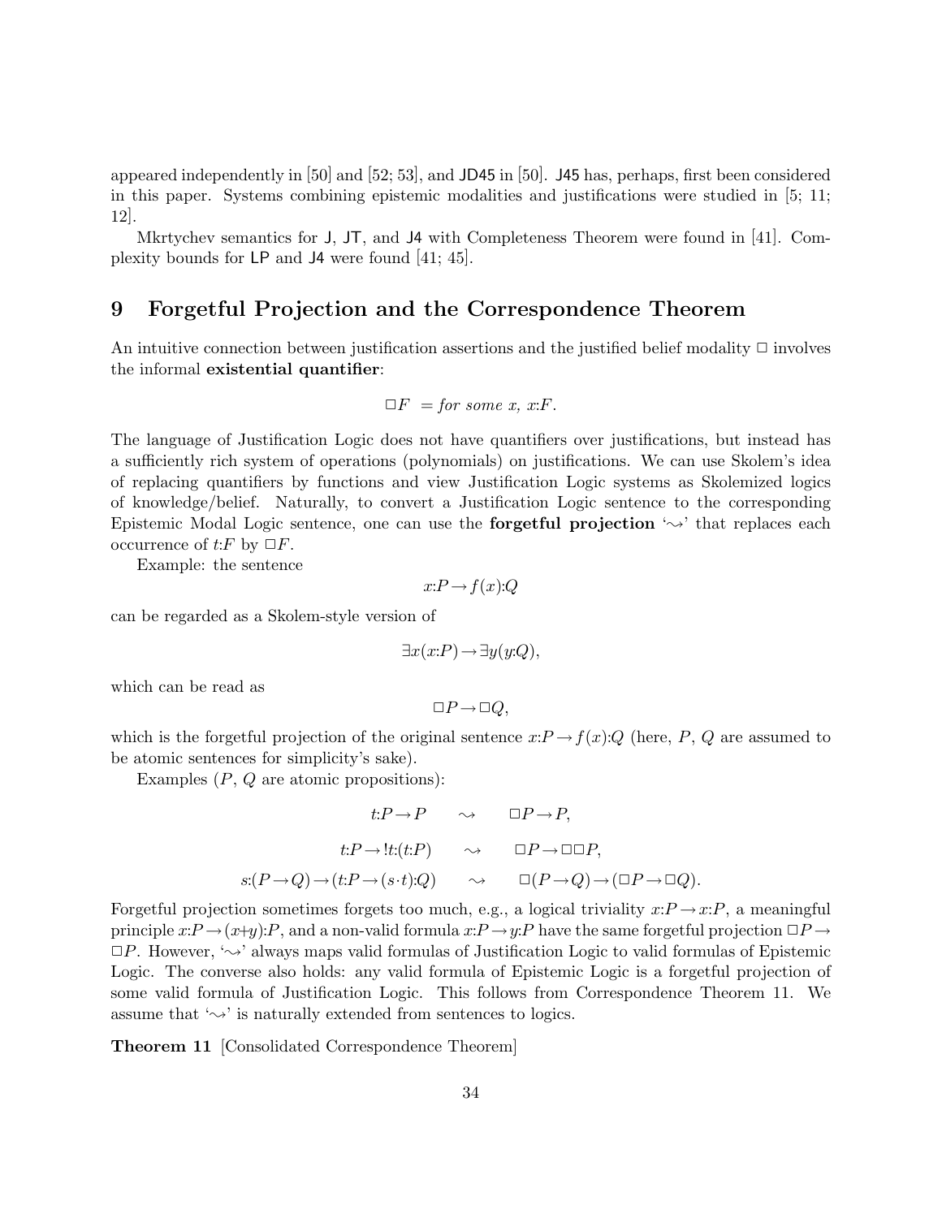appeared independently in [50] and [52; 53], and JD45 in [50]. J45 has, perhaps, first been considered in this paper. Systems combining epistemic modalities and justifications were studied in [5; 11; 12].

Mkrtychev semantics for J, JT, and J4 with Completeness Theorem were found in [41]. Complexity bounds for LP and J4 were found [41; 45].

# 9 Forgetful Projection and the Correspondence Theorem

An intuitive connection between justification assertions and the justified belief modality $\Box$ involves the informal **existential quantifier**:

$$\Box F \ = \textit{for some } x,\ x{:}F.$$

The language of Justification Logic does not have quantifiers over justifications, but instead has a sufficiently rich system of operations (polynomials) on justifications. We can use Skolem's idea of replacing quantifiers by functions and view Justification Logic systems as Skolemized logics of knowledge/belief. Naturally, to convert a Justification Logic sentence to the corresponding Epistemic Modal Logic sentence, one can use the **forgetful projection** '$\rightsquigarrow$' that replaces each occurrence of $t{:}F$ by $\Box F$.

Example: the sentence

$$x{:}P \rightarrow f(x){:}Q$$

can be regarded as a Skolem-style version of

$$\exists x(x{:}P) \rightarrow \exists y(y{:}Q),$$

which can be read as

$$\Box P \rightarrow \Box Q,$$

which is the forgetful projection of the original sentence $x{:}P \rightarrow f(x){:}Q$ (here, $P$, $Q$ are assumed to be atomic sentences for simplicity's sake).

Examples ($P$, $Q$ are atomic propositions):

$$t{:}P \rightarrow P \qquad \rightsquigarrow \qquad \Box P \rightarrow P,$$

$$t{:}P \rightarrow !t{:}(t{:}P) \qquad \rightsquigarrow \qquad \Box P \rightarrow \Box\Box P,$$

$$s{:}(P \rightarrow Q) \rightarrow (t{:}P \rightarrow (s \cdot t){:}Q) \qquad \rightsquigarrow \qquad \Box(P \rightarrow Q) \rightarrow (\Box P \rightarrow \Box Q).$$

Forgetful projection sometimes forgets too much, e.g., a logical triviality $x{:}P \rightarrow x{:}P$, a meaningful principle $x{:}P \rightarrow (x{+}y){:}P$, and a non-valid formula $x{:}P \rightarrow y{:}P$ have the same forgetful projection $\Box P \rightarrow \Box P$. However, '$\rightsquigarrow$' always maps valid formulas of Justification Logic to valid formulas of Epistemic Logic. The converse also holds: any valid formula of Epistemic Logic is a forgetful projection of some valid formula of Justification Logic. This follows from Correspondence Theorem 11. We assume that '$\rightsquigarrow$' is naturally extended from sentences to logics.

**Theorem 11** [Consolidated Correspondence Theorem]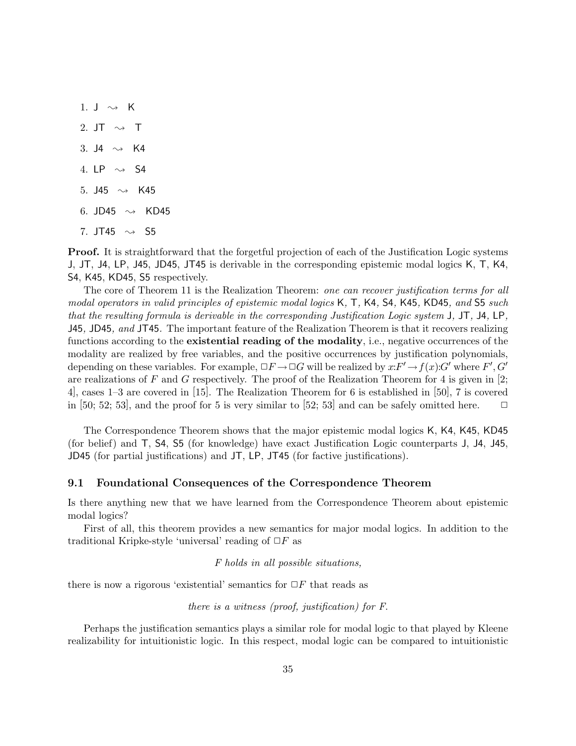1. J $\rightsquigarrow$ K
2. JT $\rightsquigarrow$ T
3. J4 $\rightsquigarrow$ K4
4. LP $\rightsquigarrow$ S4
5. J45 $\rightsquigarrow$ K45
6. JD45 $\rightsquigarrow$ KD45
7. JT45 $\rightsquigarrow$ S5

**Proof.** It is straightforward that the forgetful projection of each of the Justification Logic systems J, JT, J4, LP, J45, JD45, JT45 is derivable in the corresponding epistemic modal logics K, T, K4, S4, K45, KD45, S5 respectively.

The core of Theorem 11 is the Realization Theorem: *one can recover justification terms for all modal operators in valid principles of epistemic modal logics* K, T, K4, S4, K45, KD45, *and* S5 *such that the resulting formula is derivable in the corresponding Justification Logic system* J, JT, J4, LP, J45, JD45, *and* JT45. The important feature of the Realization Theorem is that it recovers realizing functions according to the **existential reading of the modality**, i.e., negative occurrences of the modality are realized by free variables, and the positive occurrences by justification polynomials, depending on these variables. For example, $\Box F \rightarrow \Box G$ will be realized by $x{:}F' \rightarrow f(x){:}G'$ where $F', G'$ are realizations of $F$ and $G$ respectively. The proof of the Realization Theorem for 4 is given in [2; 4], cases 1–3 are covered in [15]. The Realization Theorem for 6 is established in [50], 7 is covered in [50; 52; 53], and the proof for 5 is very similar to [52; 53] and can be safely omitted here. $\Box$

The Correspondence Theorem shows that the major epistemic modal logics K, K4, K45, KD45 (for belief) and T, S4, S5 (for knowledge) have exact Justification Logic counterparts J, J4, J45, JD45 (for partial justifications) and JT, LP, JT45 (for factive justifications).

### 9.1 Foundational Consequences of the Correspondence Theorem

Is there anything new that we have learned from the Correspondence Theorem about epistemic modal logics?

First of all, this theorem provides a new semantics for major modal logics. In addition to the traditional Kripke-style 'universal' reading of $\Box F$ as

*F holds in all possible situations,*

there is now a rigorous 'existential' semantics for $\Box F$ that reads as

*there is a witness (proof, justification) for F.*

Perhaps the justification semantics plays a similar role for modal logic to that played by Kleene realizability for intuitionistic logic. In this respect, modal logic can be compared to intuitionistic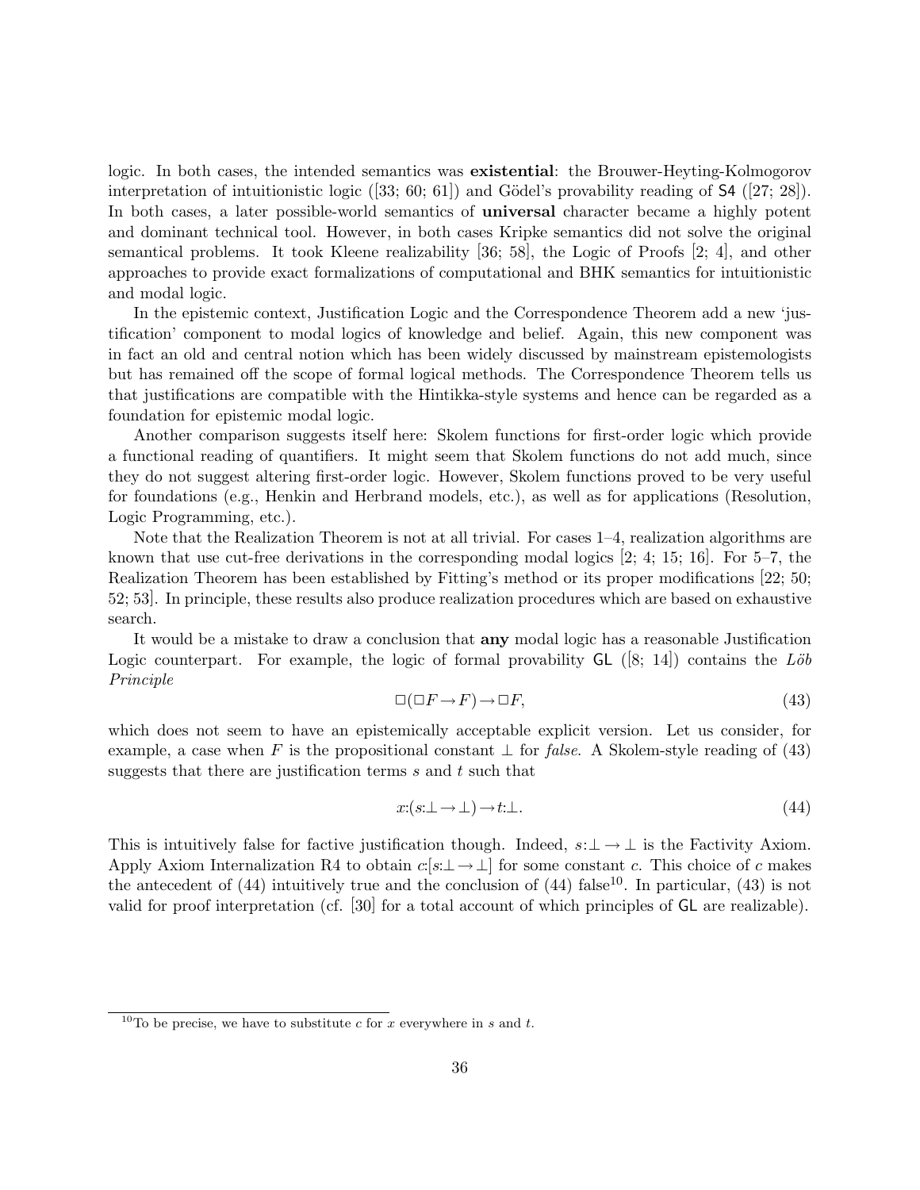logic. In both cases, the intended semantics was **existential**: the Brouwer-Heyting-Kolmogorov interpretation of intuitionistic logic ([33; 60; 61]) and Gödel's provability reading of S4 ([27; 28]). In both cases, a later possible-world semantics of **universal** character became a highly potent and dominant technical tool. However, in both cases Kripke semantics did not solve the original semantical problems. It took Kleene realizability [36; 58], the Logic of Proofs [2; 4], and other approaches to provide exact formalizations of computational and BHK semantics for intuitionistic and modal logic.

In the epistemic context, Justification Logic and the Correspondence Theorem add a new 'justification' component to modal logics of knowledge and belief. Again, this new component was in fact an old and central notion which has been widely discussed by mainstream epistemologists but has remained off the scope of formal logical methods. The Correspondence Theorem tells us that justifications are compatible with the Hintikka-style systems and hence can be regarded as a foundation for epistemic modal logic.

Another comparison suggests itself here: Skolem functions for first-order logic which provide a functional reading of quantifiers. It might seem that Skolem functions do not add much, since they do not suggest altering first-order logic. However, Skolem functions proved to be very useful for foundations (e.g., Henkin and Herbrand models, etc.), as well as for applications (Resolution, Logic Programming, etc.).

Note that the Realization Theorem is not at all trivial. For cases 1–4, realization algorithms are known that use cut-free derivations in the corresponding modal logics [2; 4; 15; 16]. For 5–7, the Realization Theorem has been established by Fitting's method or its proper modifications [22; 50; 52; 53]. In principle, these results also produce realization procedures which are based on exhaustive search.

It would be a mistake to draw a conclusion that **any** modal logic has a reasonable Justification Logic counterpart. For example, the logic of formal provability GL ([8; 14]) contains the *Löb Principle*

$$\Box(\Box F \to F) \to \Box F, \tag{43}$$

which does not seem to have an epistemically acceptable explicit version. Let us consider, for example, a case when $F$ is the propositional constant $\perp$ for *false*. A Skolem-style reading of (43) suggests that there are justification terms $s$ and $t$ such that

$$x{:}(s{:}\perp \to \perp) \to t{:}\perp. \tag{44}$$

This is intuitively false for factive justification though. Indeed, $s{:}\perp \to \perp$ is the Factivity Axiom. Apply Axiom Internalization R4 to obtain $c{:}[s{:}\perp \to \perp]$ for some constant $c$. This choice of $c$ makes the antecedent of (44) intuitively true and the conclusion of (44) false[10]. In particular, (43) is not valid for proof interpretation (cf. [30] for a total account of which principles of GL are realizable).

[10] To be precise, we have to substitute $c$ for $x$ everywhere in $s$ and $t$.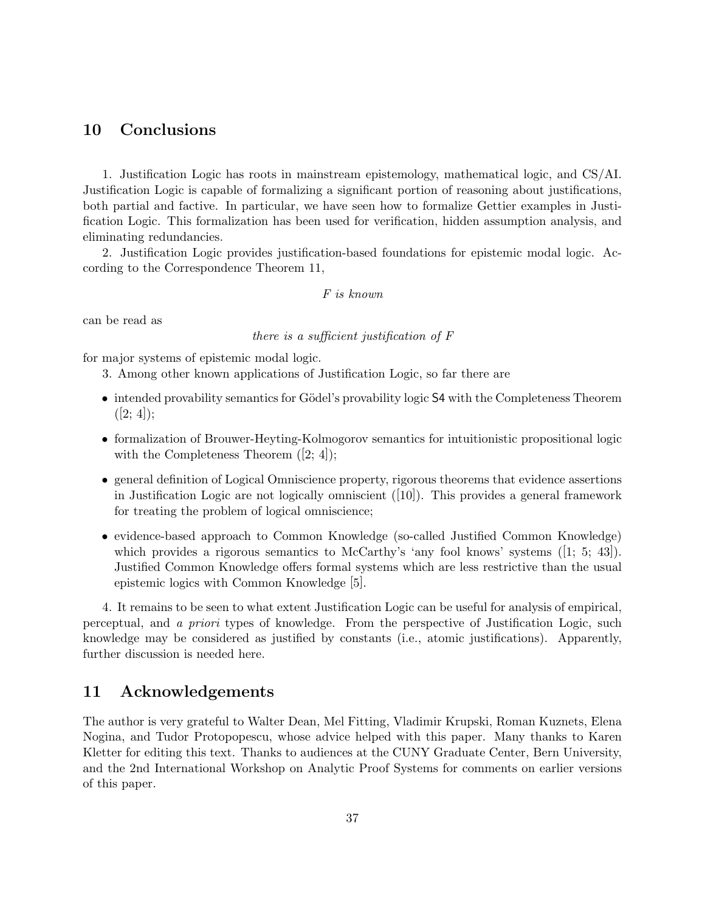## 10 Conclusions

1. Justification Logic has roots in mainstream epistemology, mathematical logic, and CS/AI. Justification Logic is capable of formalizing a significant portion of reasoning about justifications, both partial and factive. In particular, we have seen how to formalize Gettier examples in Justification Logic. This formalization has been used for verification, hidden assumption analysis, and eliminating redundancies.

2. Justification Logic provides justification-based foundations for epistemic modal logic. According to the Correspondence Theorem 11,

*F is known*

can be read as

*there is a sufficient justification of F*

for major systems of epistemic modal logic.

3. Among other known applications of Justification Logic, so far there are

- intended provability semantics for Gödel's provability logic S4 with the Completeness Theorem ([2; 4]);
- formalization of Brouwer-Heyting-Kolmogorov semantics for intuitionistic propositional logic with the Completeness Theorem ([2; 4]);
- general definition of Logical Omniscience property, rigorous theorems that evidence assertions in Justification Logic are not logically omniscient ([10]). This provides a general framework for treating the problem of logical omniscience;
- evidence-based approach to Common Knowledge (so-called Justified Common Knowledge) which provides a rigorous semantics to McCarthy's 'any fool knows' systems ([1; 5; 43]). Justified Common Knowledge offers formal systems which are less restrictive than the usual epistemic logics with Common Knowledge [5].

4. It remains to be seen to what extent Justification Logic can be useful for analysis of empirical, perceptual, and *a priori* types of knowledge. From the perspective of Justification Logic, such knowledge may be considered as justified by constants (i.e., atomic justifications). Apparently, further discussion is needed here.

## 11 Acknowledgements

The author is very grateful to Walter Dean, Mel Fitting, Vladimir Krupski, Roman Kuznets, Elena Nogina, and Tudor Protopopescu, whose advice helped with this paper. Many thanks to Karen Kletter for editing this text. Thanks to audiences at the CUNY Graduate Center, Bern University, and the 2nd International Workshop on Analytic Proof Systems for comments on earlier versions of this paper.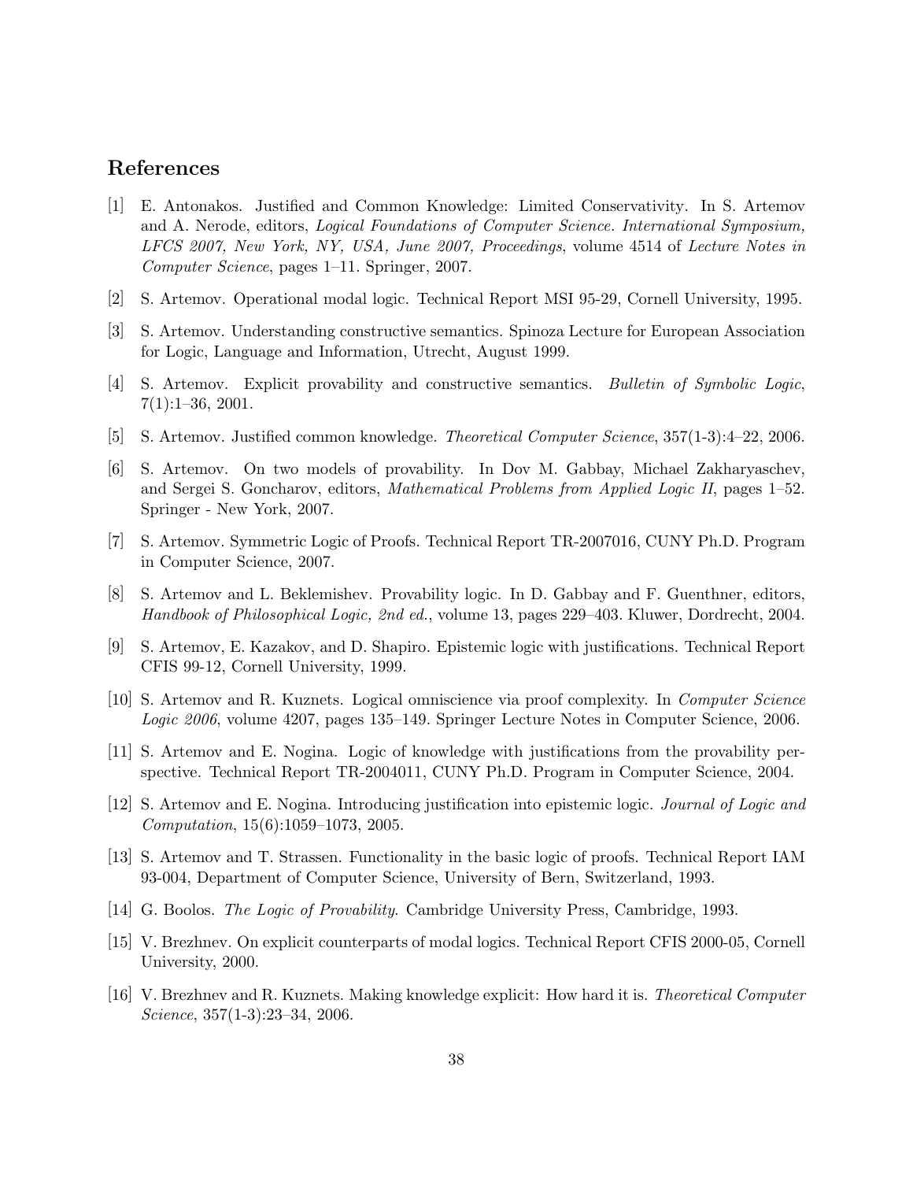## References

[1] E. Antonakos. Justified and Common Knowledge: Limited Conservativity. In S. Artemov and A. Nerode, editors, *Logical Foundations of Computer Science. International Symposium, LFCS 2007, New York, NY, USA, June 2007, Proceedings*, volume 4514 of *Lecture Notes in Computer Science*, pages 1–11. Springer, 2007.

[2] S. Artemov. Operational modal logic. Technical Report MSI 95-29, Cornell University, 1995.

[3] S. Artemov. Understanding constructive semantics. Spinoza Lecture for European Association for Logic, Language and Information, Utrecht, August 1999.

[4] S. Artemov. Explicit provability and constructive semantics. *Bulletin of Symbolic Logic*, 7(1):1–36, 2001.

[5] S. Artemov. Justified common knowledge. *Theoretical Computer Science*, 357(1-3):4–22, 2006.

[6] S. Artemov. On two models of provability. In Dov M. Gabbay, Michael Zakharyaschev, and Sergei S. Goncharov, editors, *Mathematical Problems from Applied Logic II*, pages 1–52. Springer - New York, 2007.

[7] S. Artemov. Symmetric Logic of Proofs. Technical Report TR-2007016, CUNY Ph.D. Program in Computer Science, 2007.

[8] S. Artemov and L. Beklemishev. Provability logic. In D. Gabbay and F. Guenthner, editors, *Handbook of Philosophical Logic, 2nd ed.*, volume 13, pages 229–403. Kluwer, Dordrecht, 2004.

[9] S. Artemov, E. Kazakov, and D. Shapiro. Epistemic logic with justifications. Technical Report CFIS 99-12, Cornell University, 1999.

[10] S. Artemov and R. Kuznets. Logical omniscience via proof complexity. In *Computer Science Logic 2006*, volume 4207, pages 135–149. Springer Lecture Notes in Computer Science, 2006.

[11] S. Artemov and E. Nogina. Logic of knowledge with justifications from the provability perspective. Technical Report TR-2004011, CUNY Ph.D. Program in Computer Science, 2004.

[12] S. Artemov and E. Nogina. Introducing justification into epistemic logic. *Journal of Logic and Computation*, 15(6):1059–1073, 2005.

[13] S. Artemov and T. Strassen. Functionality in the basic logic of proofs. Technical Report IAM 93-004, Department of Computer Science, University of Bern, Switzerland, 1993.

[14] G. Boolos. *The Logic of Provability*. Cambridge University Press, Cambridge, 1993.

[15] V. Brezhnev. On explicit counterparts of modal logics. Technical Report CFIS 2000-05, Cornell University, 2000.

[16] V. Brezhnev and R. Kuznets. Making knowledge explicit: How hard it is. *Theoretical Computer Science*, 357(1-3):23–34, 2006.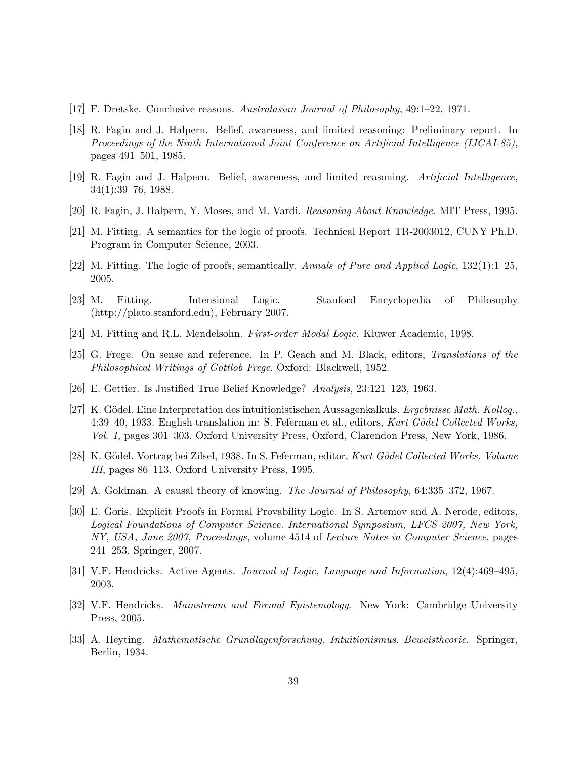[17] F. Dretske. Conclusive reasons. *Australasian Journal of Philosophy*, 49:1–22, 1971.

[18] R. Fagin and J. Halpern. Belief, awareness, and limited reasoning: Preliminary report. In *Proceedings of the Ninth International Joint Conference on Artificial Intelligence (IJCAI-85)*, pages 491–501, 1985.

[19] R. Fagin and J. Halpern. Belief, awareness, and limited reasoning. *Artificial Intelligence*, 34(1):39–76, 1988.

[20] R. Fagin, J. Halpern, Y. Moses, and M. Vardi. *Reasoning About Knowledge*. MIT Press, 1995.

[21] M. Fitting. A semantics for the logic of proofs. Technical Report TR-2003012, CUNY Ph.D. Program in Computer Science, 2003.

[22] M. Fitting. The logic of proofs, semantically. *Annals of Pure and Applied Logic*, 132(1):1–25, 2005.

[23] M. Fitting. Intensional Logic. Stanford Encyclopedia of Philosophy (http://plato.stanford.edu), February 2007.

[24] M. Fitting and R.L. Mendelsohn. *First-order Modal Logic*. Kluwer Academic, 1998.

[25] G. Frege. On sense and reference. In P. Geach and M. Black, editors, *Translations of the Philosophical Writings of Gottlob Frege*. Oxford: Blackwell, 1952.

[26] E. Gettier. Is Justified True Belief Knowledge? *Analysis*, 23:121–123, 1963.

[27] K. Gödel. Eine Interpretation des intuitionistischen Aussagenkalkuls. *Ergebnisse Math. Kolloq.*, 4:39–40, 1933. English translation in: S. Feferman et al., editors, *Kurt Gödel Collected Works, Vol. 1*, pages 301–303. Oxford University Press, Oxford, Clarendon Press, New York, 1986.

[28] K. Gödel. Vortrag bei Zilsel, 1938. In S. Feferman, editor, *Kurt Gödel Collected Works. Volume III*, pages 86–113. Oxford University Press, 1995.

[29] A. Goldman. A causal theory of knowing. *The Journal of Philosophy*, 64:335–372, 1967.

[30] E. Goris. Explicit Proofs in Formal Provability Logic. In S. Artemov and A. Nerode, editors, *Logical Foundations of Computer Science. International Symposium, LFCS 2007, New York, NY, USA, June 2007, Proceedings*, volume 4514 of *Lecture Notes in Computer Science*, pages 241–253. Springer, 2007.

[31] V.F. Hendricks. Active Agents. *Journal of Logic, Language and Information*, 12(4):469–495, 2003.

[32] V.F. Hendricks. *Mainstream and Formal Epistemology*. New York: Cambridge University Press, 2005.

[33] A. Heyting. *Mathematische Grundlagenforschung. Intuitionismus. Beweistheorie*. Springer, Berlin, 1934.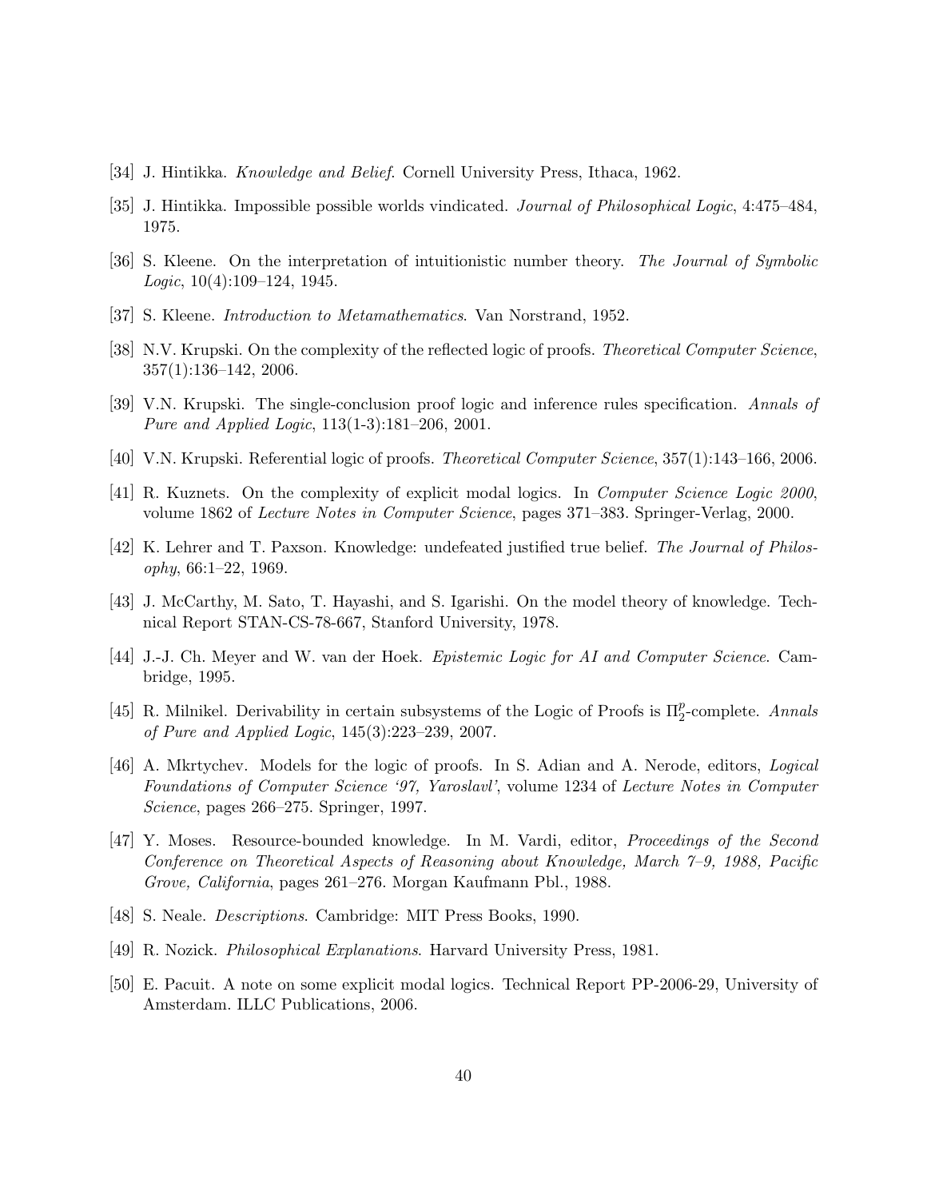[34] J. Hintikka. *Knowledge and Belief*. Cornell University Press, Ithaca, 1962.

[35] J. Hintikka. Impossible possible worlds vindicated. *Journal of Philosophical Logic*, 4:475–484, 1975.

[36] S. Kleene. On the interpretation of intuitionistic number theory. *The Journal of Symbolic Logic*, 10(4):109–124, 1945.

[37] S. Kleene. *Introduction to Metamathematics*. Van Norstrand, 1952.

[38] N.V. Krupski. On the complexity of the reflected logic of proofs. *Theoretical Computer Science*, 357(1):136–142, 2006.

[39] V.N. Krupski. The single-conclusion proof logic and inference rules specification. *Annals of Pure and Applied Logic*, 113(1-3):181–206, 2001.

[40] V.N. Krupski. Referential logic of proofs. *Theoretical Computer Science*, 357(1):143–166, 2006.

[41] R. Kuznets. On the complexity of explicit modal logics. In *Computer Science Logic 2000*, volume 1862 of *Lecture Notes in Computer Science*, pages 371–383. Springer-Verlag, 2000.

[42] K. Lehrer and T. Paxson. Knowledge: undefeated justified true belief. *The Journal of Philosophy*, 66:1–22, 1969.

[43] J. McCarthy, M. Sato, T. Hayashi, and S. Igarishi. On the model theory of knowledge. Technical Report STAN-CS-78-667, Stanford University, 1978.

[44] J.-J. Ch. Meyer and W. van der Hoek. *Epistemic Logic for AI and Computer Science*. Cambridge, 1995.

[45] R. Milnikel. Derivability in certain subsystems of the Logic of Proofs is $\Pi_2^p$-complete. *Annals of Pure and Applied Logic*, 145(3):223–239, 2007.

[46] A. Mkrtychev. Models for the logic of proofs. In S. Adian and A. Nerode, editors, *Logical Foundations of Computer Science '97, Yaroslavl'*, volume 1234 of *Lecture Notes in Computer Science*, pages 266–275. Springer, 1997.

[47] Y. Moses. Resource-bounded knowledge. In M. Vardi, editor, *Proceedings of the Second Conference on Theoretical Aspects of Reasoning about Knowledge, March 7–9, 1988, Pacific Grove, California*, pages 261–276. Morgan Kaufmann Pbl., 1988.

[48] S. Neale. *Descriptions*. Cambridge: MIT Press Books, 1990.

[49] R. Nozick. *Philosophical Explanations*. Harvard University Press, 1981.

[50] E. Pacuit. A note on some explicit modal logics. Technical Report PP-2006-29, University of Amsterdam. ILLC Publications, 2006.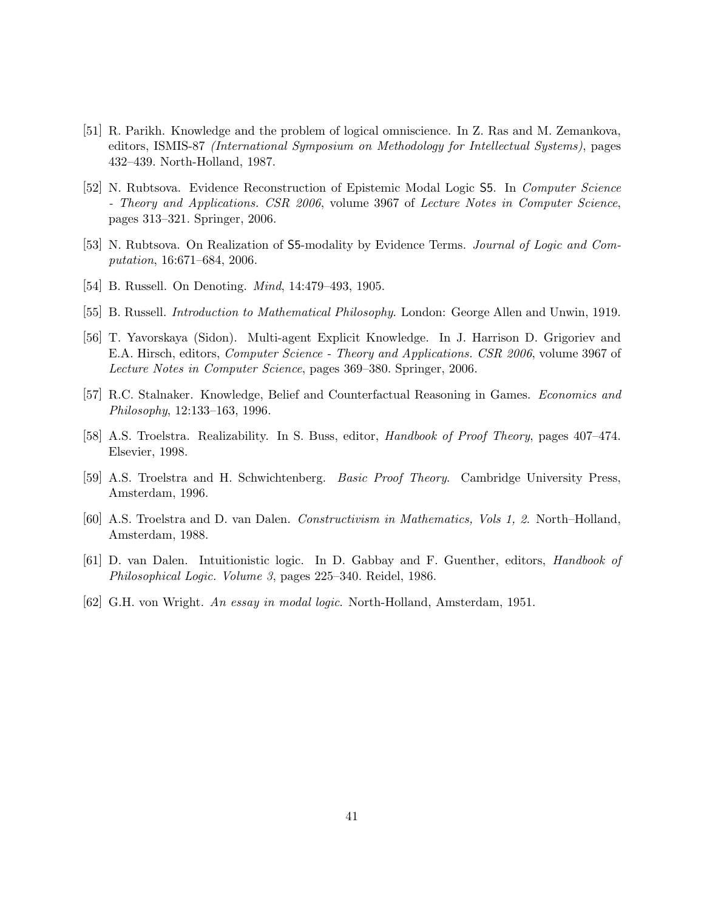[51] R. Parikh. Knowledge and the problem of logical omniscience. In Z. Ras and M. Zemankova, editors, ISMIS-87 *(International Symposium on Methodology for Intellectual Systems)*, pages 432–439. North-Holland, 1987.

[52] N. Rubtsova. Evidence Reconstruction of Epistemic Modal Logic S5. In *Computer Science - Theory and Applications. CSR 2006*, volume 3967 of *Lecture Notes in Computer Science*, pages 313–321. Springer, 2006.

[53] N. Rubtsova. On Realization of S5-modality by Evidence Terms. *Journal of Logic and Computation*, 16:671–684, 2006.

[54] B. Russell. On Denoting. *Mind*, 14:479–493, 1905.

[55] B. Russell. *Introduction to Mathematical Philosophy*. London: George Allen and Unwin, 1919.

[56] T. Yavorskaya (Sidon). Multi-agent Explicit Knowledge. In J. Harrison D. Grigoriev and E.A. Hirsch, editors, *Computer Science - Theory and Applications. CSR 2006*, volume 3967 of *Lecture Notes in Computer Science*, pages 369–380. Springer, 2006.

[57] R.C. Stalnaker. Knowledge, Belief and Counterfactual Reasoning in Games. *Economics and Philosophy*, 12:133–163, 1996.

[58] A.S. Troelstra. Realizability. In S. Buss, editor, *Handbook of Proof Theory*, pages 407–474. Elsevier, 1998.

[59] A.S. Troelstra and H. Schwichtenberg. *Basic Proof Theory*. Cambridge University Press, Amsterdam, 1996.

[60] A.S. Troelstra and D. van Dalen. *Constructivism in Mathematics, Vols 1, 2*. North–Holland, Amsterdam, 1988.

[61] D. van Dalen. Intuitionistic logic. In D. Gabbay and F. Guenther, editors, *Handbook of Philosophical Logic. Volume 3*, pages 225–340. Reidel, 1986.

[62] G.H. von Wright. *An essay in modal logic*. North-Holland, Amsterdam, 1951.